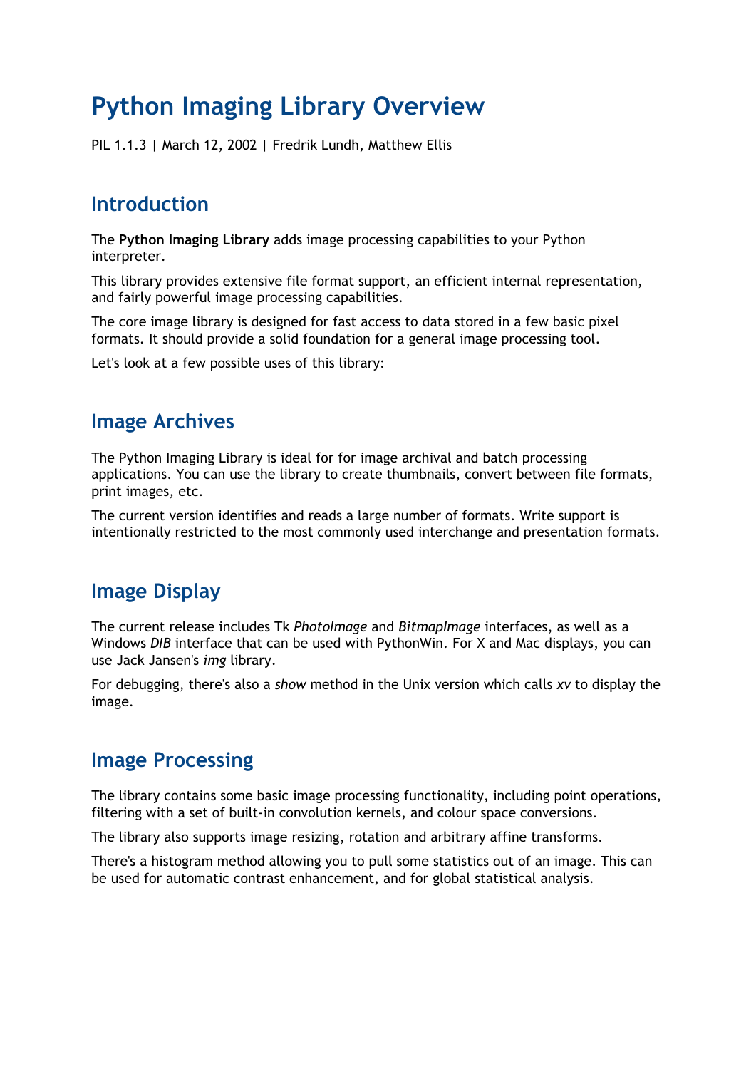# Python Imaging Library Overview

PIL 1.1.3 | March 12, 2002 | Fredrik Lundh, Matthew Ellis

## Introduction

The **Python Imaging Library** adds image processing capabilities to your Python interpreter.

This library provides extensive file format support, an efficient internal representation, and fairly powerful image processing capabilities.

The core image library is designed for fast access to data stored in a few basic pixel formats. It should provide a solid foundation for a general image processing tool.

Let's look at a few possible uses of this library:

## Image Archives

The Python Imaging Library is ideal for for image archival and batch processing applications. You can use the library to create thumbnails, convert between file formats, print images, etc.

The current version identifies and reads a large number of formats. Write support is intentionally restricted to the most commonly used interchange and presentation formats.

## Image Display

The current release includes Tk *PhotoImage* and *BitmapImage* interfaces, as well as a Windows *DIB* interface that can be used with PythonWin. For X and Mac displays, you can use Jack Jansen's *img* library.

For debugging, there's also a *show* method in the Unix version which calls *xv* to display the image.

## Image Processing

The library contains some basic image processing functionality, including point operations, filtering with a set of built-in convolution kernels, and colour space conversions.

The library also supports image resizing, rotation and arbitrary affine transforms.

There's a histogram method allowing you to pull some statistics out of an image. This can be used for automatic contrast enhancement, and for global statistical analysis.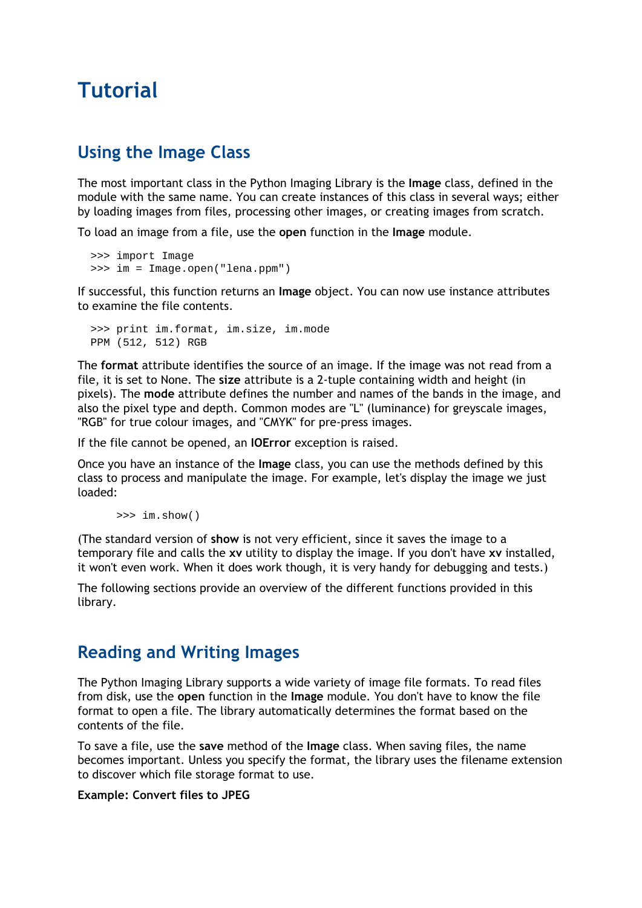# Tutorial

## Using the Image Class

The most important class in the Python Imaging Library is the **Image** class, defined in the module with the same name. You can create instances of this class in several ways; either by loading images from files, processing other images, or creating images from scratch.

To load an image from a file, use the **open** function in the **Image** module.

```
>>> import Image
>>> im = Image.open("lena.ppm")
```

If successful, this function returns an **Image** object. You can now use instance attributes to examine the file contents.

```
>>> print im.format, im.size, im.mode
PPM (512, 512) RGB
```

The **format** attribute identifies the source of an image. If the image was not read from a file, it is set to None. The **size** attribute is a 2-tuple containing width and height (in pixels). The **mode** attribute defines the number and names of the bands in the image, and also the pixel type and depth. Common modes are "L" (luminance) for greyscale images, "RGB" for true colour images, and "CMYK" for pre-press images.

If the file cannot be opened, an **IOError** exception is raised.

Once you have an instance of the **Image** class, you can use the methods defined by this class to process and manipulate the image. For example, let's display the image we just loaded:

```
>>> im.show()
```

(The standard version of **show** is not very efficient, since it saves the image to a temporary file and calls the **xv** utility to display the image. If you don't have **xv** installed, it won't even work. When it does work though, it is very handy for debugging and tests.)

The following sections provide an overview of the different functions provided in this library.

## Reading and Writing Images

The Python Imaging Library supports a wide variety of image file formats. To read files from disk, use the **open** function in the **Image** module. You don't have to know the file format to open a file. The library automatically determines the format based on the contents of the file.

To save a file, use the **save** method of the **Image** class. When saving files, the name becomes important. Unless you specify the format, the library uses the filename extension to discover which file storage format to use.

**Example: Convert files to JPEG**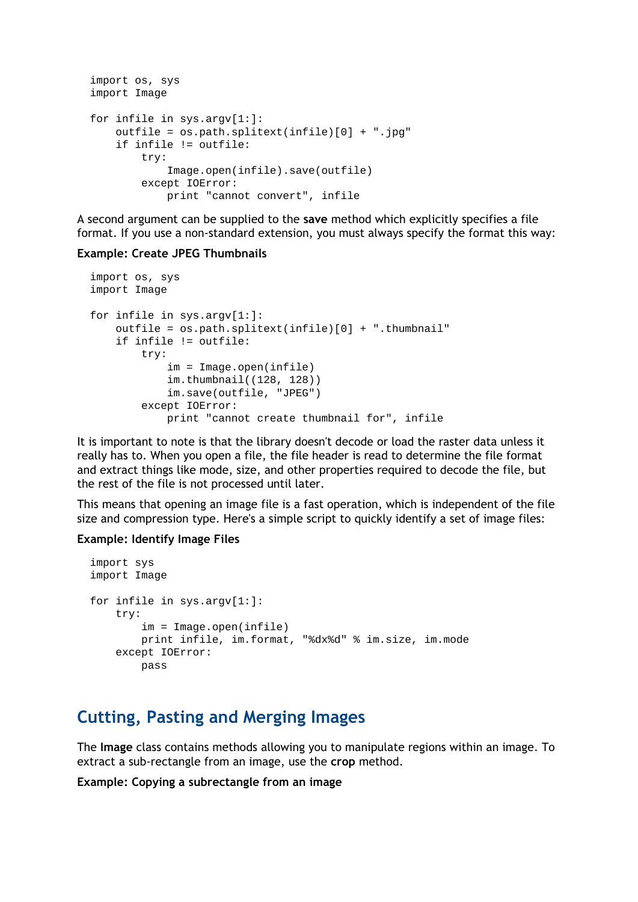```
import os, sys
import Image

for infile in sys.argv[1:]:
    outfile = os.path.splitext(infile)[0] + ".jpg"
    if infile != outfile:
        try:
            Image.open(infile).save(outfile)
        except IOError:
            print "cannot convert", infile
```

A second argument can be supplied to the **save** method which explicitly specifies a file format. If you use a non-standard extension, you must always specify the format this way:

**Example: Create JPEG Thumbnails**

```
import os, sys
import Image

for infile in sys.argv[1:]:
    outfile = os.path.splitext(infile)[0] + ".thumbnail"
    if infile != outfile:
        try:
            im = Image.open(infile)
            im.thumbnail((128, 128))
            im.save(outfile, "JPEG")
        except IOError:
            print "cannot create thumbnail for", infile
```

It is important to note is that the library doesn't decode or load the raster data unless it really has to. When you open a file, the file header is read to determine the file format and extract things like mode, size, and other properties required to decode the file, but the rest of the file is not processed until later.

This means that opening an image file is a fast operation, which is independent of the file size and compression type. Here's a simple script to quickly identify a set of image files:

**Example: Identify Image Files**

```
import sys
import Image

for infile in sys.argv[1:]:
    try:
        im = Image.open(infile)
        print infile, im.format, "%dx%d" % im.size, im.mode
    except IOError:
        pass
```

## Cutting, Pasting and Merging Images

The **Image** class contains methods allowing you to manipulate regions within an image. To extract a sub-rectangle from an image, use the **crop** method.

**Example: Copying a subrectangle from an image**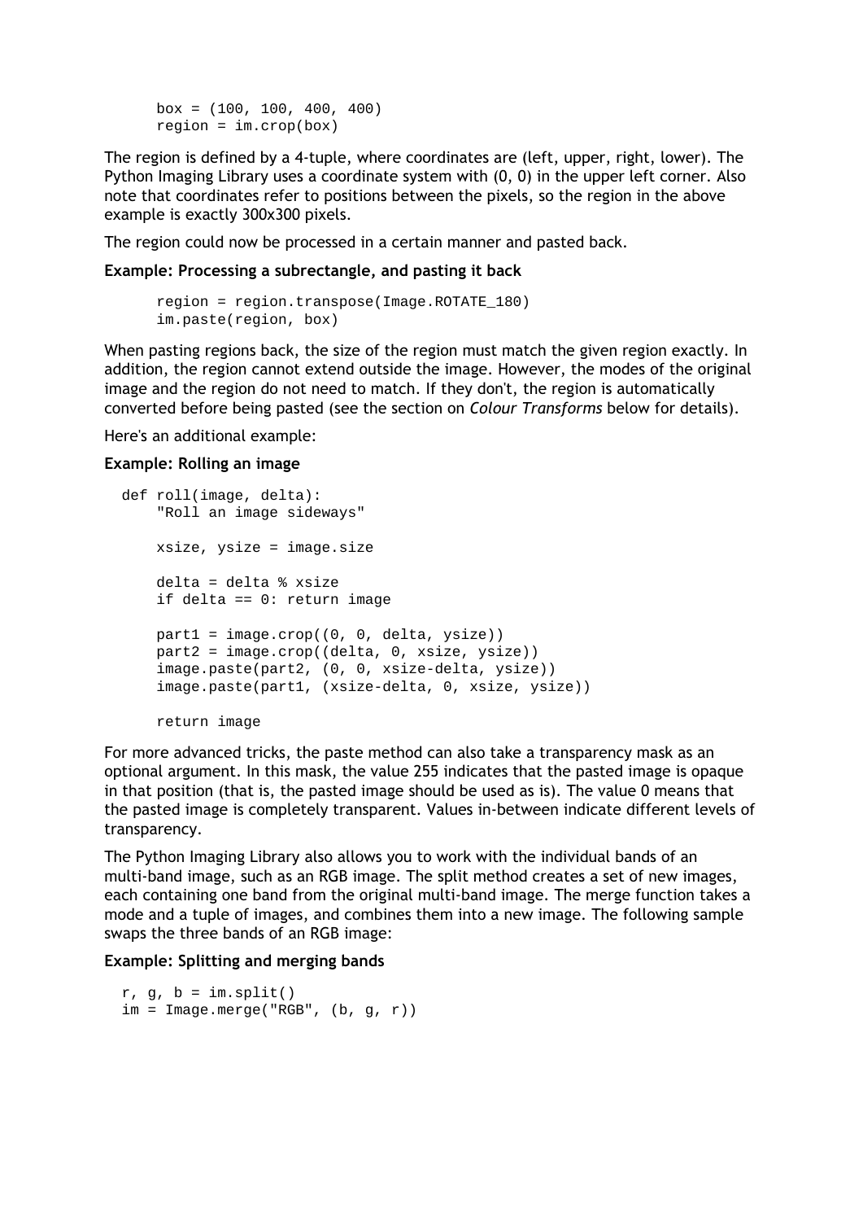```
box = (100, 100, 400, 400)
region = im.crop(box)
```

The region is defined by a 4-tuple, where coordinates are (left, upper, right, lower). The Python Imaging Library uses a coordinate system with (0, 0) in the upper left corner. Also note that coordinates refer to positions between the pixels, so the region in the above example is exactly 300x300 pixels.

The region could now be processed in a certain manner and pasted back.

**Example: Processing a subrectangle, and pasting it back**

```
region = region.transpose(Image.ROTATE_180)
im.paste(region, box)
```

When pasting regions back, the size of the region must match the given region exactly. In addition, the region cannot extend outside the image. However, the modes of the original image and the region do not need to match. If they don't, the region is automatically converted before being pasted (see the section on *Colour Transforms* below for details).

Here's an additional example:

**Example: Rolling an image**

```
def roll(image, delta):
    "Roll an image sideways"

    xsize, ysize = image.size

    delta = delta % xsize
    if delta == 0: return image

    part1 = image.crop((0, 0, delta, ysize))
    part2 = image.crop((delta, 0, xsize, ysize))
    image.paste(part2, (0, 0, xsize-delta, ysize))
    image.paste(part1, (xsize-delta, 0, xsize, ysize))

    return image
```

For more advanced tricks, the paste method can also take a transparency mask as an optional argument. In this mask, the value 255 indicates that the pasted image is opaque in that position (that is, the pasted image should be used as is). The value 0 means that the pasted image is completely transparent. Values in-between indicate different levels of transparency.

The Python Imaging Library also allows you to work with the individual bands of an multi-band image, such as an RGB image. The split method creates a set of new images, each containing one band from the original multi-band image. The merge function takes a mode and a tuple of images, and combines them into a new image. The following sample swaps the three bands of an RGB image:

**Example: Splitting and merging bands**

```
r, g, b = im.split()
im = Image.merge("RGB", (b, g, r))
```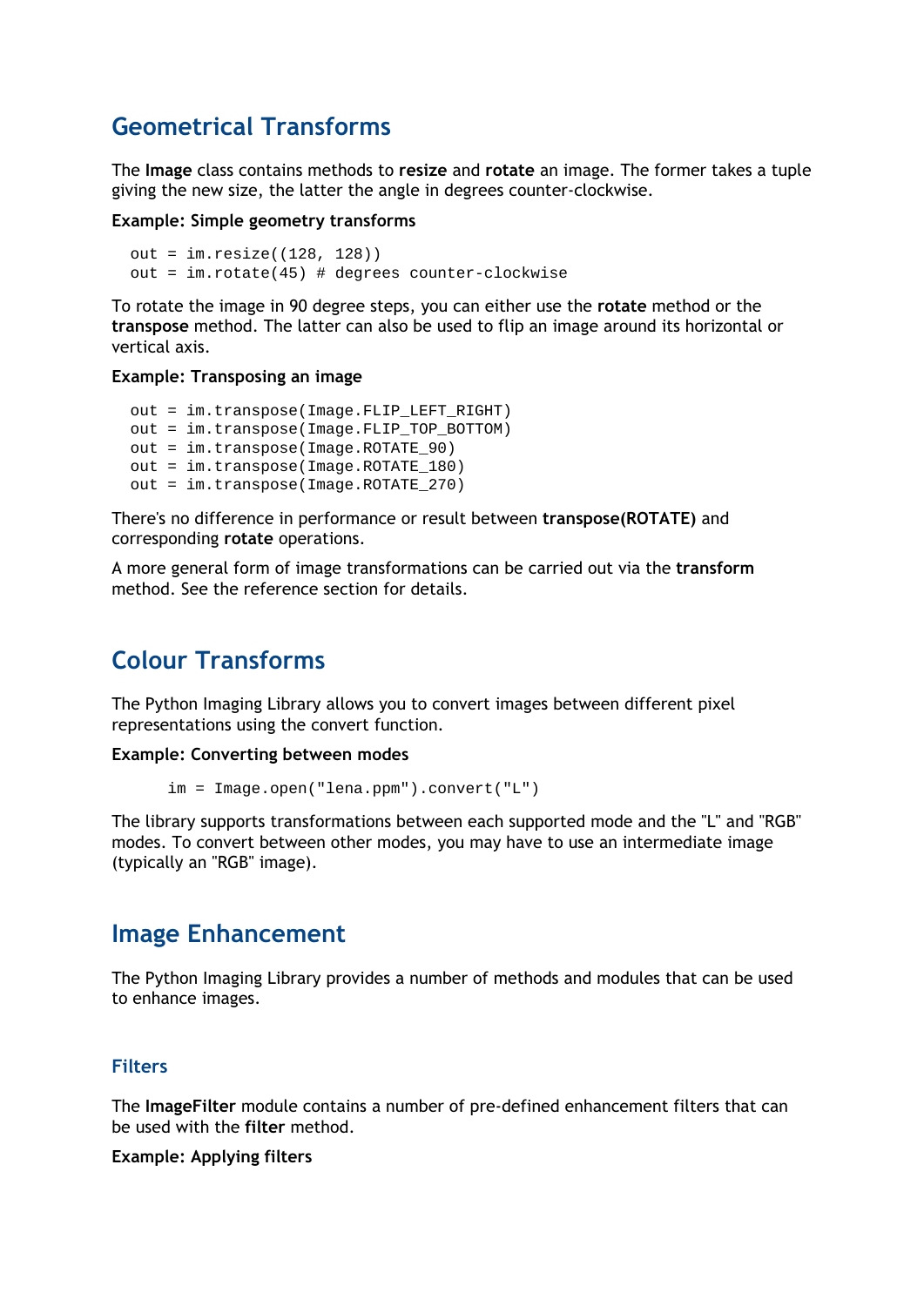## Geometrical Transforms

The **Image** class contains methods to **resize** and **rotate** an image. The former takes a tuple giving the new size, the latter the angle in degrees counter-clockwise.

**Example: Simple geometry transforms**

```
out = im.resize((128, 128))
out = im.rotate(45) # degrees counter-clockwise
```

To rotate the image in 90 degree steps, you can either use the **rotate** method or the **transpose** method. The latter can also be used to flip an image around its horizontal or vertical axis.

**Example: Transposing an image**

```
out = im.transpose(Image.FLIP_LEFT_RIGHT)
out = im.transpose(Image.FLIP_TOP_BOTTOM)
out = im.transpose(Image.ROTATE_90)
out = im.transpose(Image.ROTATE_180)
out = im.transpose(Image.ROTATE_270)
```

There's no difference in performance or result between **transpose(ROTATE)** and corresponding **rotate** operations.

A more general form of image transformations can be carried out via the **transform** method. See the reference section for details.

## Colour Transforms

The Python Imaging Library allows you to convert images between different pixel representations using the convert function.

**Example: Converting between modes**

```
im = Image.open("lena.ppm").convert("L")
```

The library supports transformations between each supported mode and the "L" and "RGB" modes. To convert between other modes, you may have to use an intermediate image (typically an "RGB" image).

## Image Enhancement

The Python Imaging Library provides a number of methods and modules that can be used to enhance images.

### Filters

The **ImageFilter** module contains a number of pre-defined enhancement filters that can be used with the **filter** method.

**Example: Applying filters**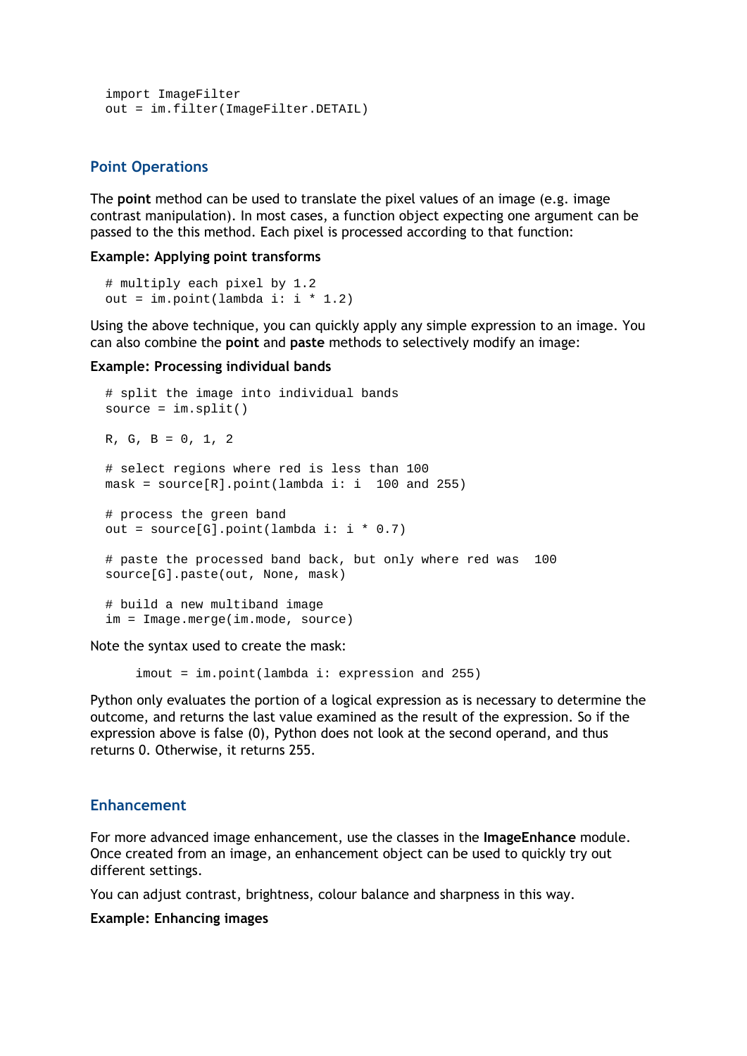```
import ImageFilter
out = im.filter(ImageFilter.DETAIL)
```

## Point Operations

The **point** method can be used to translate the pixel values of an image (e.g. image contrast manipulation). In most cases, a function object expecting one argument can be passed to the this method. Each pixel is processed according to that function:

**Example: Applying point transforms**

```
# multiply each pixel by 1.2
out = im.point(lambda i: i * 1.2)
```

Using the above technique, you can quickly apply any simple expression to an image. You can also combine the **point** and **paste** methods to selectively modify an image:

**Example: Processing individual bands**

```
# split the image into individual bands
source = im.split()

R, G, B = 0, 1, 2

# select regions where red is less than 100
mask = source[R].point(lambda i: i  100 and 255)

# process the green band
out = source[G].point(lambda i: i * 0.7)

# paste the processed band back, but only where red was  100
source[G].paste(out, None, mask)

# build a new multiband image
im = Image.merge(im.mode, source)
```

Note the syntax used to create the mask:

```
imout = im.point(lambda i: expression and 255)
```

Python only evaluates the portion of a logical expression as is necessary to determine the outcome, and returns the last value examined as the result of the expression. So if the expression above is false (0), Python does not look at the second operand, and thus returns 0. Otherwise, it returns 255.

## Enhancement

For more advanced image enhancement, use the classes in the **ImageEnhance** module. Once created from an image, an enhancement object can be used to quickly try out different settings.

You can adjust contrast, brightness, colour balance and sharpness in this way.

**Example: Enhancing images**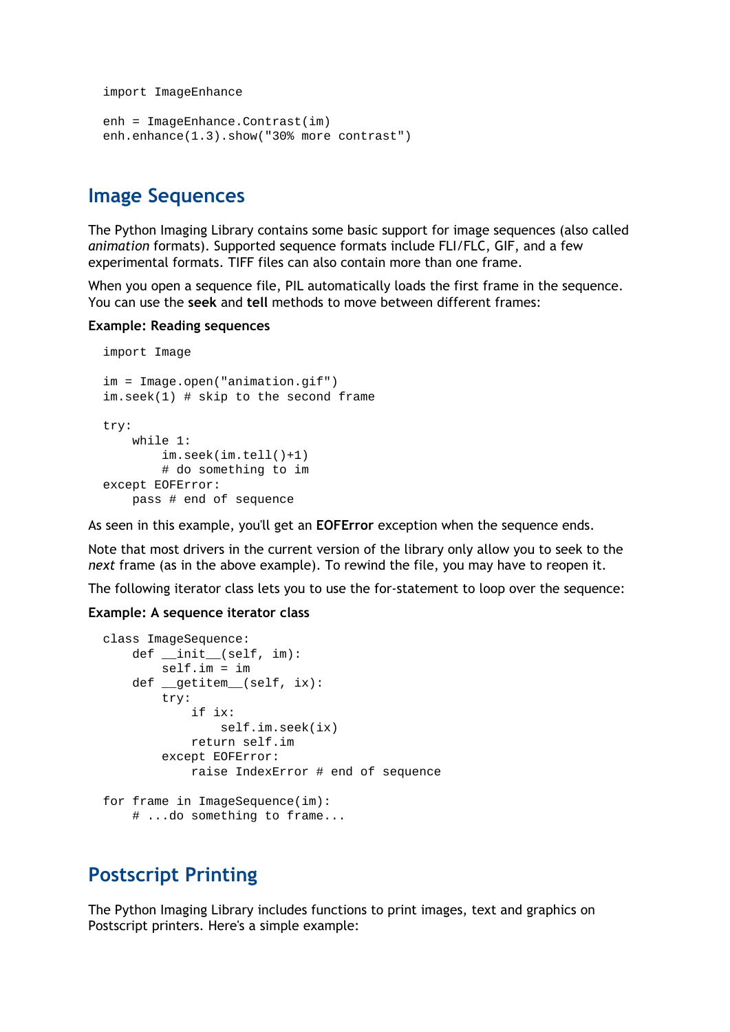```
import ImageEnhance

enh = ImageEnhance.Contrast(im)
enh.enhance(1.3).show("30% more contrast")
```

## Image Sequences

The Python Imaging Library contains some basic support for image sequences (also called *animation* formats). Supported sequence formats include FLI/FLC, GIF, and a few experimental formats. TIFF files can also contain more than one frame.

When you open a sequence file, PIL automatically loads the first frame in the sequence. You can use the **seek** and **tell** methods to move between different frames:

**Example: Reading sequences**

```
import Image

im = Image.open("animation.gif")
im.seek(1) # skip to the second frame

try:
    while 1:
        im.seek(im.tell()+1)
        # do something to im
except EOFError:
    pass # end of sequence
```

As seen in this example, you'll get an **EOFError** exception when the sequence ends.

Note that most drivers in the current version of the library only allow you to seek to the *next* frame (as in the above example). To rewind the file, you may have to reopen it.

The following iterator class lets you to use the for-statement to loop over the sequence:

**Example: A sequence iterator class**

```
class ImageSequence:
    def __init__(self, im):
        self.im = im
    def __getitem__(self, ix):
        try:
            if ix:
                self.im.seek(ix)
            return self.im
        except EOFError:
            raise IndexError # end of sequence

for frame in ImageSequence(im):
    # ...do something to frame...
```

## Postscript Printing

The Python Imaging Library includes functions to print images, text and graphics on Postscript printers. Here's a simple example: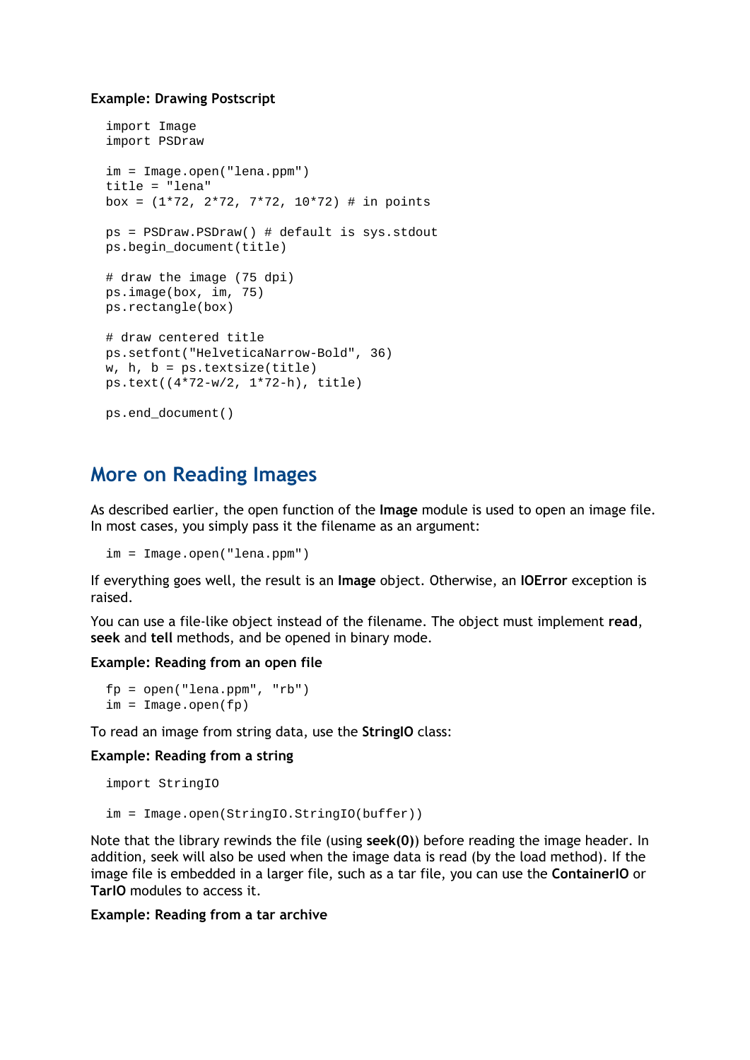**Example: Drawing Postscript**

```
import Image
import PSDraw

im = Image.open("lena.ppm")
title = "lena"
box = (1*72, 2*72, 7*72, 10*72) # in points

ps = PSDraw.PSDraw() # default is sys.stdout
ps.begin_document(title)

# draw the image (75 dpi)
ps.image(box, im, 75)
ps.rectangle(box)

# draw centered title
ps.setfont("HelveticaNarrow-Bold", 36)
w, h, b = ps.textsize(title)
ps.text((4*72-w/2, 1*72-h), title)

ps.end_document()
```

## More on Reading Images

As described earlier, the open function of the **Image** module is used to open an image file. In most cases, you simply pass it the filename as an argument:

```
im = Image.open("lena.ppm")
```

If everything goes well, the result is an **Image** object. Otherwise, an **IOError** exception is raised.

You can use a file-like object instead of the filename. The object must implement **read**, **seek** and **tell** methods, and be opened in binary mode.

**Example: Reading from an open file**

```
fp = open("lena.ppm", "rb")
im = Image.open(fp)
```

To read an image from string data, use the **StringIO** class:

**Example: Reading from a string**

```
import StringIO

im = Image.open(StringIO.StringIO(buffer))
```

Note that the library rewinds the file (using **seek(0)**) before reading the image header. In addition, seek will also be used when the image data is read (by the load method). If the image file is embedded in a larger file, such as a tar file, you can use the **ContainerIO** or **TarIO** modules to access it.

**Example: Reading from a tar archive**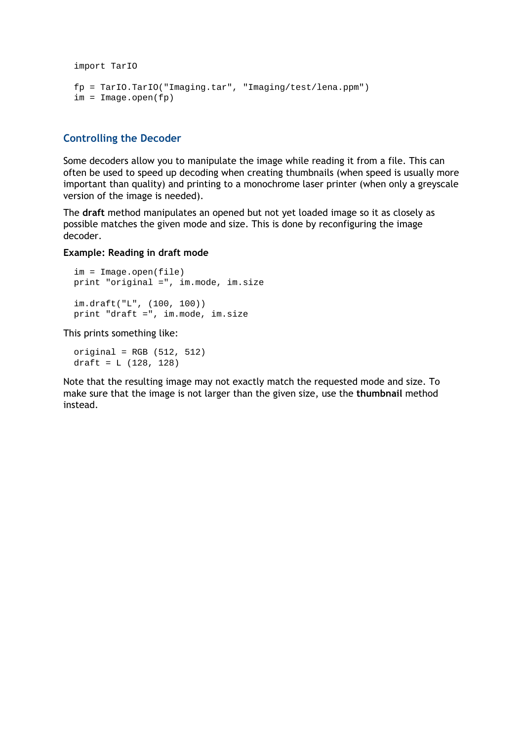```
import TarIO

fp = TarIO.TarIO("Imaging.tar", "Imaging/test/lena.ppm")
im = Image.open(fp)
```

### Controlling the Decoder

Some decoders allow you to manipulate the image while reading it from a file. This can often be used to speed up decoding when creating thumbnails (when speed is usually more important than quality) and printing to a monochrome laser printer (when only a greyscale version of the image is needed).

The **draft** method manipulates an opened but not yet loaded image so it as closely as possible matches the given mode and size. This is done by reconfiguring the image decoder.

**Example: Reading in draft mode**

```
im = Image.open(file)
print "original =", im.mode, im.size

im.draft("L", (100, 100))
print "draft =", im.mode, im.size
```

This prints something like:

```
original = RGB (512, 512)
draft = L (128, 128)
```

Note that the resulting image may not exactly match the requested mode and size. To make sure that the image is not larger than the given size, use the **thumbnail** method instead.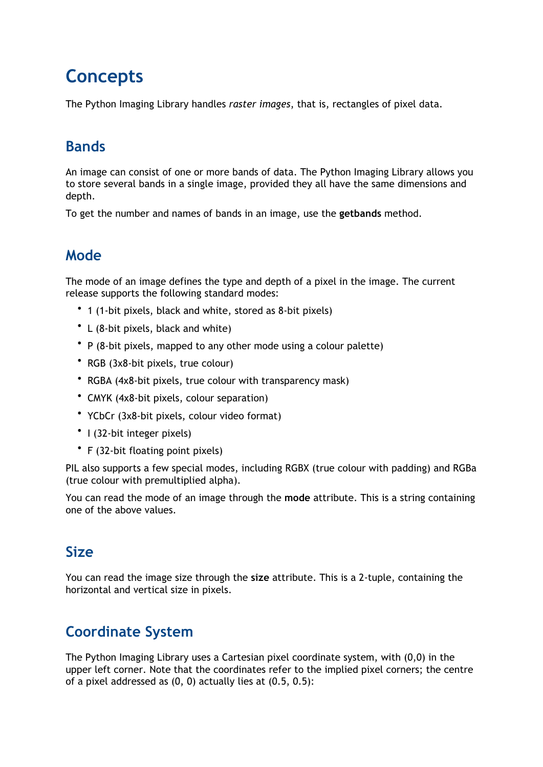# Concepts

The Python Imaging Library handles *raster images*, that is, rectangles of pixel data.

## Bands

An image can consist of one or more bands of data. The Python Imaging Library allows you to store several bands in a single image, provided they all have the same dimensions and depth.

To get the number and names of bands in an image, use the **getbands** method.

## Mode

The mode of an image defines the type and depth of a pixel in the image. The current release supports the following standard modes:

- 1 (1-bit pixels, black and white, stored as 8-bit pixels)
- L (8-bit pixels, black and white)
- P (8-bit pixels, mapped to any other mode using a colour palette)
- RGB (3x8-bit pixels, true colour)
- RGBA (4x8-bit pixels, true colour with transparency mask)
- CMYK (4x8-bit pixels, colour separation)
- YCbCr (3x8-bit pixels, colour video format)
- I (32-bit integer pixels)
- F (32-bit floating point pixels)

PIL also supports a few special modes, including RGBX (true colour with padding) and RGBa (true colour with premultiplied alpha).

You can read the mode of an image through the **mode** attribute. This is a string containing one of the above values.

## Size

You can read the image size through the **size** attribute. This is a 2-tuple, containing the horizontal and vertical size in pixels.

## Coordinate System

The Python Imaging Library uses a Cartesian pixel coordinate system, with (0,0) in the upper left corner. Note that the coordinates refer to the implied pixel corners; the centre of a pixel addressed as (0, 0) actually lies at (0.5, 0.5):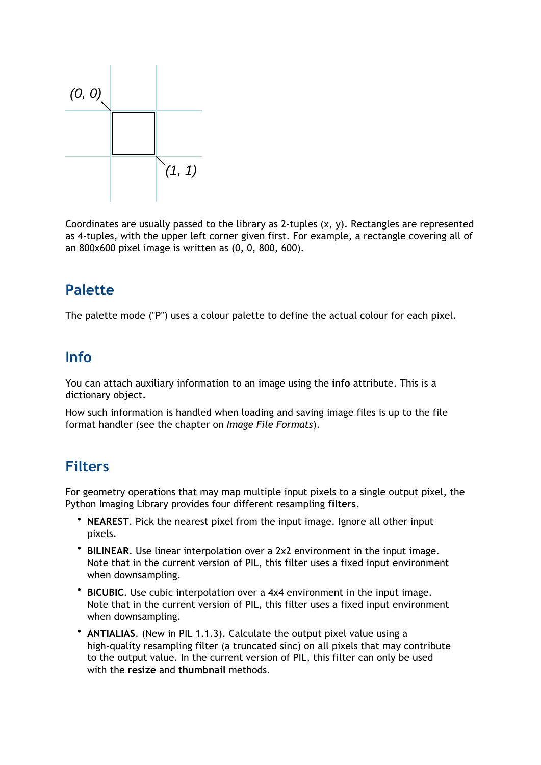Coordinates are usually passed to the library as 2-tuples (x, y). Rectangles are represented as 4-tuples, with the upper left corner given first. For example, a rectangle covering all of an 800x600 pixel image is written as (0, 0, 800, 600).

## Palette

The palette mode ("P") uses a colour palette to define the actual colour for each pixel.

## Info

You can attach auxiliary information to an image using the **info** attribute. This is a dictionary object.

How such information is handled when loading and saving image files is up to the file format handler (see the chapter on *Image File Formats*).

## Filters

For geometry operations that may map multiple input pixels to a single output pixel, the Python Imaging Library provides four different resampling **filters**.

- **NEAREST**. Pick the nearest pixel from the input image. Ignore all other input pixels.
- **BILINEAR**. Use linear interpolation over a 2x2 environment in the input image. Note that in the current version of PIL, this filter uses a fixed input environment when downsampling.
- **BICUBIC**. Use cubic interpolation over a 4x4 environment in the input image. Note that in the current version of PIL, this filter uses a fixed input environment when downsampling.
- **ANTIALIAS**. (New in PIL 1.1.3). Calculate the output pixel value using a high-quality resampling filter (a truncated sinc) on all pixels that may contribute to the output value. In the current version of PIL, this filter can only be used with the **resize** and **thumbnail** methods.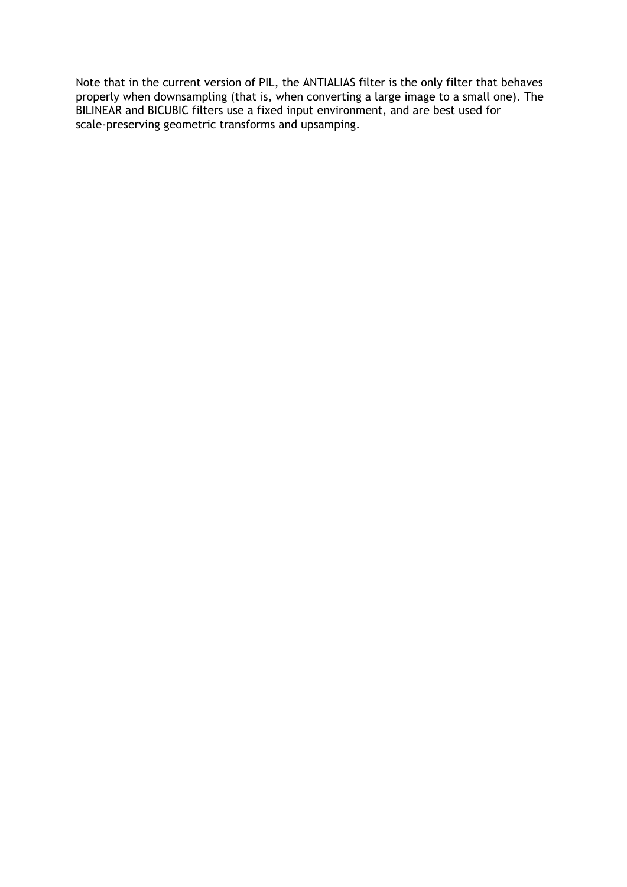Note that in the current version of PIL, the ANTIALIAS filter is the only filter that behaves properly when downsampling (that is, when converting a large image to a small one). The BILINEAR and BICUBIC filters use a fixed input environment, and are best used for scale-preserving geometric transforms and upsamping.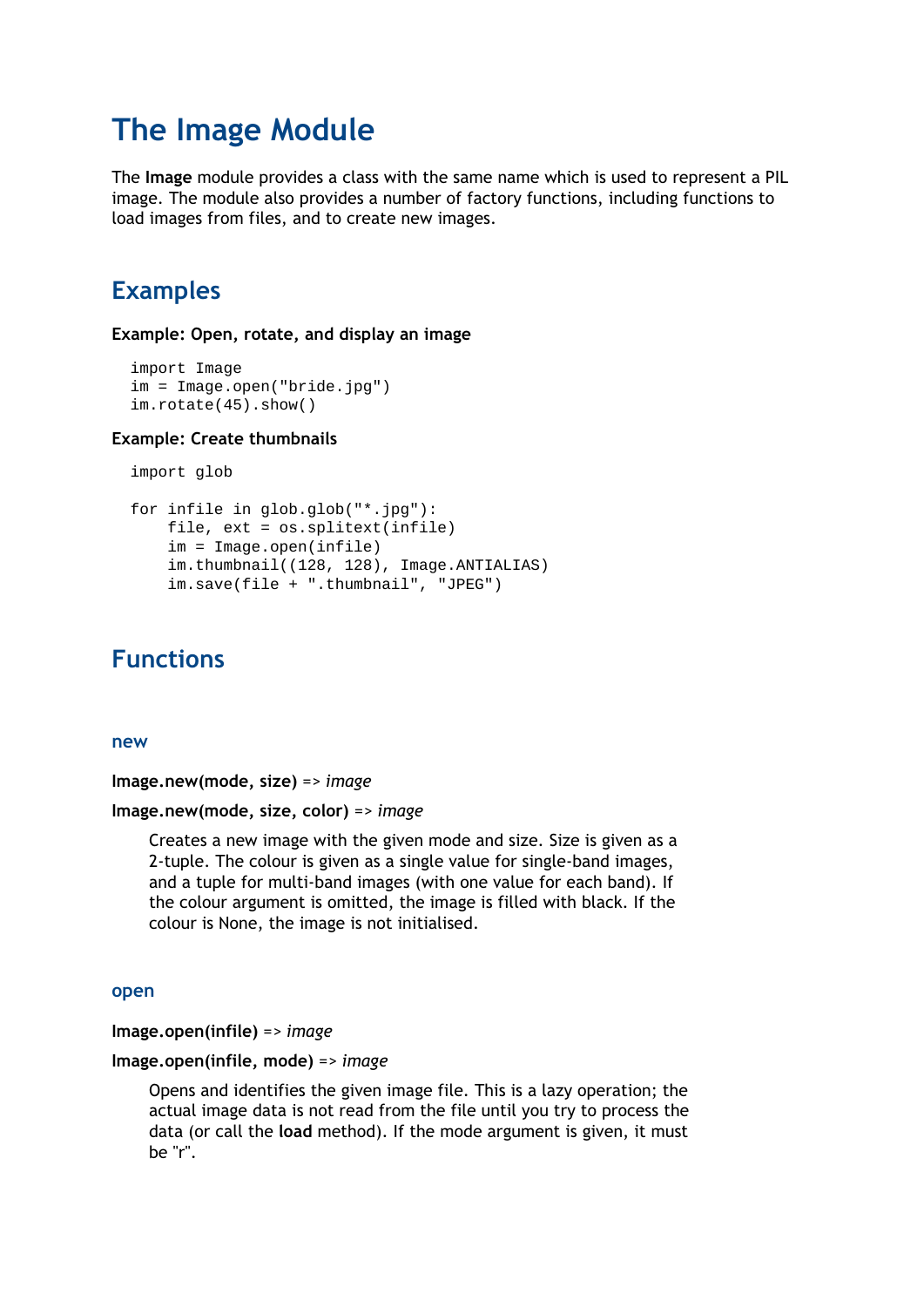# The Image Module

The **Image** module provides a class with the same name which is used to represent a PIL image. The module also provides a number of factory functions, including functions to load images from files, and to create new images.

## Examples

**Example: Open, rotate, and display an image**

```
import Image
im = Image.open("bride.jpg")
im.rotate(45).show()
```

**Example: Create thumbnails**

```
import glob

for infile in glob.glob("*.jpg"):
    file, ext = os.splitext(infile)
    im = Image.open(infile)
    im.thumbnail((128, 128), Image.ANTIALIAS)
    im.save(file + ".thumbnail", "JPEG")
```

## Functions

### new

**Image.new(mode, size)** => *image*

**Image.new(mode, size, color)** => *image*

Creates a new image with the given mode and size. Size is given as a 2-tuple. The colour is given as a single value for single-band images, and a tuple for multi-band images (with one value for each band). If the colour argument is omitted, the image is filled with black. If the colour is None, the image is not initialised.

### open

**Image.open(infile)** => *image*

**Image.open(infile, mode)** => *image*

Opens and identifies the given image file. This is a lazy operation; the actual image data is not read from the file until you try to process the data (or call the **load** method). If the mode argument is given, it must be "r".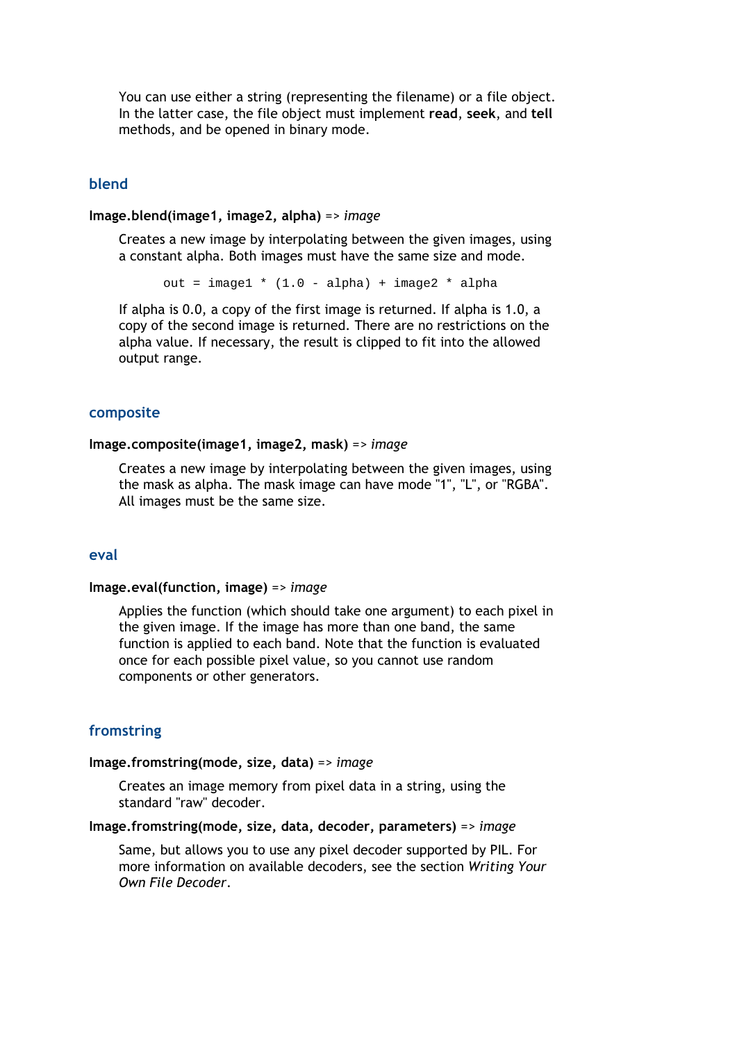You can use either a string (representing the filename) or a file object. In the latter case, the file object must implement **read**, **seek**, and **tell** methods, and be opened in binary mode.

## blend

**Image.blend(image1, image2, alpha)** => *image*

Creates a new image by interpolating between the given images, using a constant alpha. Both images must have the same size and mode.

```
out = image1 * (1.0 - alpha) + image2 * alpha
```

If alpha is 0.0, a copy of the first image is returned. If alpha is 1.0, a copy of the second image is returned. There are no restrictions on the alpha value. If necessary, the result is clipped to fit into the allowed output range.

## composite

**Image.composite(image1, image2, mask)** => *image*

Creates a new image by interpolating between the given images, using the mask as alpha. The mask image can have mode "1", "L", or "RGBA". All images must be the same size.

## eval

**Image.eval(function, image)** => *image*

Applies the function (which should take one argument) to each pixel in the given image. If the image has more than one band, the same function is applied to each band. Note that the function is evaluated once for each possible pixel value, so you cannot use random components or other generators.

## fromstring

**Image.fromstring(mode, size, data)** => *image*

Creates an image memory from pixel data in a string, using the standard "raw" decoder.

**Image.fromstring(mode, size, data, decoder, parameters)** => *image*

Same, but allows you to use any pixel decoder supported by PIL. For more information on available decoders, see the section *Writing Your Own File Decoder*.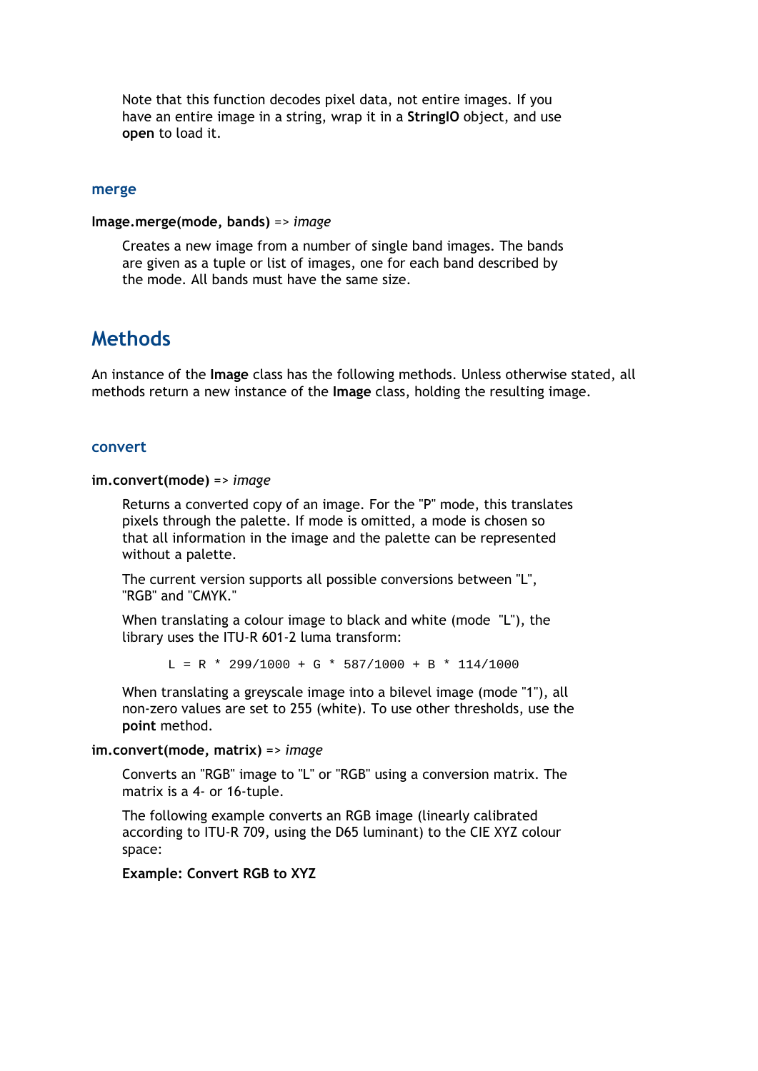Note that this function decodes pixel data, not entire images. If you have an entire image in a string, wrap it in a **StringIO** object, and use **open** to load it.

### merge

**Image.merge(mode, bands)** => *image*

Creates a new image from a number of single band images. The bands are given as a tuple or list of images, one for each band described by the mode. All bands must have the same size.

## Methods

An instance of the **Image** class has the following methods. Unless otherwise stated, all methods return a new instance of the **Image** class, holding the resulting image.

### convert

**im.convert(mode)** => *image*

Returns a converted copy of an image. For the "P" mode, this translates pixels through the palette. If mode is omitted, a mode is chosen so that all information in the image and the palette can be represented without a palette.

The current version supports all possible conversions between "L", "RGB" and "CMYK."

When translating a colour image to black and white (mode "L"), the library uses the ITU-R 601-2 luma transform:

```
L = R * 299/1000 + G * 587/1000 + B * 114/1000
```

When translating a greyscale image into a bilevel image (mode "1"), all non-zero values are set to 255 (white). To use other thresholds, use the **point** method.

**im.convert(mode, matrix)** => *image*

Converts an "RGB" image to "L" or "RGB" using a conversion matrix. The matrix is a 4- or 16-tuple.

The following example converts an RGB image (linearly calibrated according to ITU-R 709, using the D65 luminant) to the CIE XYZ colour space:

**Example: Convert RGB to XYZ**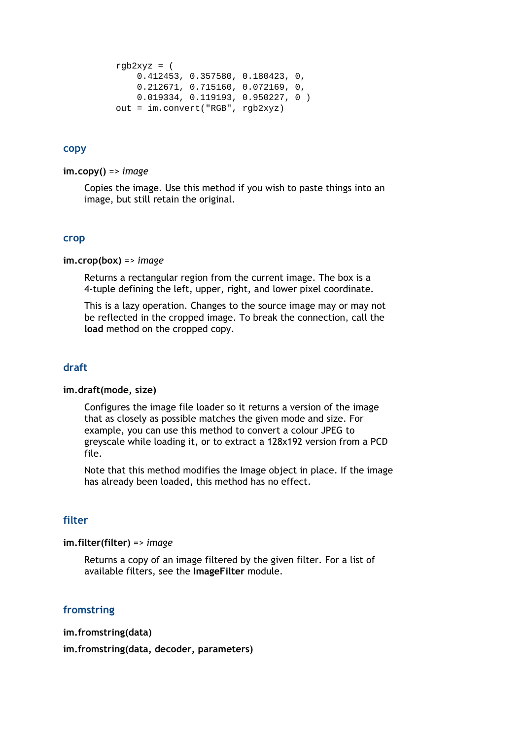```
rgb2xyz = (
    0.412453, 0.357580, 0.180423, 0,
    0.212671, 0.715160, 0.072169, 0,
    0.019334, 0.119193, 0.950227, 0 )
out = im.convert("RGB", rgb2xyz)
```

### copy

**im.copy()** => *image*

Copies the image. Use this method if you wish to paste things into an image, but still retain the original.

### crop

**im.crop(box)** => *image*

Returns a rectangular region from the current image. The box is a 4-tuple defining the left, upper, right, and lower pixel coordinate.

This is a lazy operation. Changes to the source image may or may not be reflected in the cropped image. To break the connection, call the **load** method on the cropped copy.

### draft

**im.draft(mode, size)**

Configures the image file loader so it returns a version of the image that as closely as possible matches the given mode and size. For example, you can use this method to convert a colour JPEG to greyscale while loading it, or to extract a 128x192 version from a PCD file.

Note that this method modifies the Image object in place. If the image has already been loaded, this method has no effect.

### filter

**im.filter(filter)** => *image*

Returns a copy of an image filtered by the given filter. For a list of available filters, see the **ImageFilter** module.

### fromstring

**im.fromstring(data)**

**im.fromstring(data, decoder, parameters)**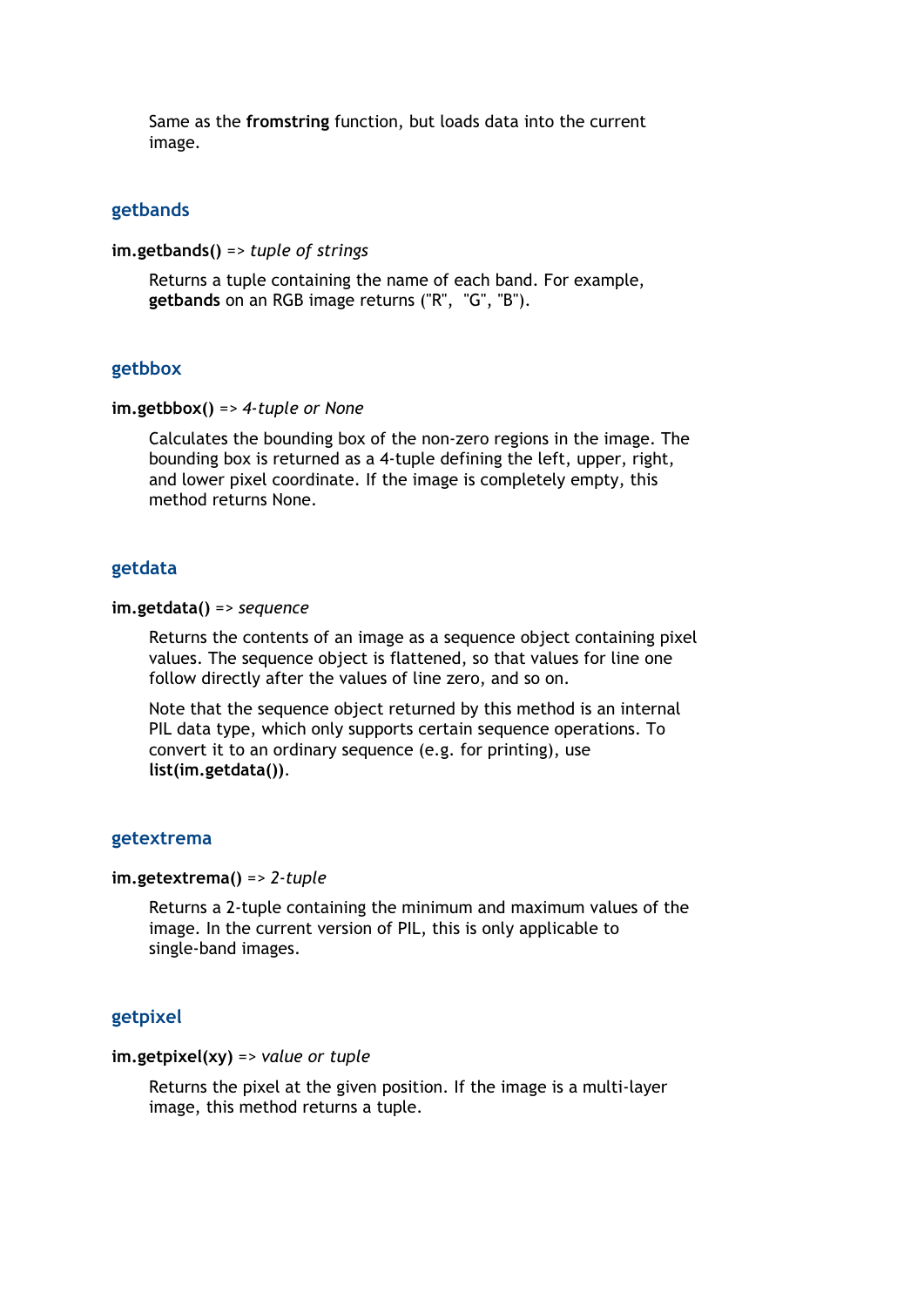Same as the **fromstring** function, but loads data into the current image.

### getbands

**im.getbands()** => *tuple of strings*

Returns a tuple containing the name of each band. For example, **getbands** on an RGB image returns ("R", "G", "B").

### getbbox

**im.getbbox()** => *4-tuple or None*

Calculates the bounding box of the non-zero regions in the image. The bounding box is returned as a 4-tuple defining the left, upper, right, and lower pixel coordinate. If the image is completely empty, this method returns None.

### getdata

**im.getdata()** => *sequence*

Returns the contents of an image as a sequence object containing pixel values. The sequence object is flattened, so that values for line one follow directly after the values of line zero, and so on.

Note that the sequence object returned by this method is an internal PIL data type, which only supports certain sequence operations. To convert it to an ordinary sequence (e.g. for printing), use **list(im.getdata())**.

### getextrema

**im.getextrema()** => *2-tuple*

Returns a 2-tuple containing the minimum and maximum values of the image. In the current version of PIL, this is only applicable to single-band images.

### getpixel

**im.getpixel(xy)** => *value or tuple*

Returns the pixel at the given position. If the image is a multi-layer image, this method returns a tuple.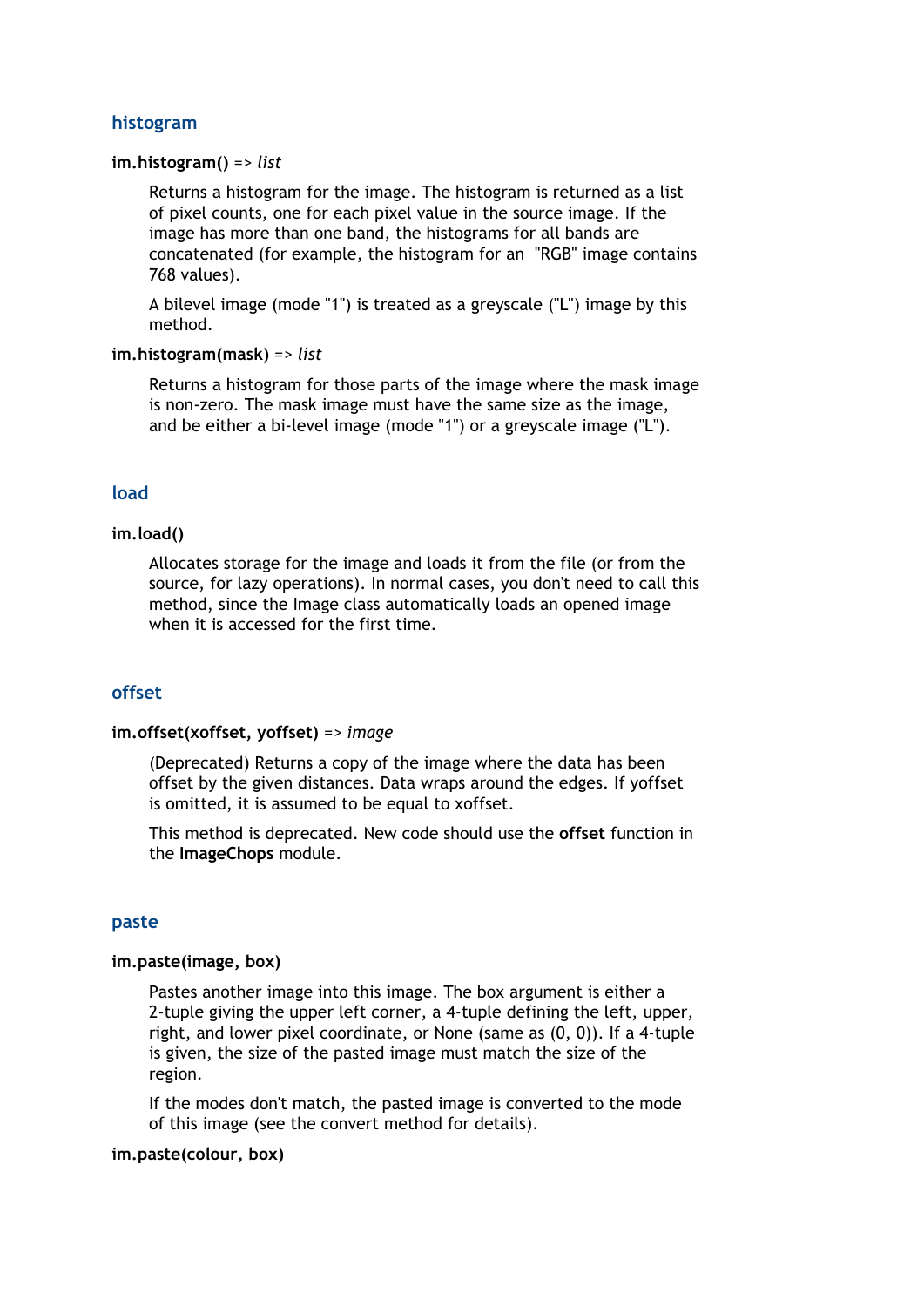## histogram

**im.histogram()** => *list*

Returns a histogram for the image. The histogram is returned as a list of pixel counts, one for each pixel value in the source image. If the image has more than one band, the histograms for all bands are concatenated (for example, the histogram for an "RGB" image contains 768 values).

A bilevel image (mode "1") is treated as a greyscale ("L") image by this method.

**im.histogram(mask)** => *list*

Returns a histogram for those parts of the image where the mask image is non-zero. The mask image must have the same size as the image, and be either a bi-level image (mode "1") or a greyscale image ("L").

## load

**im.load()**

Allocates storage for the image and loads it from the file (or from the source, for lazy operations). In normal cases, you don't need to call this method, since the Image class automatically loads an opened image when it is accessed for the first time.

## offset

**im.offset(xoffset, yoffset)** => *image*

(Deprecated) Returns a copy of the image where the data has been offset by the given distances. Data wraps around the edges. If yoffset is omitted, it is assumed to be equal to xoffset.

This method is deprecated. New code should use the **offset** function in the **ImageChops** module.

## paste

**im.paste(image, box)**

Pastes another image into this image. The box argument is either a 2-tuple giving the upper left corner, a 4-tuple defining the left, upper, right, and lower pixel coordinate, or None (same as (0, 0)). If a 4-tuple is given, the size of the pasted image must match the size of the region.

If the modes don't match, the pasted image is converted to the mode of this image (see the convert method for details).

**im.paste(colour, box)**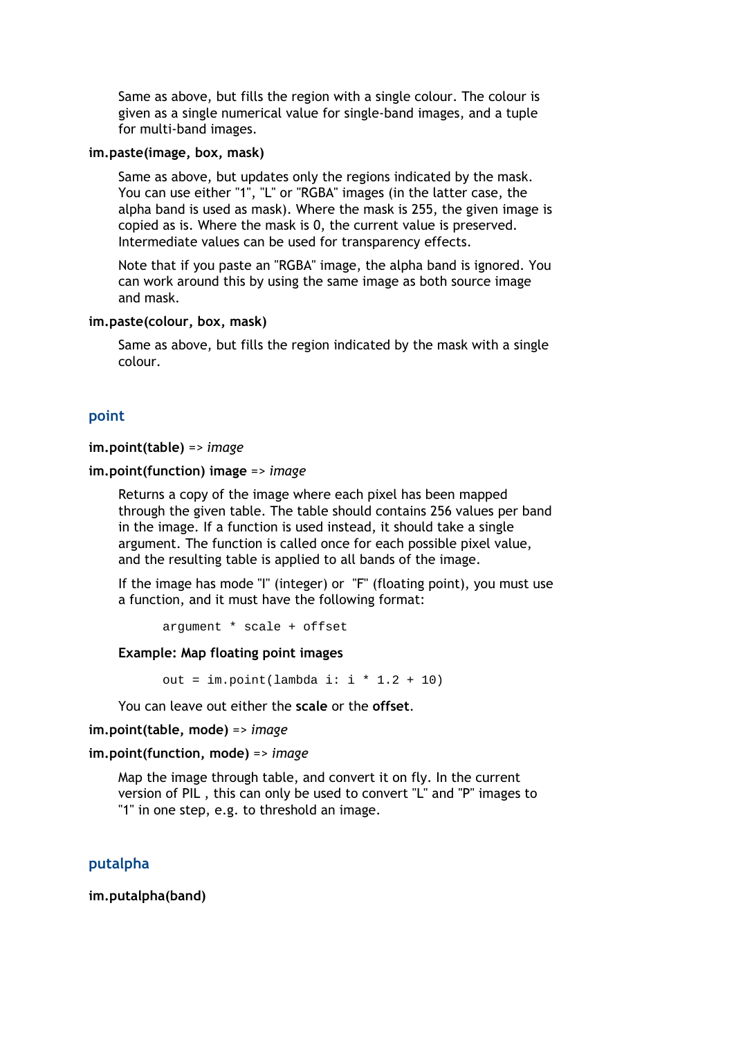Same as above, but fills the region with a single colour. The colour is given as a single numerical value for single-band images, and a tuple for multi-band images.

**im.paste(image, box, mask)**

Same as above, but updates only the regions indicated by the mask. You can use either "1", "L" or "RGBA" images (in the latter case, the alpha band is used as mask). Where the mask is 255, the given image is copied as is. Where the mask is 0, the current value is preserved. Intermediate values can be used for transparency effects.

Note that if you paste an "RGBA" image, the alpha band is ignored. You can work around this by using the same image as both source image and mask.

**im.paste(colour, box, mask)**

Same as above, but fills the region indicated by the mask with a single colour.

## point

**im.point(table)** => *image*

**im.point(function) image** => *image*

Returns a copy of the image where each pixel has been mapped through the given table. The table should contains 256 values per band in the image. If a function is used instead, it should take a single argument. The function is called once for each possible pixel value, and the resulting table is applied to all bands of the image.

If the image has mode "I" (integer) or "F" (floating point), you must use a function, and it must have the following format:

```
argument * scale + offset
```

**Example: Map floating point images**

```
out = im.point(lambda i: i * 1.2 + 10)
```

You can leave out either the **scale** or the **offset**.

**im.point(table, mode)** => *image*

**im.point(function, mode)** => *image*

Map the image through table, and convert it on fly. In the current version of PIL , this can only be used to convert "L" and "P" images to "1" in one step, e.g. to threshold an image.

## putalpha

**im.putalpha(band)**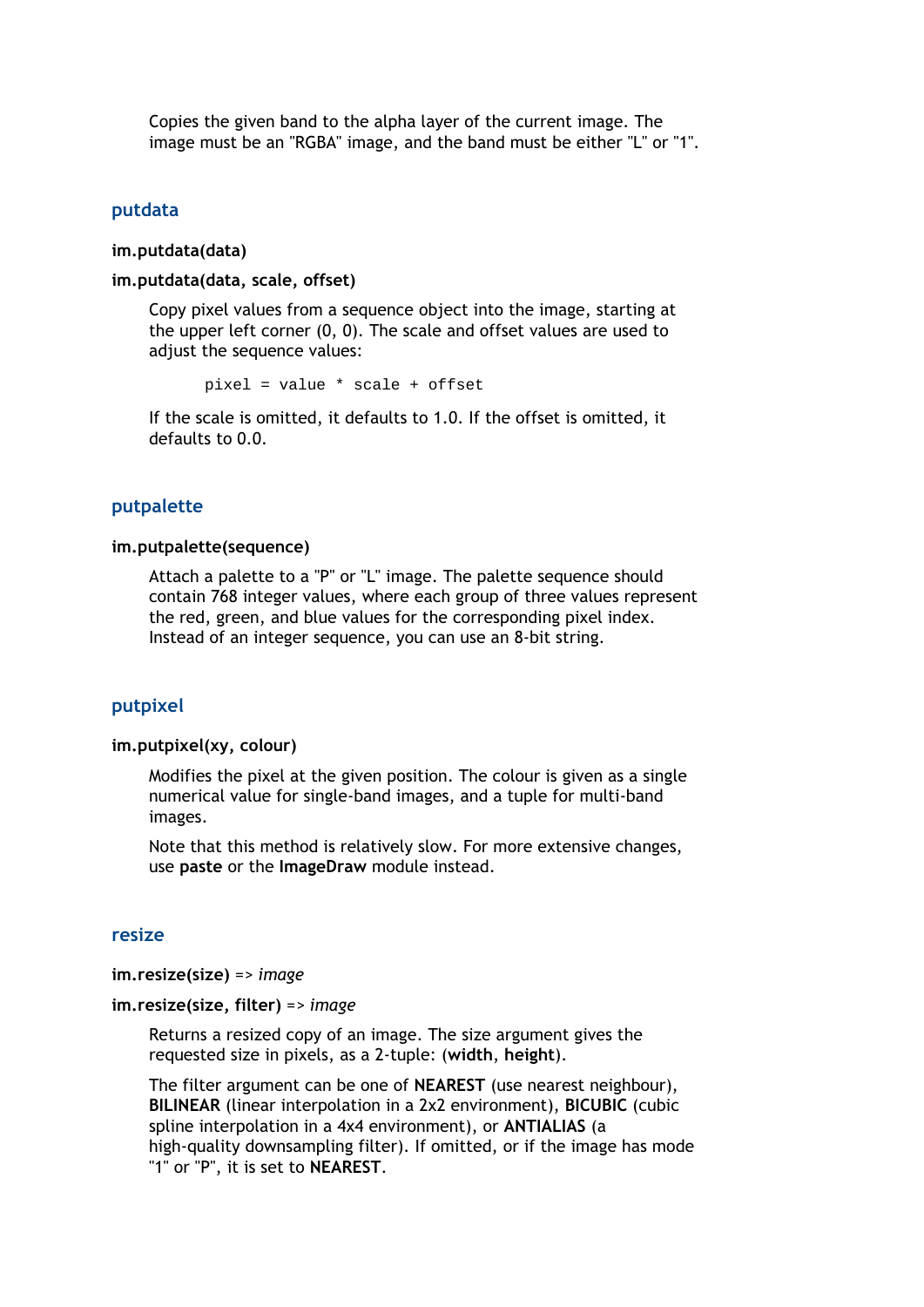Copies the given band to the alpha layer of the current image. The image must be an "RGBA" image, and the band must be either "L" or "1".

## putdata

**im.putdata(data)**

**im.putdata(data, scale, offset)**

Copy pixel values from a sequence object into the image, starting at the upper left corner (0, 0). The scale and offset values are used to adjust the sequence values:

```
pixel = value * scale + offset
```

If the scale is omitted, it defaults to 1.0. If the offset is omitted, it defaults to 0.0.

## putpalette

**im.putpalette(sequence)**

Attach a palette to a "P" or "L" image. The palette sequence should contain 768 integer values, where each group of three values represent the red, green, and blue values for the corresponding pixel index. Instead of an integer sequence, you can use an 8-bit string.

## putpixel

**im.putpixel(xy, colour)**

Modifies the pixel at the given position. The colour is given as a single numerical value for single-band images, and a tuple for multi-band images.

Note that this method is relatively slow. For more extensive changes, use **paste** or the **ImageDraw** module instead.

## resize

**im.resize(size)** => *image*

**im.resize(size, filter)** => *image*

Returns a resized copy of an image. The size argument gives the requested size in pixels, as a 2-tuple: (**width**, **height**).

The filter argument can be one of **NEAREST** (use nearest neighbour), **BILINEAR** (linear interpolation in a 2x2 environment), **BICUBIC** (cubic spline interpolation in a 4x4 environment), or **ANTIALIAS** (a high-quality downsampling filter). If omitted, or if the image has mode "1" or "P", it is set to **NEAREST**.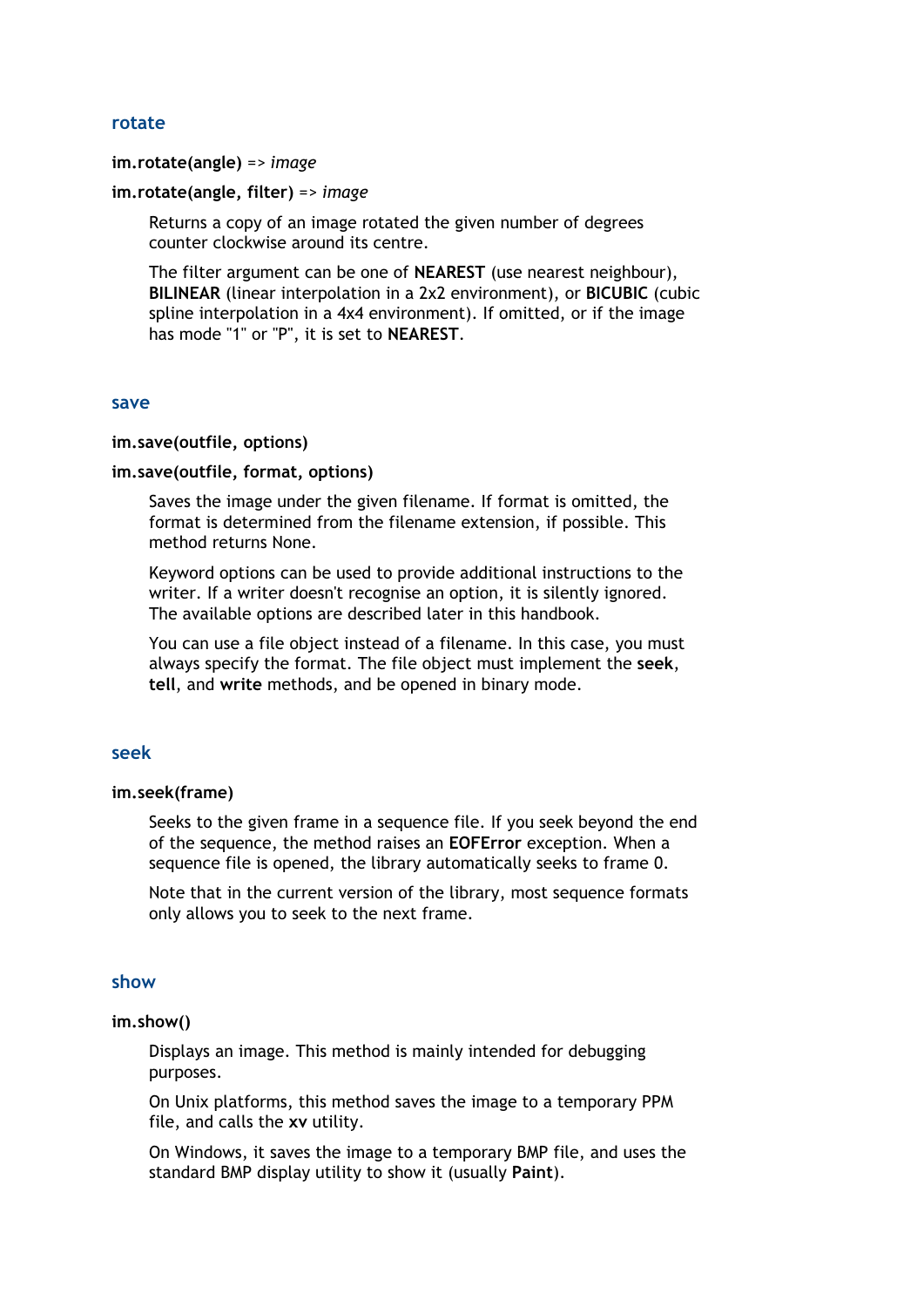## rotate

**im.rotate(angle)** => *image*

**im.rotate(angle, filter)** => *image*

Returns a copy of an image rotated the given number of degrees counter clockwise around its centre.

The filter argument can be one of **NEAREST** (use nearest neighbour), **BILINEAR** (linear interpolation in a 2x2 environment), or **BICUBIC** (cubic spline interpolation in a 4x4 environment). If omitted, or if the image has mode "1" or "P", it is set to **NEAREST**.

## save

**im.save(outfile, options)**

**im.save(outfile, format, options)**

Saves the image under the given filename. If format is omitted, the format is determined from the filename extension, if possible. This method returns None.

Keyword options can be used to provide additional instructions to the writer. If a writer doesn't recognise an option, it is silently ignored. The available options are described later in this handbook.

You can use a file object instead of a filename. In this case, you must always specify the format. The file object must implement the **seek**, **tell**, and **write** methods, and be opened in binary mode.

## seek

**im.seek(frame)**

Seeks to the given frame in a sequence file. If you seek beyond the end of the sequence, the method raises an **EOFError** exception. When a sequence file is opened, the library automatically seeks to frame 0.

Note that in the current version of the library, most sequence formats only allows you to seek to the next frame.

## show

**im.show()**

Displays an image. This method is mainly intended for debugging purposes.

On Unix platforms, this method saves the image to a temporary PPM file, and calls the **xv** utility.

On Windows, it saves the image to a temporary BMP file, and uses the standard BMP display utility to show it (usually **Paint**).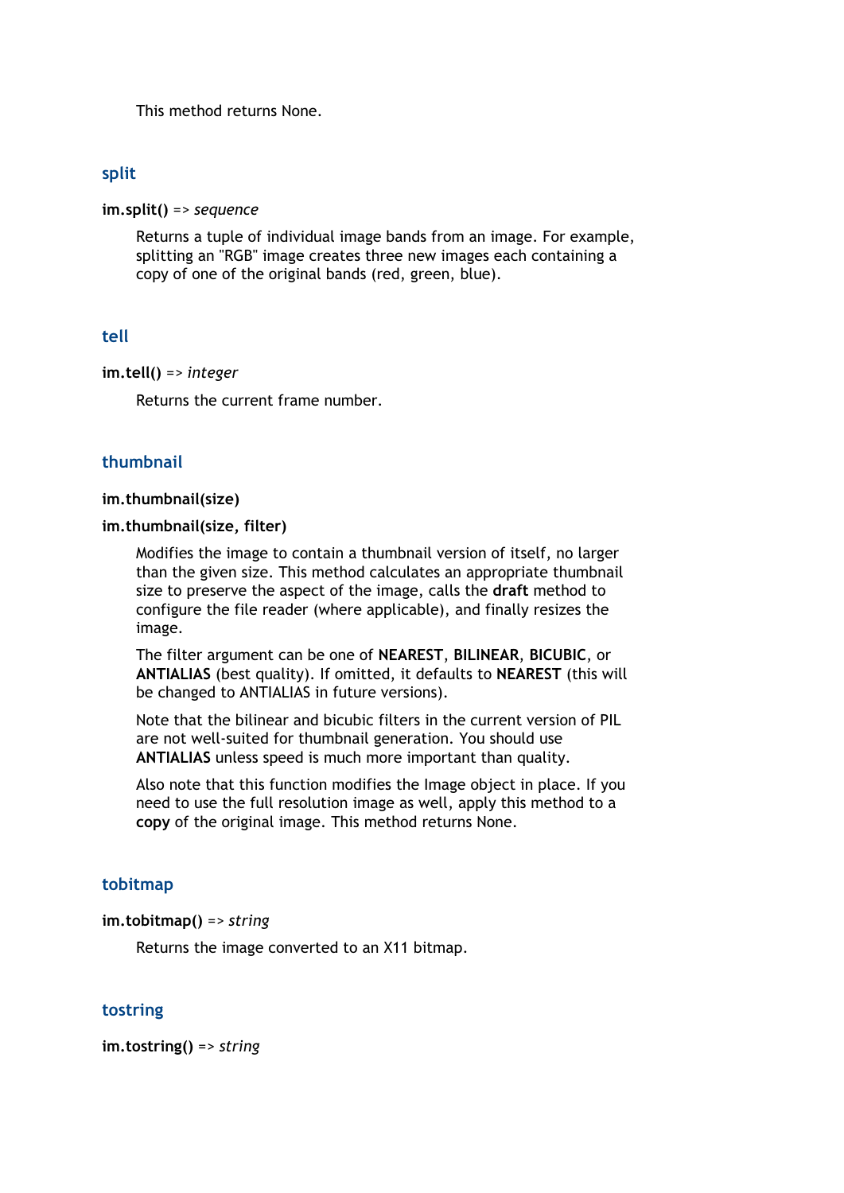This method returns None.

### split

**im.split()** => *sequence*

Returns a tuple of individual image bands from an image. For example, splitting an "RGB" image creates three new images each containing a copy of one of the original bands (red, green, blue).

### tell

**im.tell()** => *integer*

Returns the current frame number.

### thumbnail

**im.thumbnail(size)**

**im.thumbnail(size, filter)**

Modifies the image to contain a thumbnail version of itself, no larger than the given size. This method calculates an appropriate thumbnail size to preserve the aspect of the image, calls the **draft** method to configure the file reader (where applicable), and finally resizes the image.

The filter argument can be one of **NEAREST**, **BILINEAR**, **BICUBIC**, or **ANTIALIAS** (best quality). If omitted, it defaults to **NEAREST** (this will be changed to ANTIALIAS in future versions).

Note that the bilinear and bicubic filters in the current version of PIL are not well-suited for thumbnail generation. You should use **ANTIALIAS** unless speed is much more important than quality.

Also note that this function modifies the Image object in place. If you need to use the full resolution image as well, apply this method to a **copy** of the original image. This method returns None.

### tobitmap

**im.tobitmap()** => *string*

Returns the image converted to an X11 bitmap.

### tostring

**im.tostring()** => *string*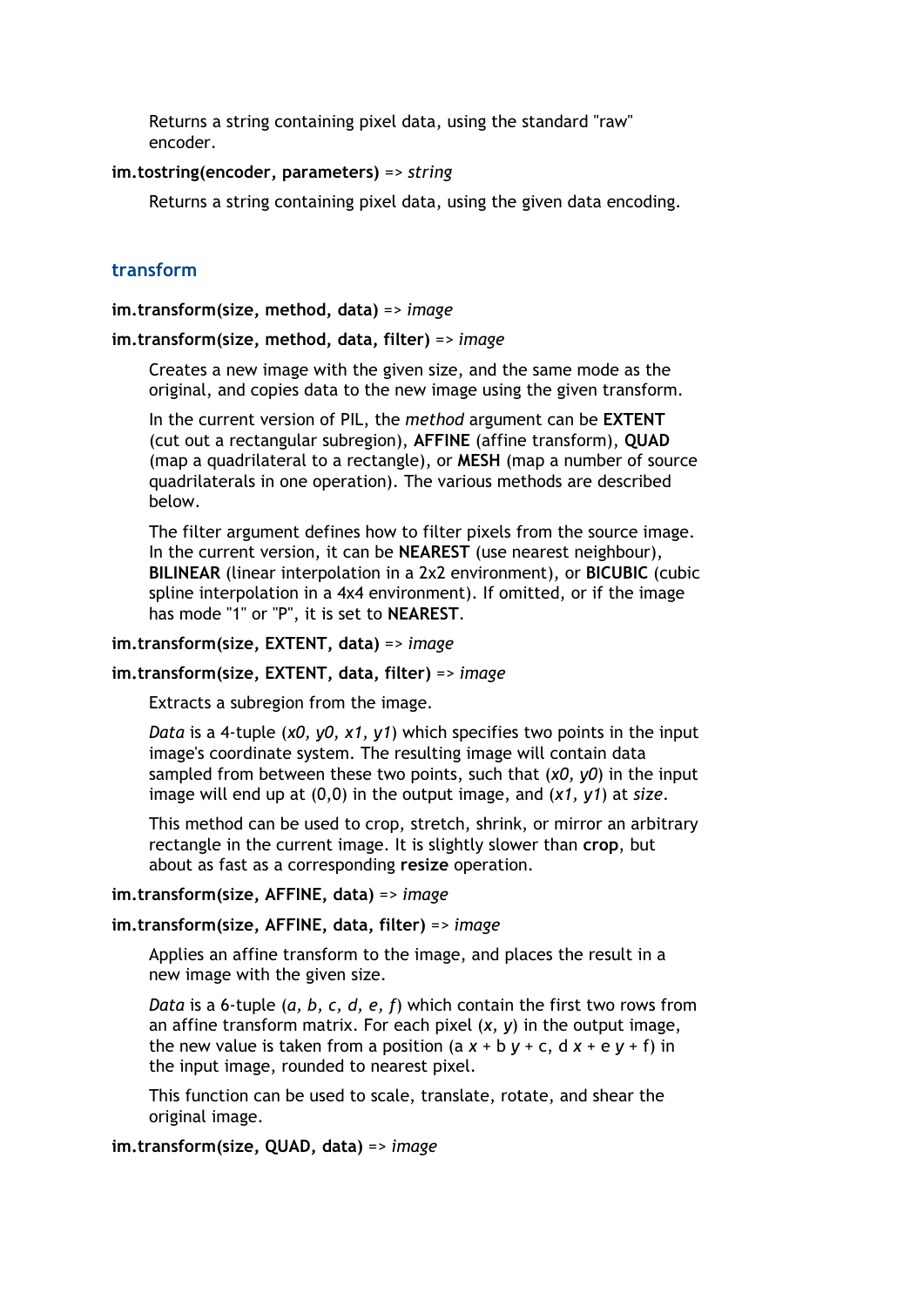Returns a string containing pixel data, using the standard "raw" encoder.

**im.tostring(encoder, parameters)** => *string*

Returns a string containing pixel data, using the given data encoding.

## transform

**im.transform(size, method, data)** => *image*

**im.transform(size, method, data, filter)** => *image*

Creates a new image with the given size, and the same mode as the original, and copies data to the new image using the given transform.

In the current version of PIL, the *method* argument can be **EXTENT** (cut out a rectangular subregion), **AFFINE** (affine transform), **QUAD** (map a quadrilateral to a rectangle), or **MESH** (map a number of source quadrilaterals in one operation). The various methods are described below.

The filter argument defines how to filter pixels from the source image. In the current version, it can be **NEAREST** (use nearest neighbour), **BILINEAR** (linear interpolation in a 2x2 environment), or **BICUBIC** (cubic spline interpolation in a 4x4 environment). If omitted, or if the image has mode "1" or "P", it is set to **NEAREST**.

**im.transform(size, EXTENT, data)** => *image*

**im.transform(size, EXTENT, data, filter)** => *image*

Extracts a subregion from the image.

*Data* is a 4-tuple (*x0, y0, x1, y1*) which specifies two points in the input image's coordinate system. The resulting image will contain data sampled from between these two points, such that (*x0, y0*) in the input image will end up at (0,0) in the output image, and (*x1, y1*) at *size*.

This method can be used to crop, stretch, shrink, or mirror an arbitrary rectangle in the current image. It is slightly slower than **crop**, but about as fast as a corresponding **resize** operation.

**im.transform(size, AFFINE, data)** => *image*

**im.transform(size, AFFINE, data, filter)** => *image*

Applies an affine transform to the image, and places the result in a new image with the given size.

*Data* is a 6-tuple (*a, b, c, d, e, f*) which contain the first two rows from an affine transform matrix. For each pixel (*x, y*) in the output image, the new value is taken from a position (a *x* + b *y* + c, d *x* + e *y* + f) in the input image, rounded to nearest pixel.

This function can be used to scale, translate, rotate, and shear the original image.

**im.transform(size, QUAD, data)** => *image*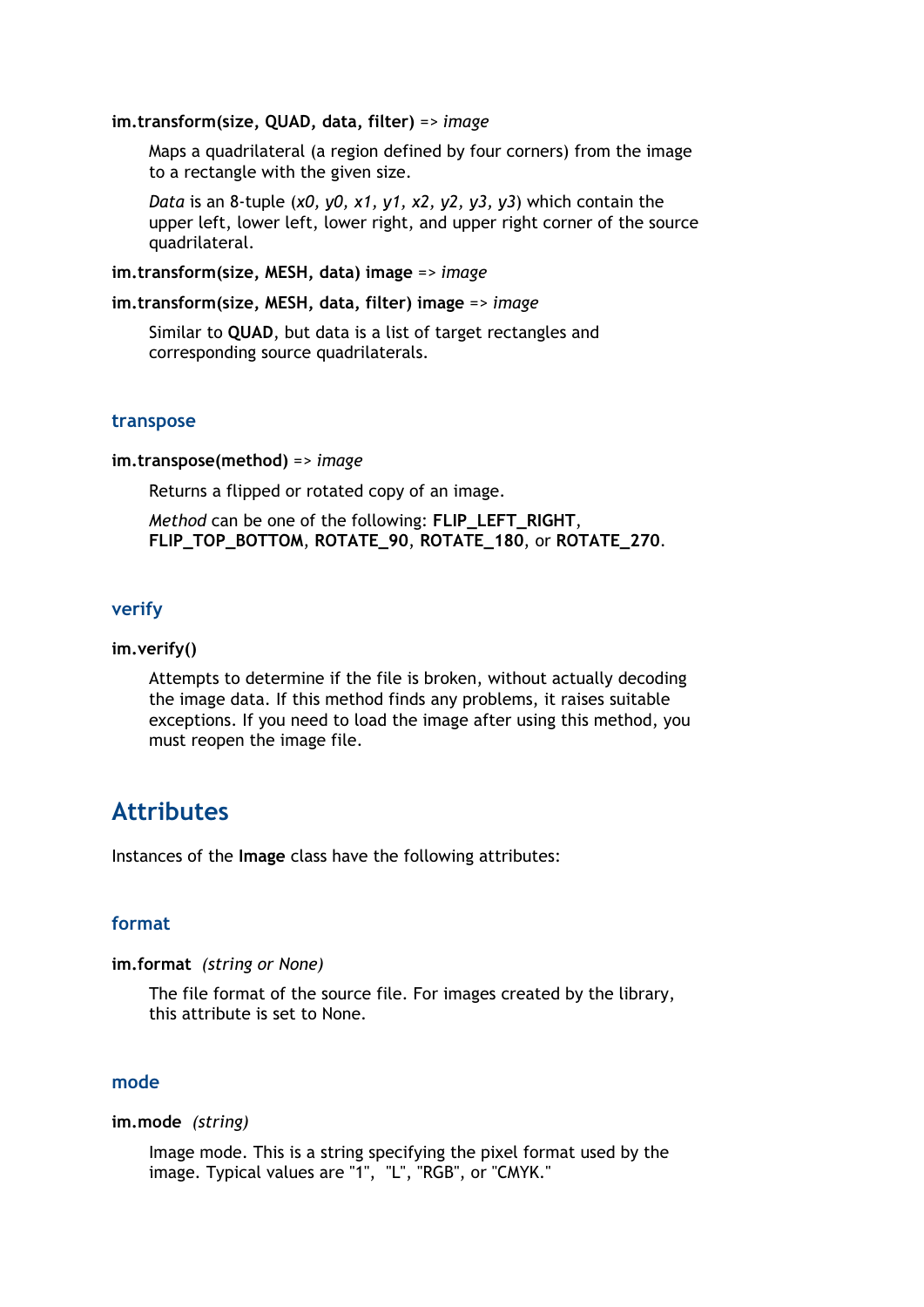**im.transform(size, QUAD, data, filter)** => *image*

Maps a quadrilateral (a region defined by four corners) from the image to a rectangle with the given size.

*Data* is an 8-tuple (*x0, y0, x1, y1, x2, y2, y3, y3*) which contain the upper left, lower left, lower right, and upper right corner of the source quadrilateral.

**im.transform(size, MESH, data) image** => *image*

**im.transform(size, MESH, data, filter) image** => *image*

Similar to **QUAD**, but data is a list of target rectangles and corresponding source quadrilaterals.

### transpose

**im.transpose(method)** => *image*

Returns a flipped or rotated copy of an image.

*Method* can be one of the following: **FLIP_LEFT_RIGHT**, **FLIP_TOP_BOTTOM**, **ROTATE_90**, **ROTATE_180**, or **ROTATE_270**.

### verify

**im.verify()**

Attempts to determine if the file is broken, without actually decoding the image data. If this method finds any problems, it raises suitable exceptions. If you need to load the image after using this method, you must reopen the image file.

## Attributes

Instances of the **Image** class have the following attributes:

### format

**im.format** *(string or None)*

The file format of the source file. For images created by the library, this attribute is set to None.

### mode

**im.mode** *(string)*

Image mode. This is a string specifying the pixel format used by the image. Typical values are "1", "L", "RGB", or "CMYK."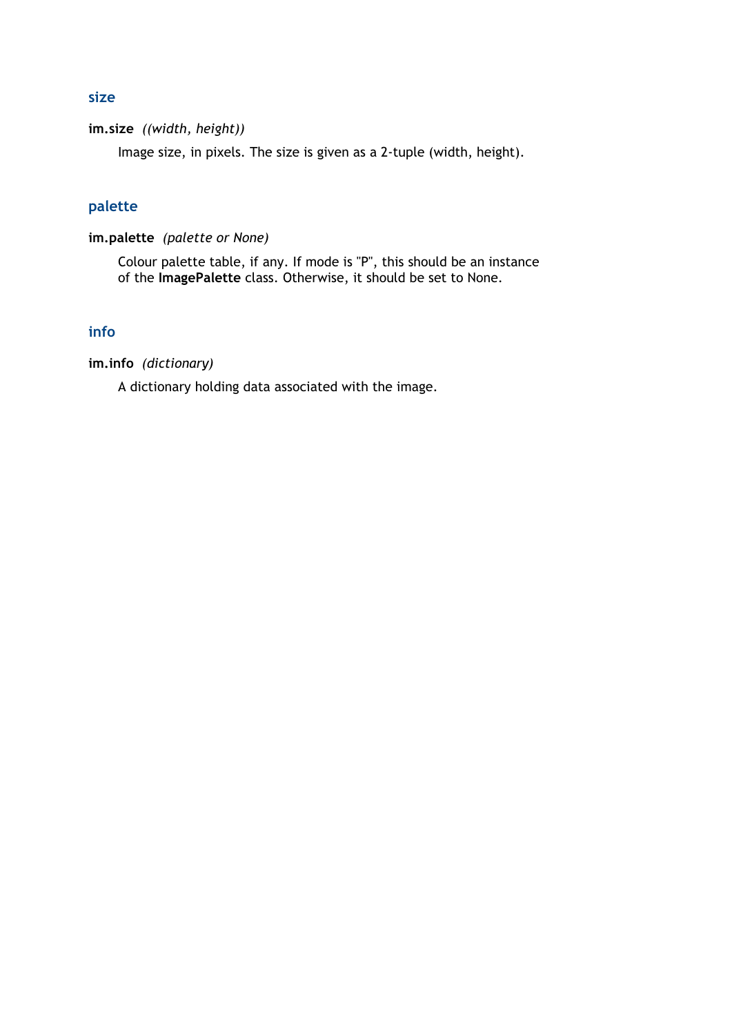### size

**im.size** *((width, height))*

Image size, in pixels. The size is given as a 2-tuple (width, height).

### palette

**im.palette** *(palette or None)*

Colour palette table, if any. If mode is "P", this should be an instance of the **ImagePalette** class. Otherwise, it should be set to None.

### info

**im.info** *(dictionary)*

A dictionary holding data associated with the image.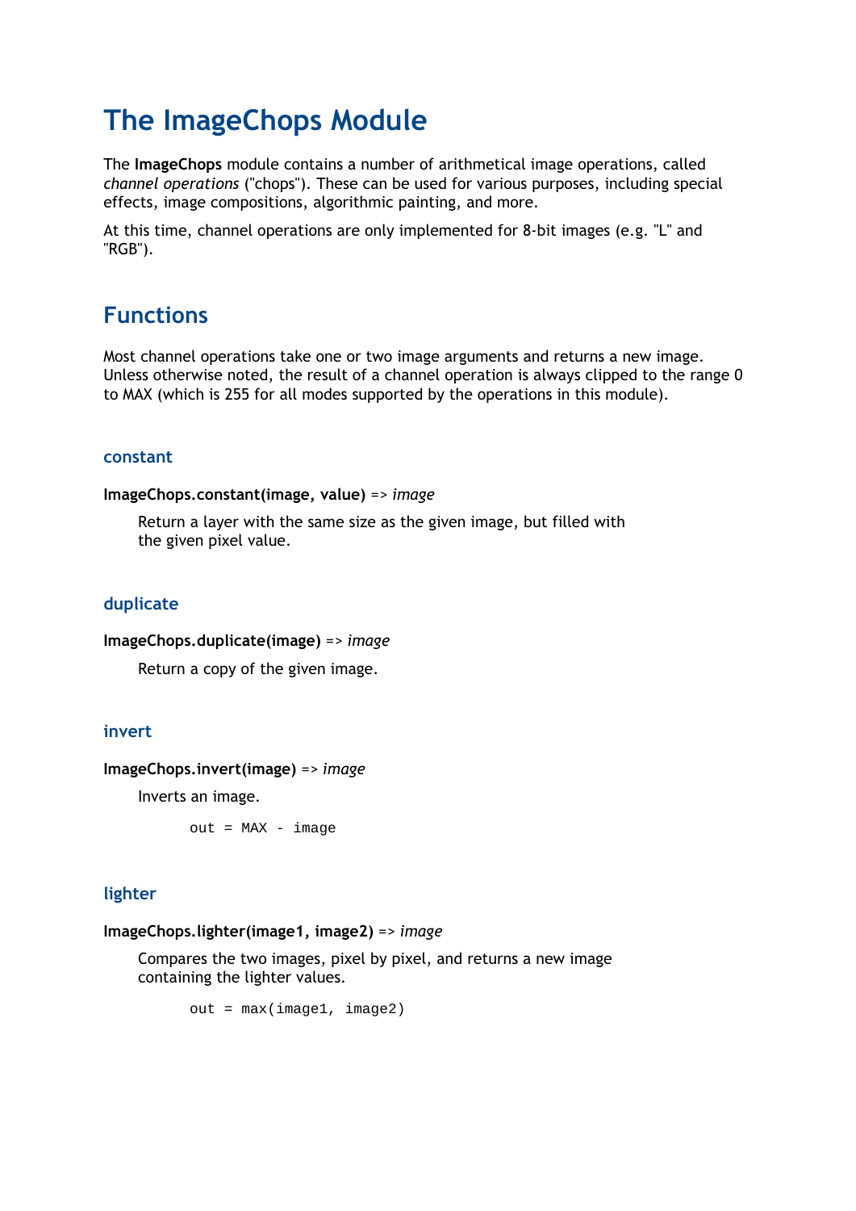# The ImageChops Module

The **ImageChops** module contains a number of arithmetical image operations, called *channel operations* ("chops"). These can be used for various purposes, including special effects, image compositions, algorithmic painting, and more.

At this time, channel operations are only implemented for 8-bit images (e.g. "L" and "RGB").

## Functions

Most channel operations take one or two image arguments and returns a new image. Unless otherwise noted, the result of a channel operation is always clipped to the range 0 to MAX (which is 255 for all modes supported by the operations in this module).

### constant

**ImageChops.constant(image, value)** => *image*

Return a layer with the same size as the given image, but filled with the given pixel value.

### duplicate

**ImageChops.duplicate(image)** => *image*

Return a copy of the given image.

### invert

**ImageChops.invert(image)** => *image*

Inverts an image.

```
out = MAX - image
```

### lighter

**ImageChops.lighter(image1, image2)** => *image*

Compares the two images, pixel by pixel, and returns a new image containing the lighter values.

```
out = max(image1, image2)
```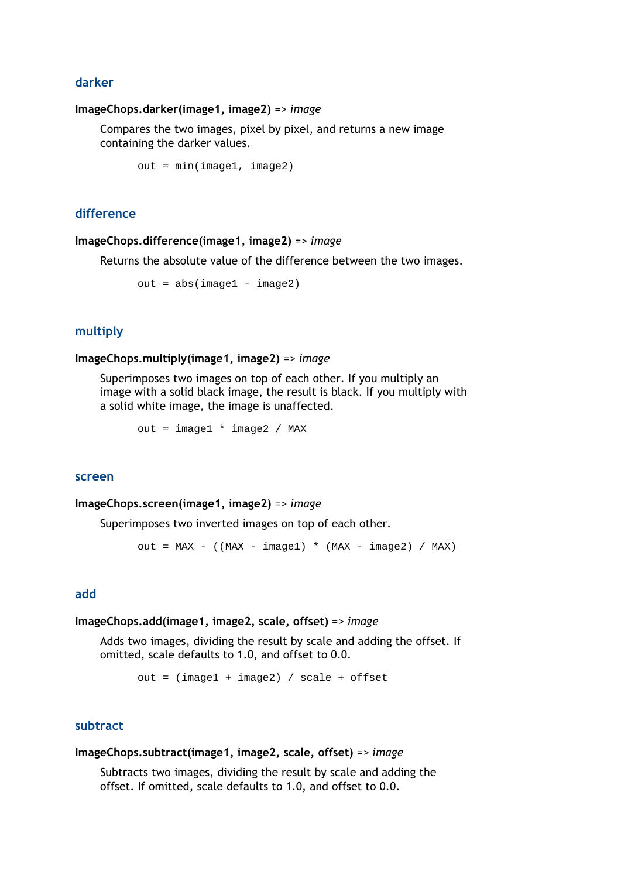### darker

**ImageChops.darker(image1, image2)** => *image*

Compares the two images, pixel by pixel, and returns a new image containing the darker values.

```
out = min(image1, image2)
```

### difference

**ImageChops.difference(image1, image2)** => *image*

Returns the absolute value of the difference between the two images.

```
out = abs(image1 - image2)
```

### multiply

**ImageChops.multiply(image1, image2)** => *image*

Superimposes two images on top of each other. If you multiply an image with a solid black image, the result is black. If you multiply with a solid white image, the image is unaffected.

```
out = image1 * image2 / MAX
```

### screen

**ImageChops.screen(image1, image2)** => *image*

Superimposes two inverted images on top of each other.

```
out = MAX - ((MAX - image1) * (MAX - image2) / MAX)
```

### add

**ImageChops.add(image1, image2, scale, offset)** => *image*

Adds two images, dividing the result by scale and adding the offset. If omitted, scale defaults to 1.0, and offset to 0.0.

```
out = (image1 + image2) / scale + offset
```

### subtract

**ImageChops.subtract(image1, image2, scale, offset)** => *image*

Subtracts two images, dividing the result by scale and adding the offset. If omitted, scale defaults to 1.0, and offset to 0.0.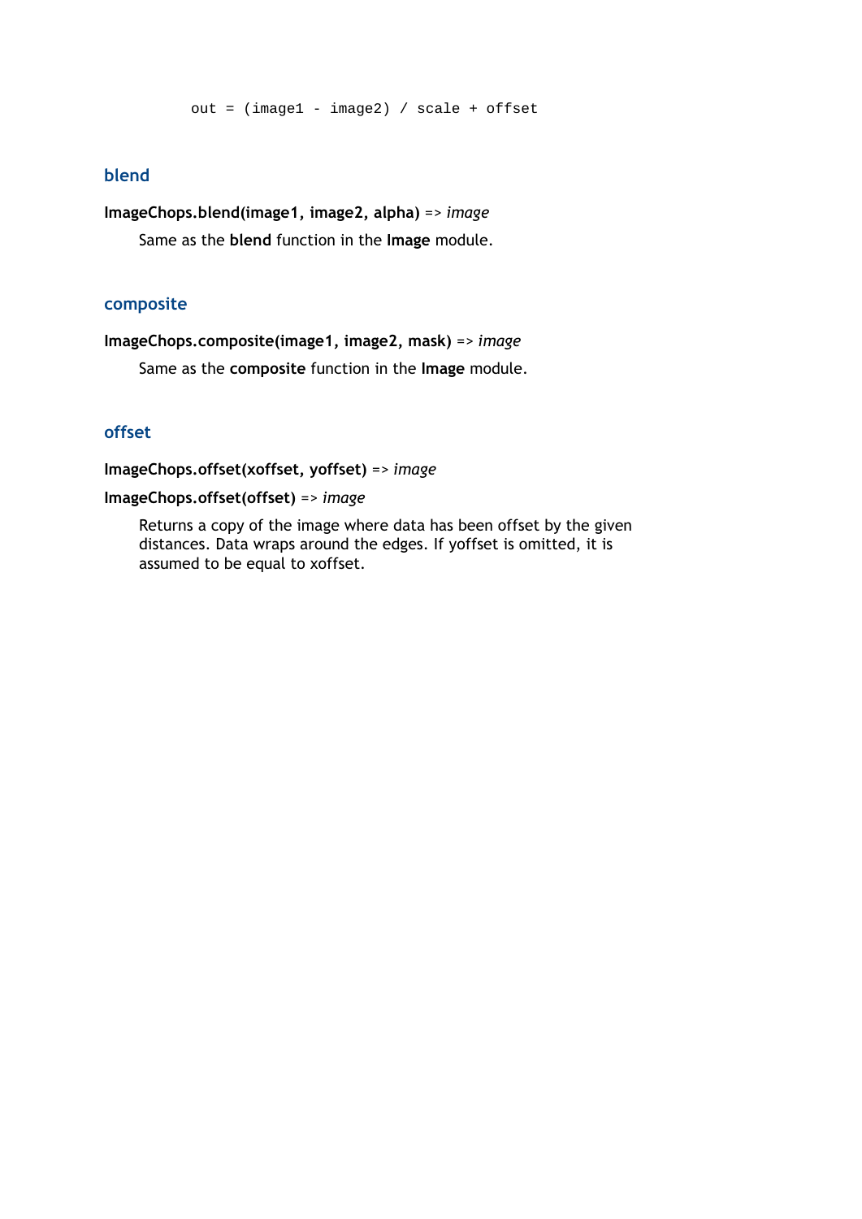```
out = (image1 - image2) / scale + offset
```

## blend

**ImageChops.blend(image1, image2, alpha)** => *image*

Same as the **blend** function in the **Image** module.

## composite

**ImageChops.composite(image1, image2, mask)** => *image*

Same as the **composite** function in the **Image** module.

## offset

**ImageChops.offset(xoffset, yoffset)** => *image*

**ImageChops.offset(offset)** => *image*

Returns a copy of the image where data has been offset by the given distances. Data wraps around the edges. If yoffset is omitted, it is assumed to be equal to xoffset.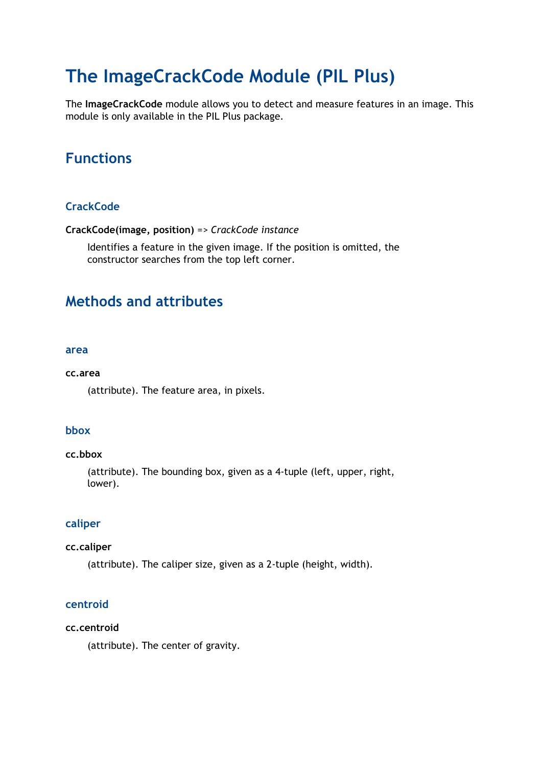# The ImageCrackCode Module (PIL Plus)

The **ImageCrackCode** module allows you to detect and measure features in an image. This module is only available in the PIL Plus package.

## Functions

### CrackCode

**CrackCode(image, position)** => *CrackCode instance*

> Identifies a feature in the given image. If the position is omitted, the constructor searches from the top left corner.

## Methods and attributes

### area

**cc.area**

> (attribute). The feature area, in pixels.

### bbox

**cc.bbox**

> (attribute). The bounding box, given as a 4-tuple (left, upper, right, lower).

### caliper

**cc.caliper**

> (attribute). The caliper size, given as a 2-tuple (height, width).

### centroid

**cc.centroid**

> (attribute). The center of gravity.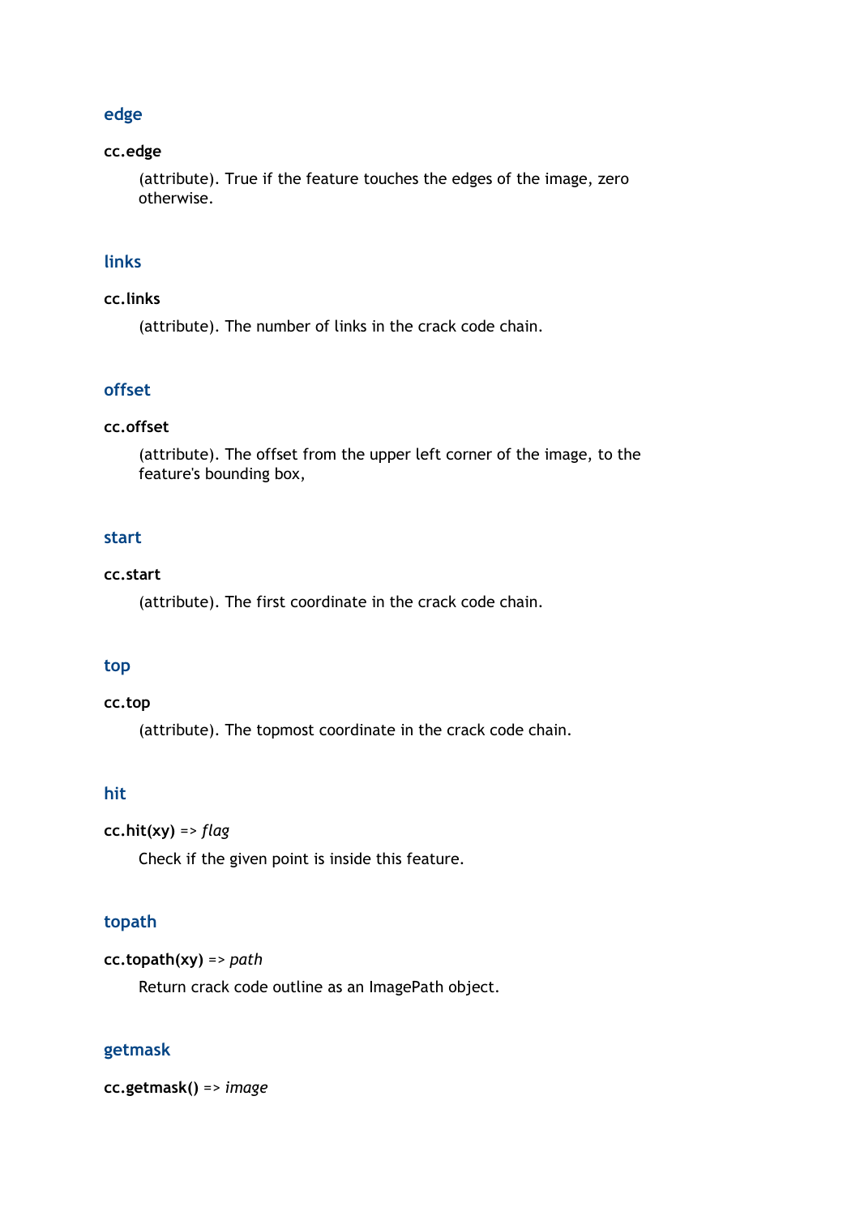## edge

**cc.edge**

(attribute). True if the feature touches the edges of the image, zero otherwise.

## links

**cc.links**

(attribute). The number of links in the crack code chain.

## offset

**cc.offset**

(attribute). The offset from the upper left corner of the image, to the feature's bounding box,

## start

**cc.start**

(attribute). The first coordinate in the crack code chain.

## top

**cc.top**

(attribute). The topmost coordinate in the crack code chain.

## hit

**cc.hit(xy)** => *flag*

Check if the given point is inside this feature.

## topath

**cc.topath(xy)** => *path*

Return crack code outline as an ImagePath object.

## getmask

**cc.getmask()** => *image*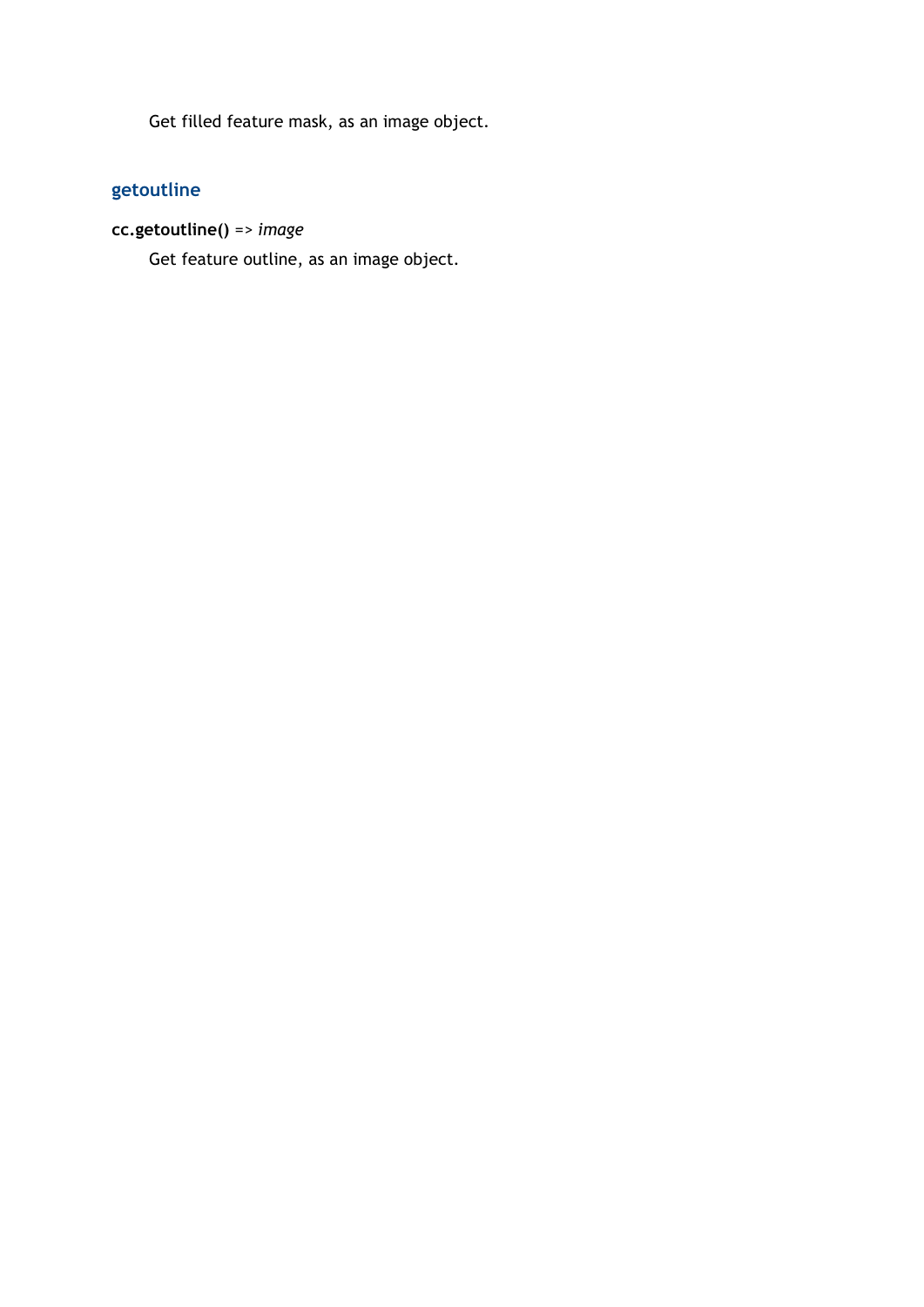Get filled feature mask, as an image object.

### getoutline

**cc.getoutline()** => *image*

Get feature outline, as an image object.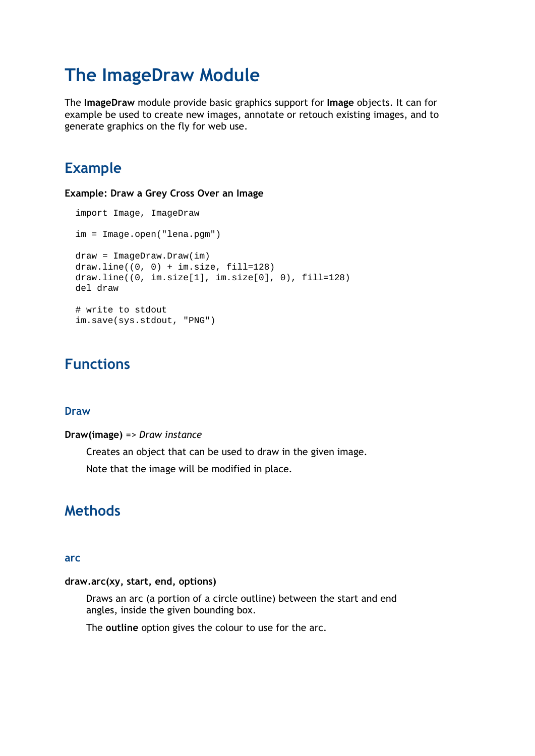# The ImageDraw Module

The **ImageDraw** module provide basic graphics support for **Image** objects. It can for example be used to create new images, annotate or retouch existing images, and to generate graphics on the fly for web use.

## Example

**Example: Draw a Grey Cross Over an Image**

```
import Image, ImageDraw

im = Image.open("lena.pgm")

draw = ImageDraw.Draw(im)
draw.line((0, 0) + im.size, fill=128)
draw.line((0, im.size[1], im.size[0], 0), fill=128)
del draw

# write to stdout
im.save(sys.stdout, "PNG")
```

## Functions

### Draw

**Draw(image)** => *Draw instance*

Creates an object that can be used to draw in the given image.

Note that the image will be modified in place.

## Methods

### arc

**draw.arc(xy, start, end, options)**

Draws an arc (a portion of a circle outline) between the start and end angles, inside the given bounding box.

The **outline** option gives the colour to use for the arc.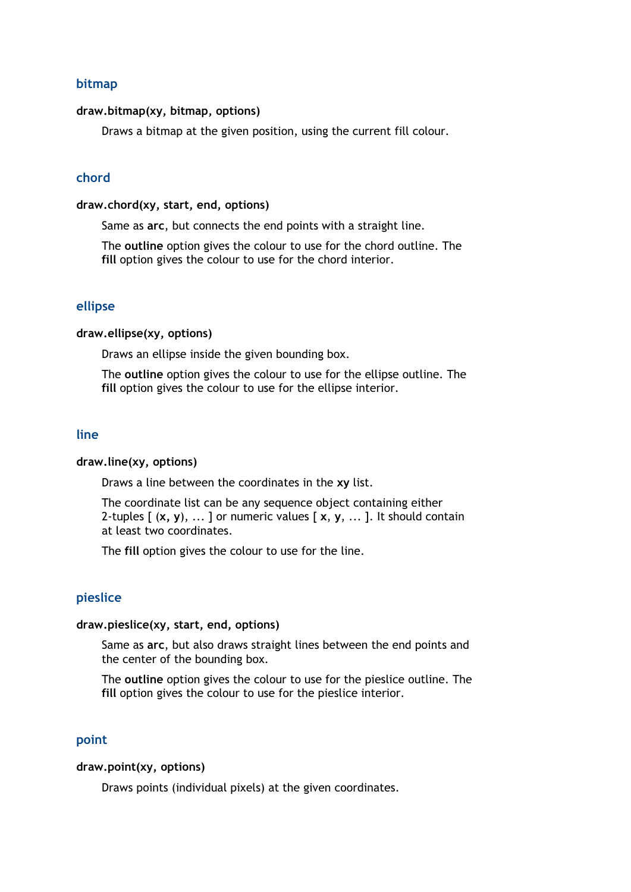### bitmap

**draw.bitmap(xy, bitmap, options)**

Draws a bitmap at the given position, using the current fill colour.

### chord

**draw.chord(xy, start, end, options)**

Same as **arc**, but connects the end points with a straight line.

The **outline** option gives the colour to use for the chord outline. The **fill** option gives the colour to use for the chord interior.

### ellipse

**draw.ellipse(xy, options)**

Draws an ellipse inside the given bounding box.

The **outline** option gives the colour to use for the ellipse outline. The **fill** option gives the colour to use for the ellipse interior.

### line

**draw.line(xy, options)**

Draws a line between the coordinates in the **xy** list.

The coordinate list can be any sequence object containing either 2-tuples [ (**x**, **y**), ... ] or numeric values [ **x**, **y**, ... ]. It should contain at least two coordinates.

The **fill** option gives the colour to use for the line.

### pieslice

**draw.pieslice(xy, start, end, options)**

Same as **arc**, but also draws straight lines between the end points and the center of the bounding box.

The **outline** option gives the colour to use for the pieslice outline. The **fill** option gives the colour to use for the pieslice interior.

### point

**draw.point(xy, options)**

Draws points (individual pixels) at the given coordinates.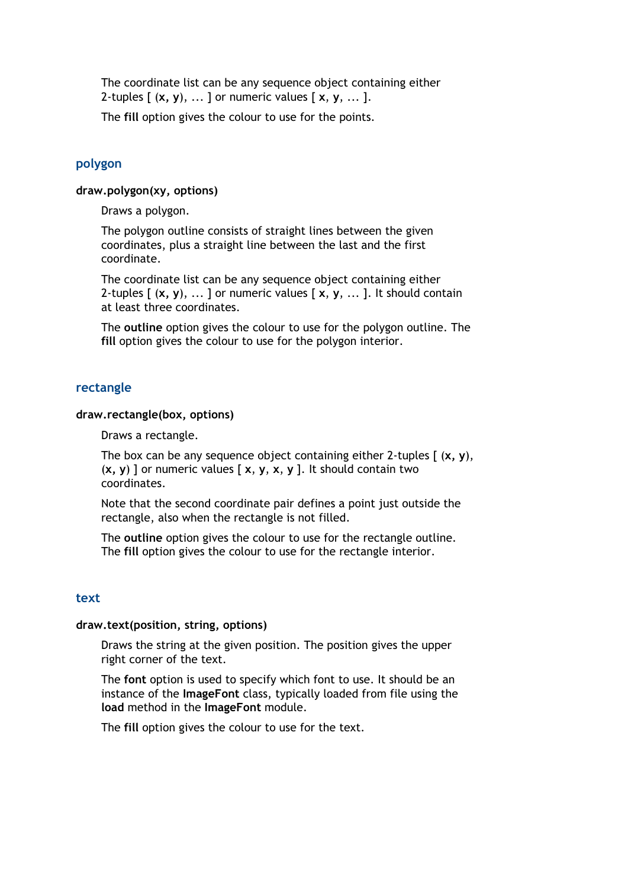The coordinate list can be any sequence object containing either 2-tuples [ (**x, y**), … ] or numeric values [ **x**, **y**, … ].

The **fill** option gives the colour to use for the points.

## polygon

**draw.polygon(xy, options)**

Draws a polygon.

The polygon outline consists of straight lines between the given coordinates, plus a straight line between the last and the first coordinate.

The coordinate list can be any sequence object containing either 2-tuples [ (**x, y**), … ] or numeric values [ **x**, **y**, … ]. It should contain at least three coordinates.

The **outline** option gives the colour to use for the polygon outline. The **fill** option gives the colour to use for the polygon interior.

## rectangle

**draw.rectangle(box, options)**

Draws a rectangle.

The box can be any sequence object containing either 2-tuples [ (**x, y**), (**x, y**) ] or numeric values [ **x**, **y**, **x**, **y** ]. It should contain two coordinates.

Note that the second coordinate pair defines a point just outside the rectangle, also when the rectangle is not filled.

The **outline** option gives the colour to use for the rectangle outline. The **fill** option gives the colour to use for the rectangle interior.

## text

**draw.text(position, string, options)**

Draws the string at the given position. The position gives the upper right corner of the text.

The **font** option is used to specify which font to use. It should be an instance of the **ImageFont** class, typically loaded from file using the **load** method in the **ImageFont** module.

The **fill** option gives the colour to use for the text.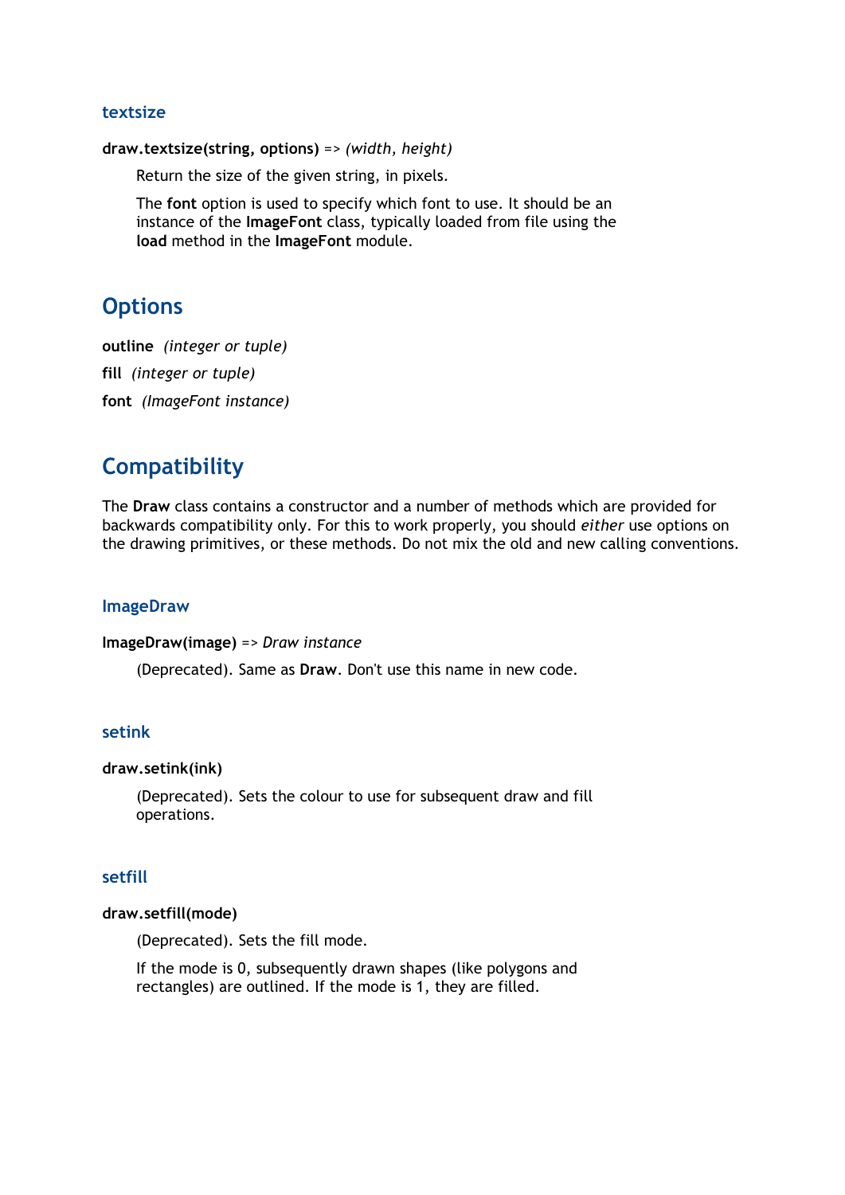### textsize

**draw.textsize(string, options)** => *(width, height)*

Return the size of the given string, in pixels.

The **font** option is used to specify which font to use. It should be an instance of the **ImageFont** class, typically loaded from file using the **load** method in the **ImageFont** module.

## Options

**outline** *(integer or tuple)*

**fill** *(integer or tuple)*

**font** *(ImageFont instance)*

## Compatibility

The **Draw** class contains a constructor and a number of methods which are provided for backwards compatibility only. For this to work properly, you should *either* use options on the drawing primitives, or these methods. Do not mix the old and new calling conventions.

### ImageDraw

**ImageDraw(image)** => *Draw instance*

(Deprecated). Same as **Draw**. Don't use this name in new code.

### setink

**draw.setink(ink)**

(Deprecated). Sets the colour to use for subsequent draw and fill operations.

### setfill

**draw.setfill(mode)**

(Deprecated). Sets the fill mode.

If the mode is 0, subsequently drawn shapes (like polygons and rectangles) are outlined. If the mode is 1, they are filled.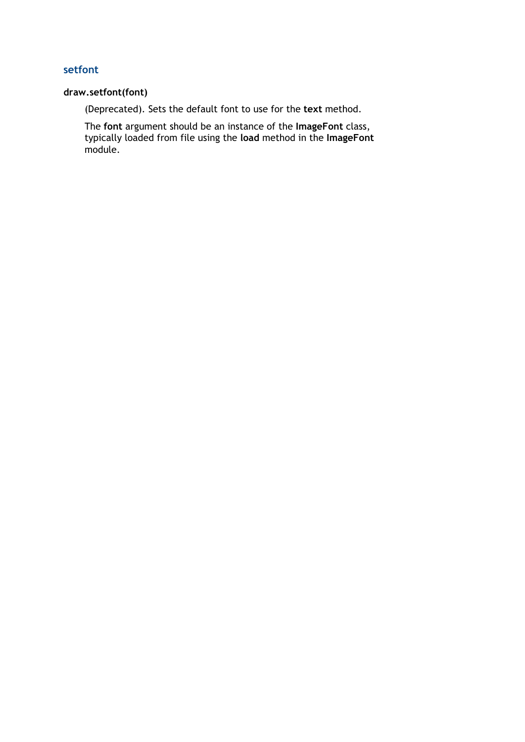### setfont

**draw.setfont(font)**

(Deprecated). Sets the default font to use for the **text** method.

The **font** argument should be an instance of the **ImageFont** class, typically loaded from file using the **load** method in the **ImageFont** module.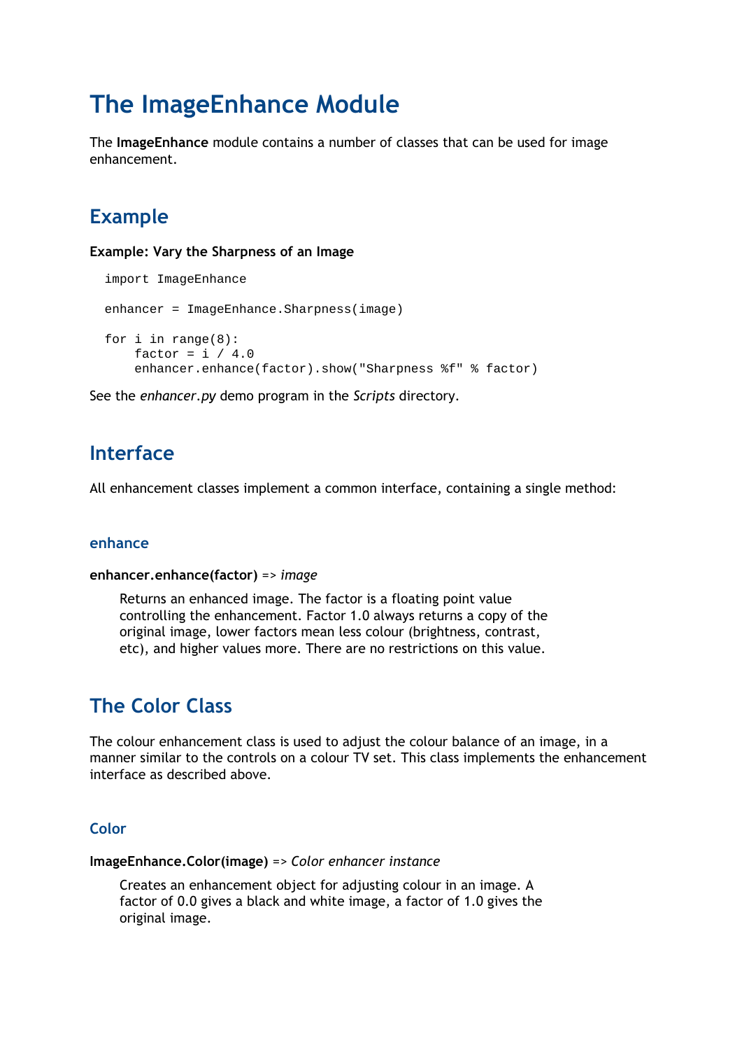# The ImageEnhance Module

The **ImageEnhance** module contains a number of classes that can be used for image enhancement.

## Example

**Example: Vary the Sharpness of an Image**

```
import ImageEnhance

enhancer = ImageEnhance.Sharpness(image)

for i in range(8):
    factor = i / 4.0
    enhancer.enhance(factor).show("Sharpness %f" % factor)
```

See the *enhancer.py* demo program in the *Scripts* directory.

## Interface

All enhancement classes implement a common interface, containing a single method:

### enhance

**enhancer.enhance(factor)** => *image*

> Returns an enhanced image. The factor is a floating point value controlling the enhancement. Factor 1.0 always returns a copy of the original image, lower factors mean less colour (brightness, contrast, etc), and higher values more. There are no restrictions on this value.

## The Color Class

The colour enhancement class is used to adjust the colour balance of an image, in a manner similar to the controls on a colour TV set. This class implements the enhancement interface as described above.

### Color

**ImageEnhance.Color(image)** => *Color enhancer instance*

> Creates an enhancement object for adjusting colour in an image. A factor of 0.0 gives a black and white image, a factor of 1.0 gives the original image.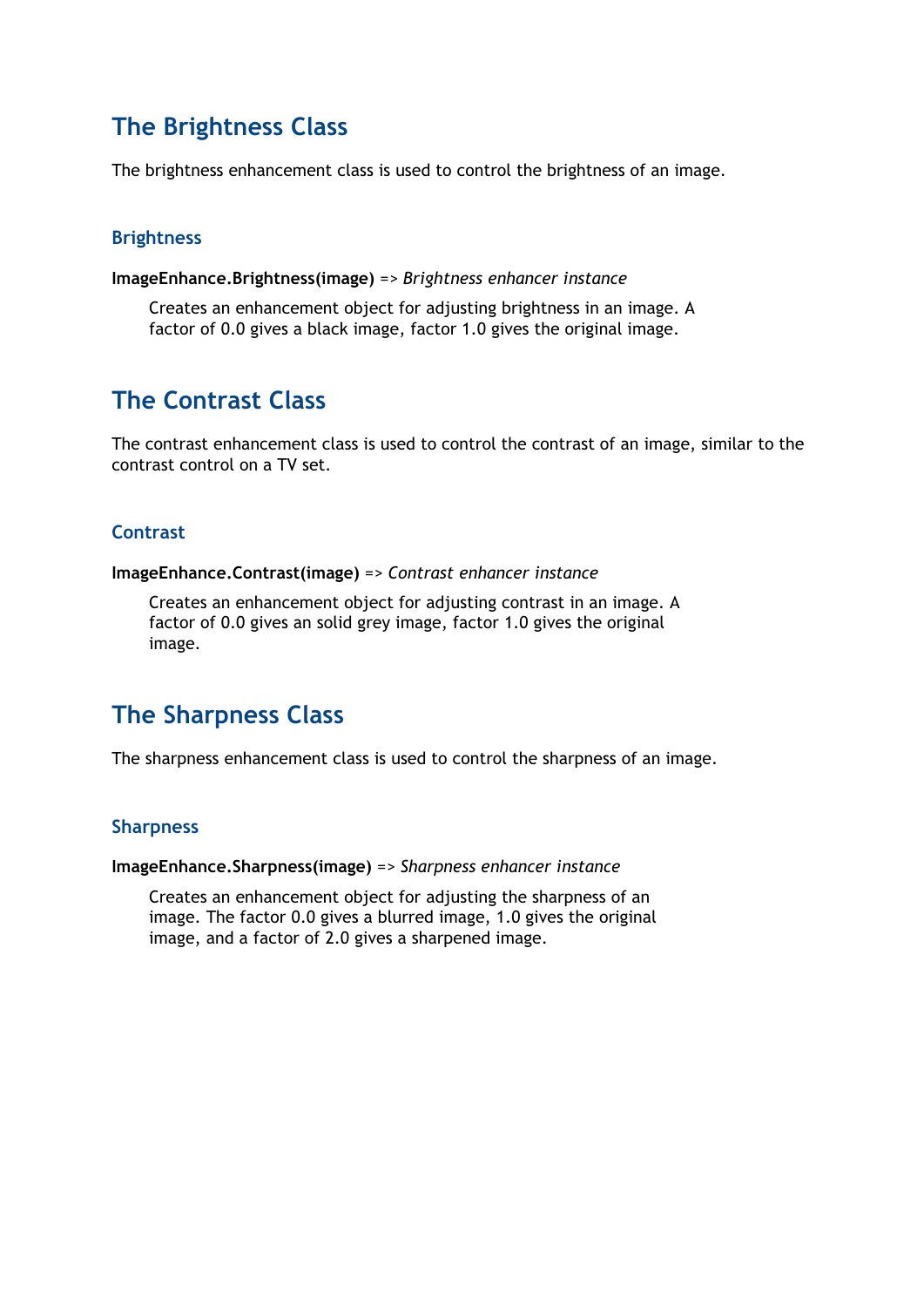## The Brightness Class

The brightness enhancement class is used to control the brightness of an image.

### Brightness

**ImageEnhance.Brightness(image)** => *Brightness enhancer instance*

> Creates an enhancement object for adjusting brightness in an image. A factor of 0.0 gives a black image, factor 1.0 gives the original image.

## The Contrast Class

The contrast enhancement class is used to control the contrast of an image, similar to the contrast control on a TV set.

### Contrast

**ImageEnhance.Contrast(image)** => *Contrast enhancer instance*

> Creates an enhancement object for adjusting contrast in an image. A factor of 0.0 gives an solid grey image, factor 1.0 gives the original image.

## The Sharpness Class

The sharpness enhancement class is used to control the sharpness of an image.

### Sharpness

**ImageEnhance.Sharpness(image)** => *Sharpness enhancer instance*

> Creates an enhancement object for adjusting the sharpness of an image. The factor 0.0 gives a blurred image, 1.0 gives the original image, and a factor of 2.0 gives a sharpened image.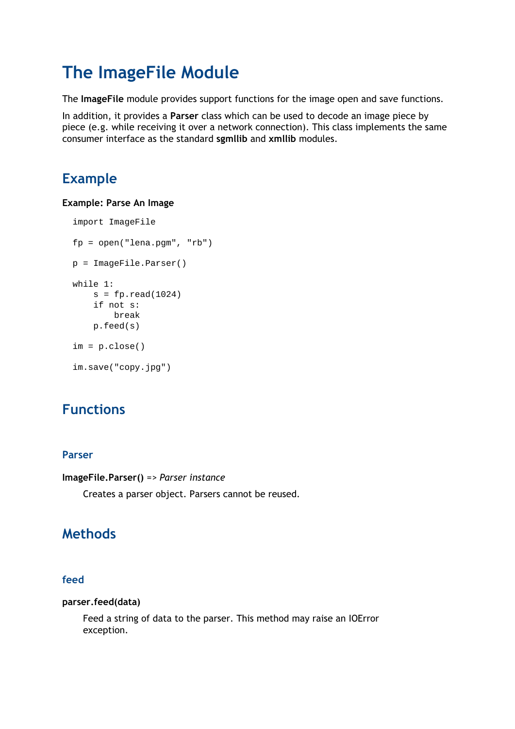# The ImageFile Module

The **ImageFile** module provides support functions for the image open and save functions.

In addition, it provides a **Parser** class which can be used to decode an image piece by piece (e.g. while receiving it over a network connection). This class implements the same consumer interface as the standard **sgmllib** and **xmllib** modules.

## Example

**Example: Parse An Image**

```
import ImageFile

fp = open("lena.pgm", "rb")

p = ImageFile.Parser()

while 1:
    s = fp.read(1024)
    if not s:
        break
    p.feed(s)

im = p.close()

im.save("copy.jpg")
```

## Functions

### Parser

**ImageFile.Parser()** => *Parser instance*

Creates a parser object. Parsers cannot be reused.

## Methods

### feed

**parser.feed(data)**

Feed a string of data to the parser. This method may raise an IOError exception.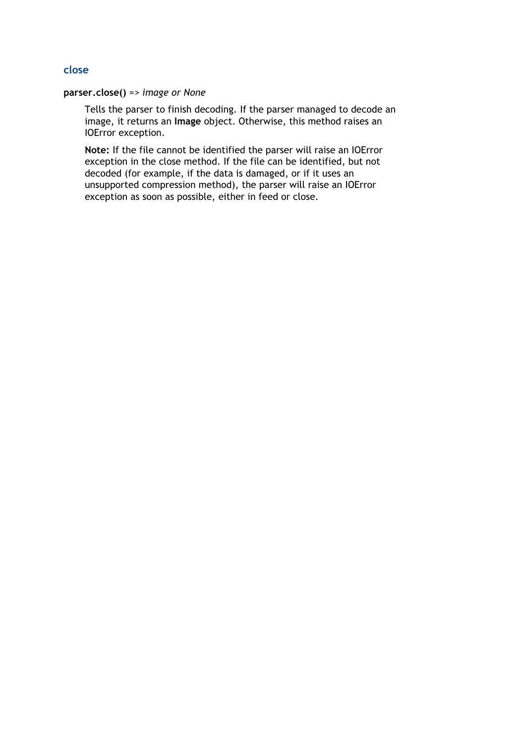### close

**parser.close()** => *image or None*

Tells the parser to finish decoding. If the parser managed to decode an image, it returns an **Image** object. Otherwise, this method raises an IOError exception.

**Note:** If the file cannot be identified the parser will raise an IOError exception in the close method. If the file can be identified, but not decoded (for example, if the data is damaged, or if it uses an unsupported compression method), the parser will raise an IOError exception as soon as possible, either in feed or close.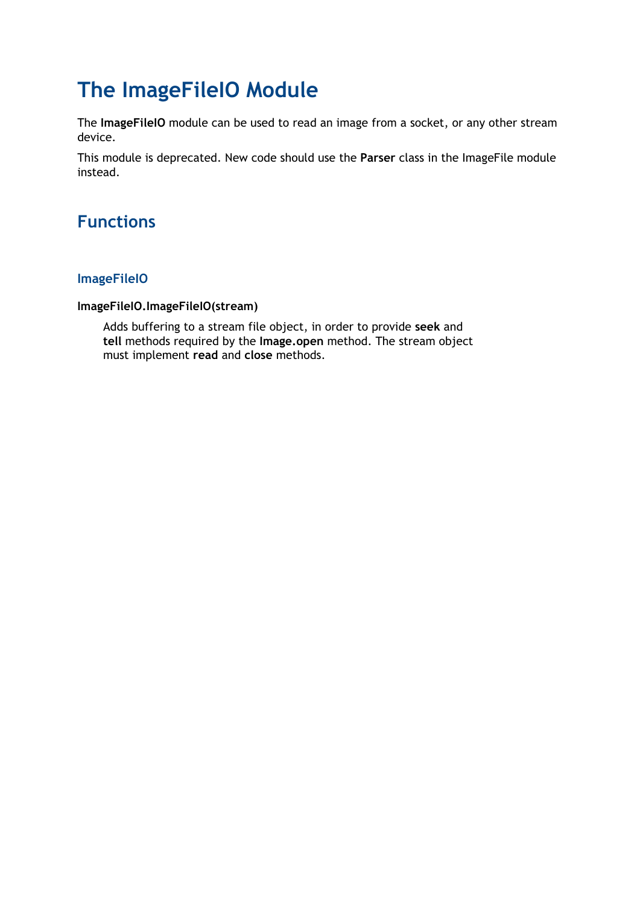# The ImageFileIO Module

The **ImageFileIO** module can be used to read an image from a socket, or any other stream device.

This module is deprecated. New code should use the **Parser** class in the ImageFile module instead.

## Functions

### ImageFileIO

**ImageFileIO.ImageFileIO(stream)**

Adds buffering to a stream file object, in order to provide **seek** and **tell** methods required by the **Image.open** method. The stream object must implement **read** and **close** methods.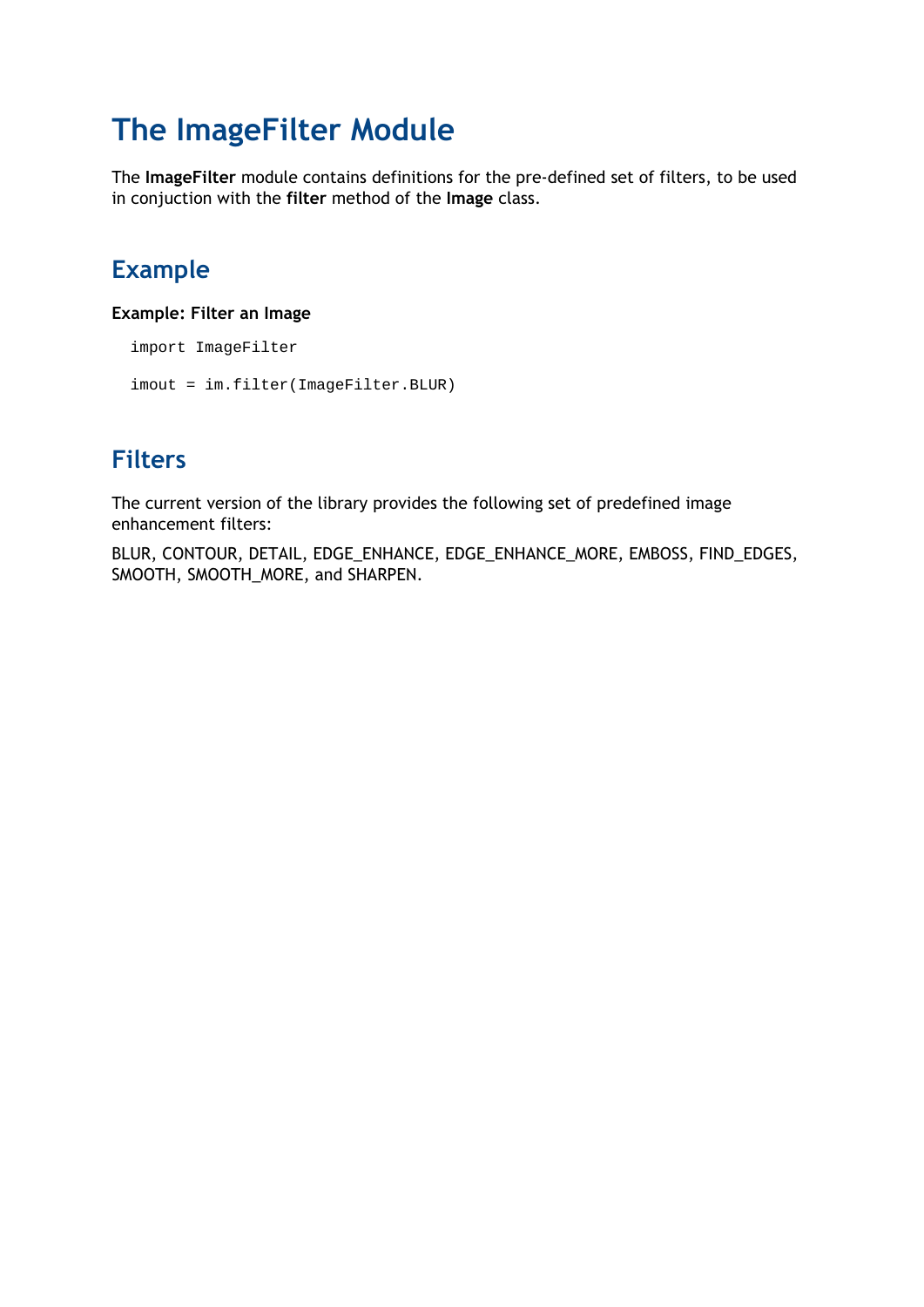# The ImageFilter Module

The **ImageFilter** module contains definitions for the pre-defined set of filters, to be used in conjuction with the **filter** method of the **Image** class.

## Example

**Example: Filter an Image**

```
import ImageFilter

imout = im.filter(ImageFilter.BLUR)
```

## Filters

The current version of the library provides the following set of predefined image enhancement filters:

BLUR, CONTOUR, DETAIL, EDGE_ENHANCE, EDGE_ENHANCE_MORE, EMBOSS, FIND_EDGES, SMOOTH, SMOOTH_MORE, and SHARPEN.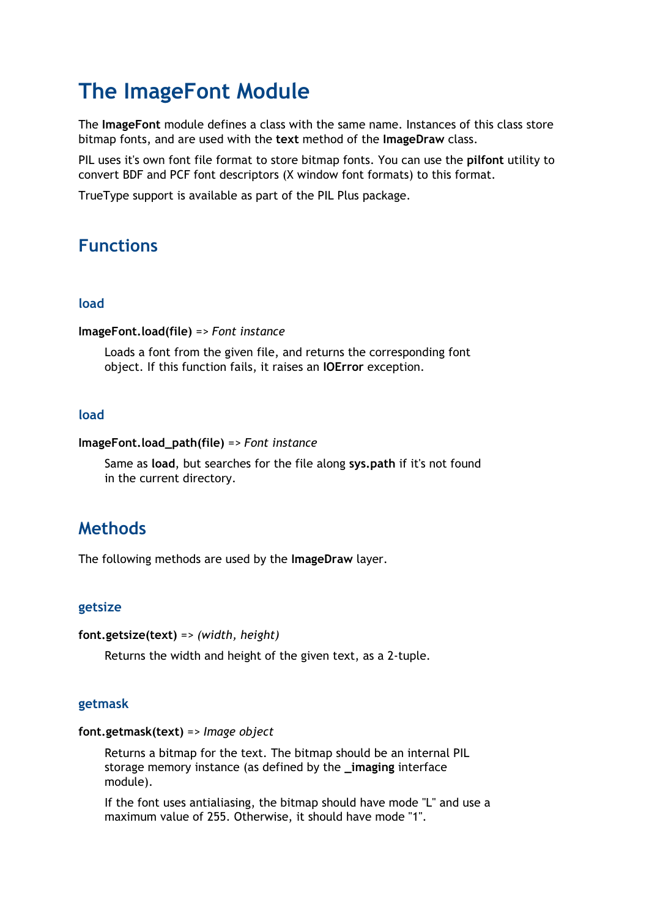# The ImageFont Module

The **ImageFont** module defines a class with the same name. Instances of this class store bitmap fonts, and are used with the **text** method of the **ImageDraw** class.

PIL uses it's own font file format to store bitmap fonts. You can use the **pilfont** utility to convert BDF and PCF font descriptors (X window font formats) to this format.

TrueType support is available as part of the PIL Plus package.

## Functions

### load

**ImageFont.load(file)** => *Font instance*

Loads a font from the given file, and returns the corresponding font object. If this function fails, it raises an **IOError** exception.

### load

**ImageFont.load_path(file)** => *Font instance*

Same as **load**, but searches for the file along **sys.path** if it's not found in the current directory.

## Methods

The following methods are used by the **ImageDraw** layer.

### getsize

**font.getsize(text)** => *(width, height)*

Returns the width and height of the given text, as a 2-tuple.

### getmask

**font.getmask(text)** => *Image object*

Returns a bitmap for the text. The bitmap should be an internal PIL storage memory instance (as defined by the **_imaging** interface module).

If the font uses antialiasing, the bitmap should have mode "L" and use a maximum value of 255. Otherwise, it should have mode "1".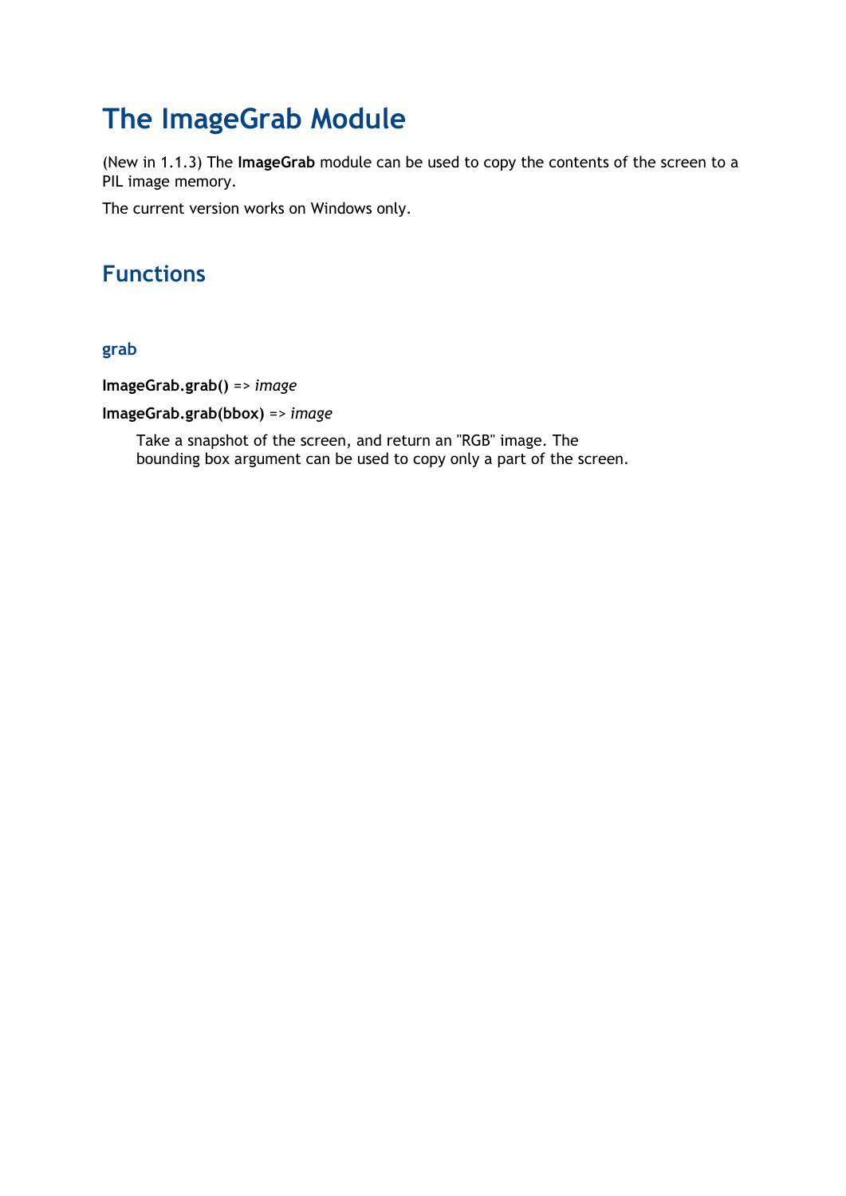# The ImageGrab Module

(New in 1.1.3) The **ImageGrab** module can be used to copy the contents of the screen to a PIL image memory.

The current version works on Windows only.

## Functions

### grab

**ImageGrab.grab()** => *image*

**ImageGrab.grab(bbox)** => *image*

> Take a snapshot of the screen, and return an "RGB" image. The bounding box argument can be used to copy only a part of the screen.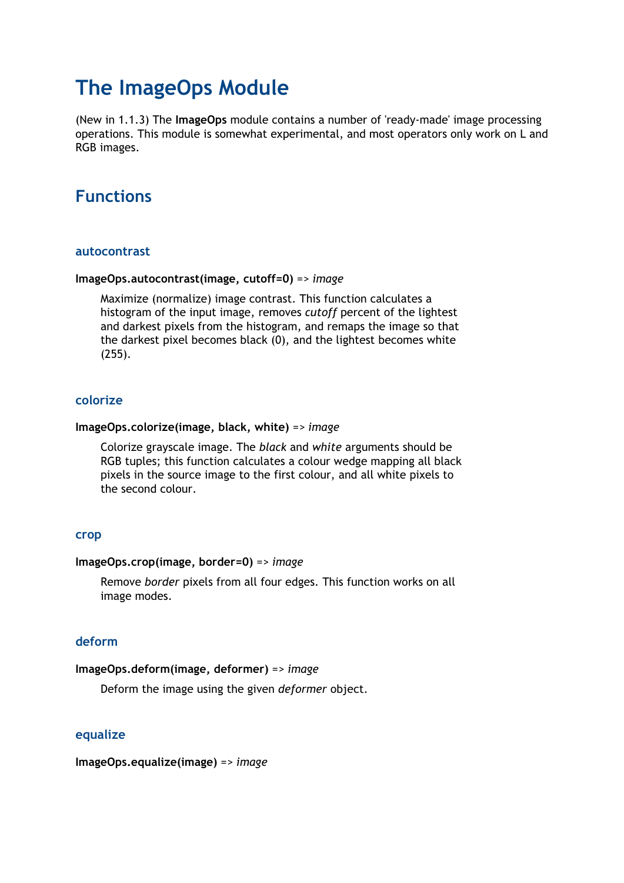# The ImageOps Module

(New in 1.1.3) The **ImageOps** module contains a number of 'ready-made' image processing operations. This module is somewhat experimental, and most operators only work on L and RGB images.

## Functions

### autocontrast

**ImageOps.autocontrast(image, cutoff=0)** => *image*

Maximize (normalize) image contrast. This function calculates a histogram of the input image, removes *cutoff* percent of the lightest and darkest pixels from the histogram, and remaps the image so that the darkest pixel becomes black (0), and the lightest becomes white (255).

### colorize

**ImageOps.colorize(image, black, white)** => *image*

Colorize grayscale image. The *black* and *white* arguments should be RGB tuples; this function calculates a colour wedge mapping all black pixels in the source image to the first colour, and all white pixels to the second colour.

### crop

**ImageOps.crop(image, border=0)** => *image*

Remove *border* pixels from all four edges. This function works on all image modes.

### deform

**ImageOps.deform(image, deformer)** => *image*

Deform the image using the given *deformer* object.

### equalize

**ImageOps.equalize(image)** => *image*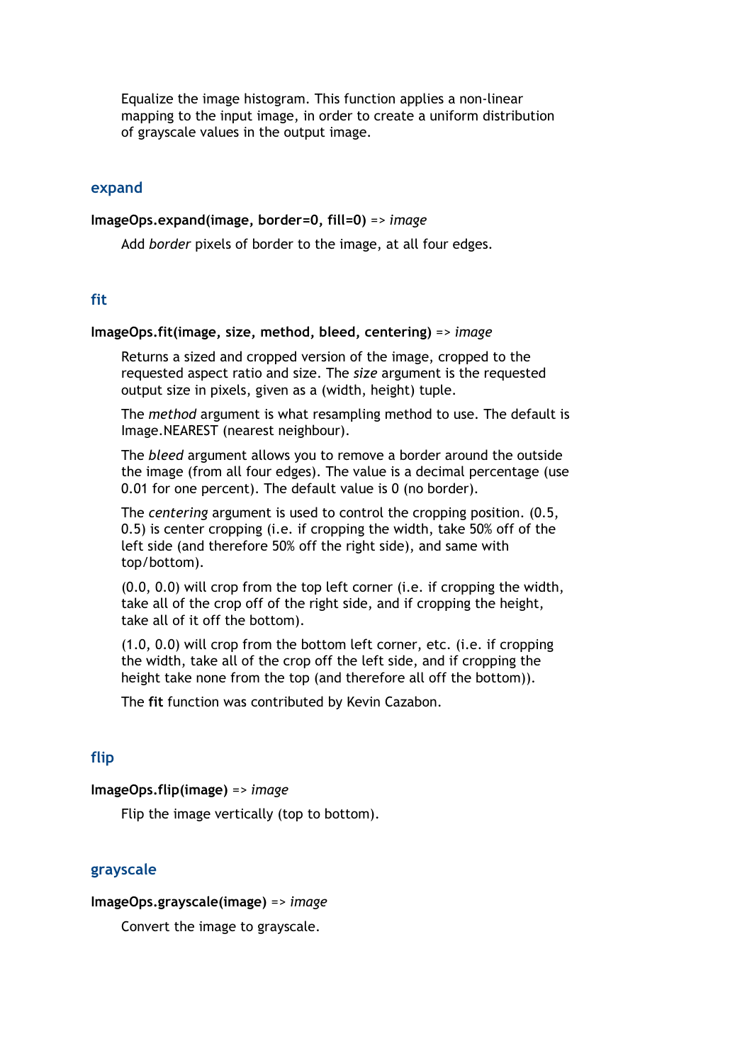Equalize the image histogram. This function applies a non-linear mapping to the input image, in order to create a uniform distribution of grayscale values in the output image.

## expand

**ImageOps.expand(image, border=0, fill=0)** => *image*

Add *border* pixels of border to the image, at all four edges.

## fit

**ImageOps.fit(image, size, method, bleed, centering)** => *image*

Returns a sized and cropped version of the image, cropped to the requested aspect ratio and size. The *size* argument is the requested output size in pixels, given as a (width, height) tuple.

The *method* argument is what resampling method to use. The default is Image.NEAREST (nearest neighbour).

The *bleed* argument allows you to remove a border around the outside the image (from all four edges). The value is a decimal percentage (use 0.01 for one percent). The default value is 0 (no border).

The *centering* argument is used to control the cropping position. (0.5, 0.5) is center cropping (i.e. if cropping the width, take 50% off of the left side (and therefore 50% off the right side), and same with top/bottom).

(0.0, 0.0) will crop from the top left corner (i.e. if cropping the width, take all of the crop off of the right side, and if cropping the height, take all of it off the bottom).

(1.0, 0.0) will crop from the bottom left corner, etc. (i.e. if cropping the width, take all of the crop off the left side, and if cropping the height take none from the top (and therefore all off the bottom)).

The **fit** function was contributed by Kevin Cazabon.

## flip

**ImageOps.flip(image)** => *image*

Flip the image vertically (top to bottom).

## grayscale

**ImageOps.grayscale(image)** => *image*

Convert the image to grayscale.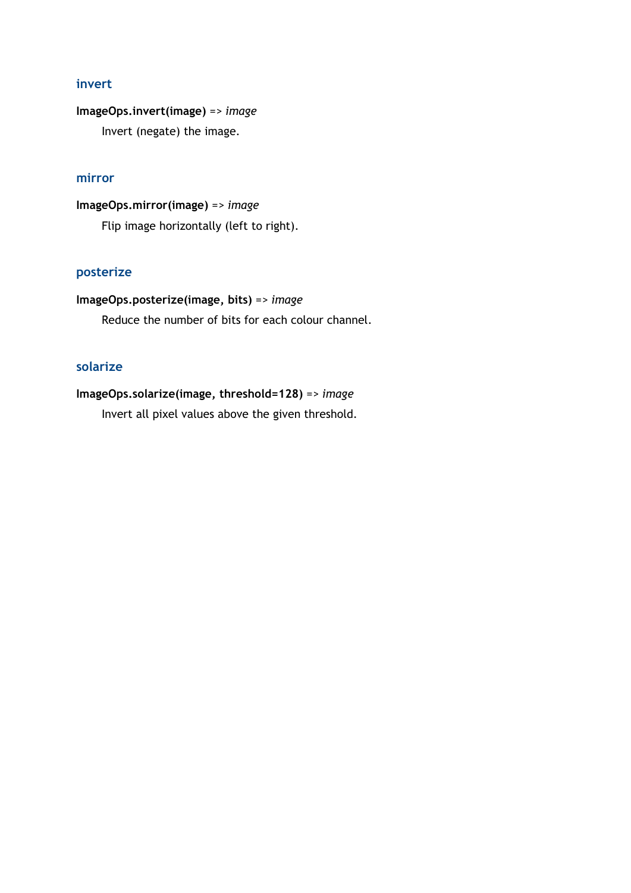### invert

**ImageOps.invert(image)** => *image*

Invert (negate) the image.

### mirror

**ImageOps.mirror(image)** => *image*

Flip image horizontally (left to right).

### posterize

**ImageOps.posterize(image, bits)** => *image*

Reduce the number of bits for each colour channel.

### solarize

**ImageOps.solarize(image, threshold=128)** => *image*

Invert all pixel values above the given threshold.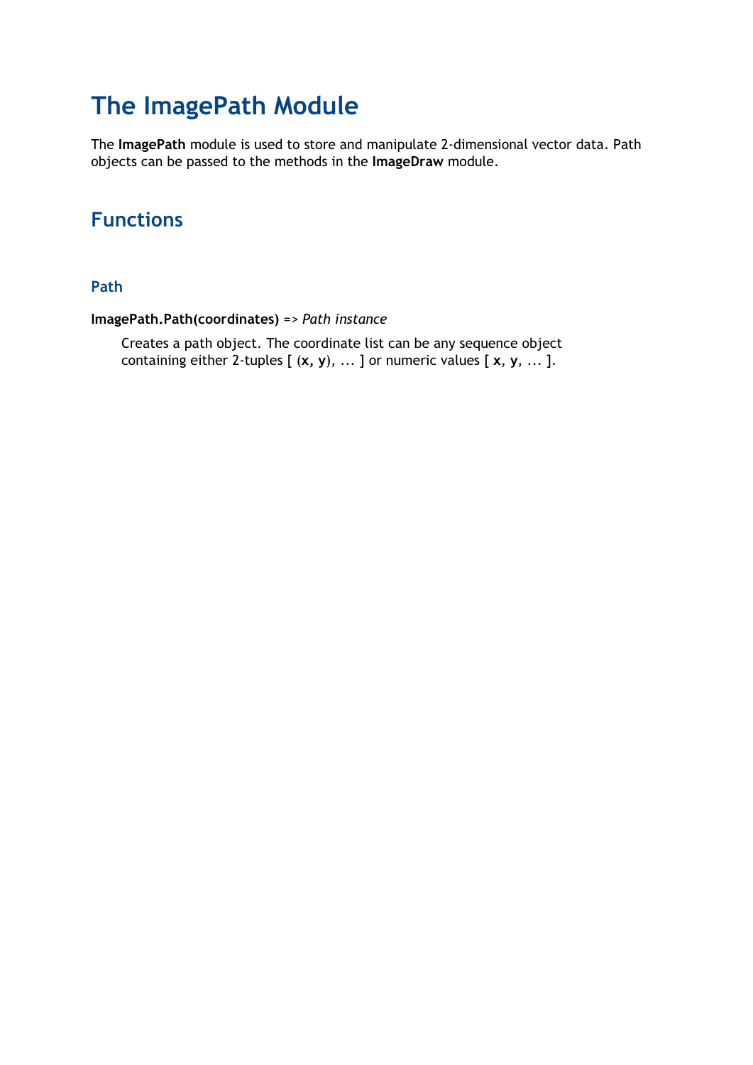# The ImagePath Module

The **ImagePath** module is used to store and manipulate 2-dimensional vector data. Path objects can be passed to the methods in the **ImageDraw** module.

## Functions

### Path

**ImagePath.Path(coordinates)** => *Path instance*

Creates a path object. The coordinate list can be any sequence object containing either 2-tuples [ (**x, y**), ... ] or numeric values [ **x**, **y**, ... ].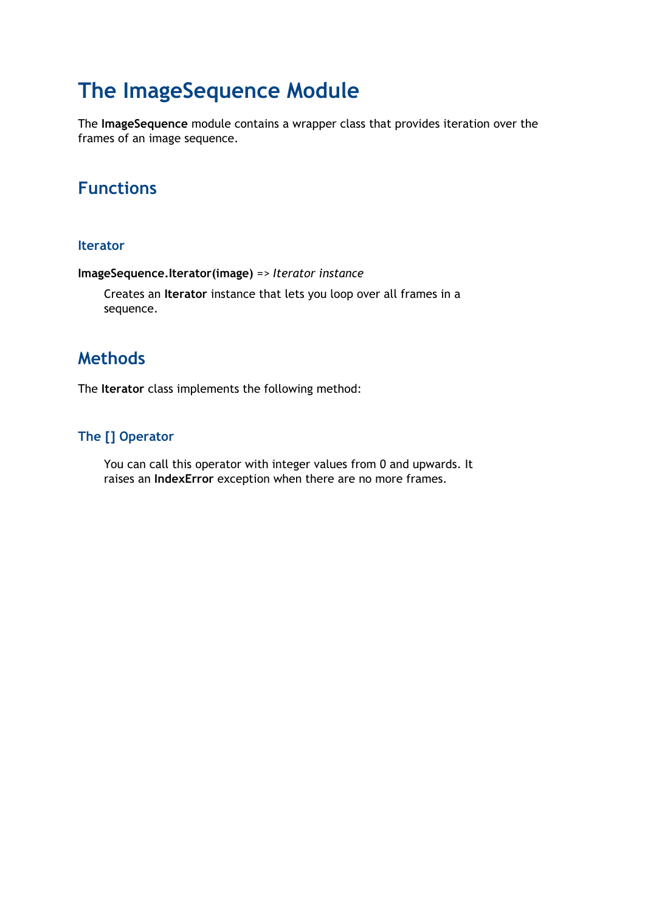# The ImageSequence Module

The **ImageSequence** module contains a wrapper class that provides iteration over the frames of an image sequence.

## Functions

### Iterator

**ImageSequence.Iterator(image)** => *Iterator instance*

Creates an **Iterator** instance that lets you loop over all frames in a sequence.

## Methods

The **Iterator** class implements the following method:

### The [] Operator

You can call this operator with integer values from 0 and upwards. It raises an **IndexError** exception when there are no more frames.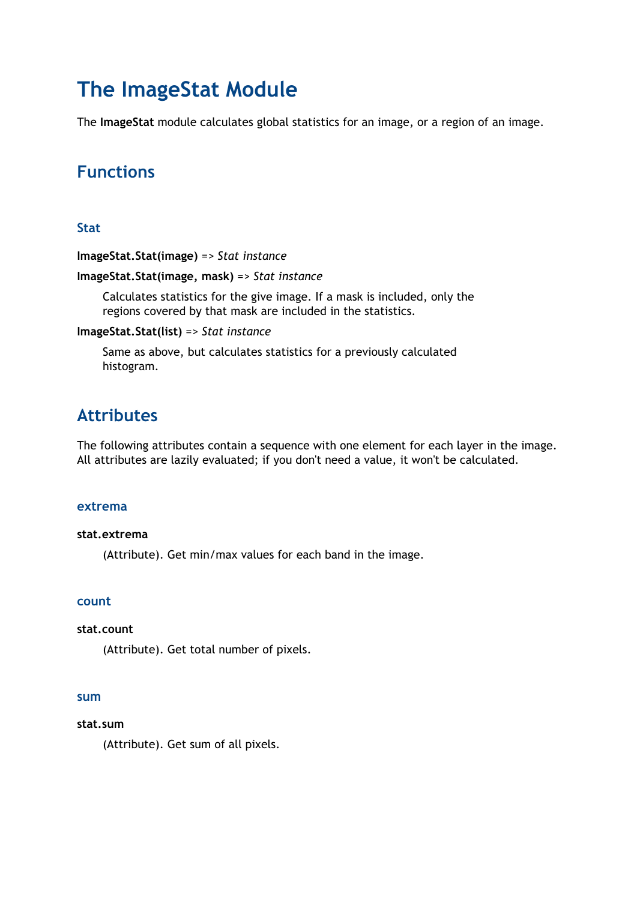# The ImageStat Module

The **ImageStat** module calculates global statistics for an image, or a region of an image.

## Functions

### Stat

**ImageStat.Stat(image)** => *Stat instance*

**ImageStat.Stat(image, mask)** => *Stat instance*

> Calculates statistics for the give image. If a mask is included, only the regions covered by that mask are included in the statistics.

**ImageStat.Stat(list)** => *Stat instance*

> Same as above, but calculates statistics for a previously calculated histogram.

## Attributes

The following attributes contain a sequence with one element for each layer in the image. All attributes are lazily evaluated; if you don't need a value, it won't be calculated.

### extrema

**stat.extrema**

> (Attribute). Get min/max values for each band in the image.

### count

**stat.count**

> (Attribute). Get total number of pixels.

### sum

**stat.sum**

> (Attribute). Get sum of all pixels.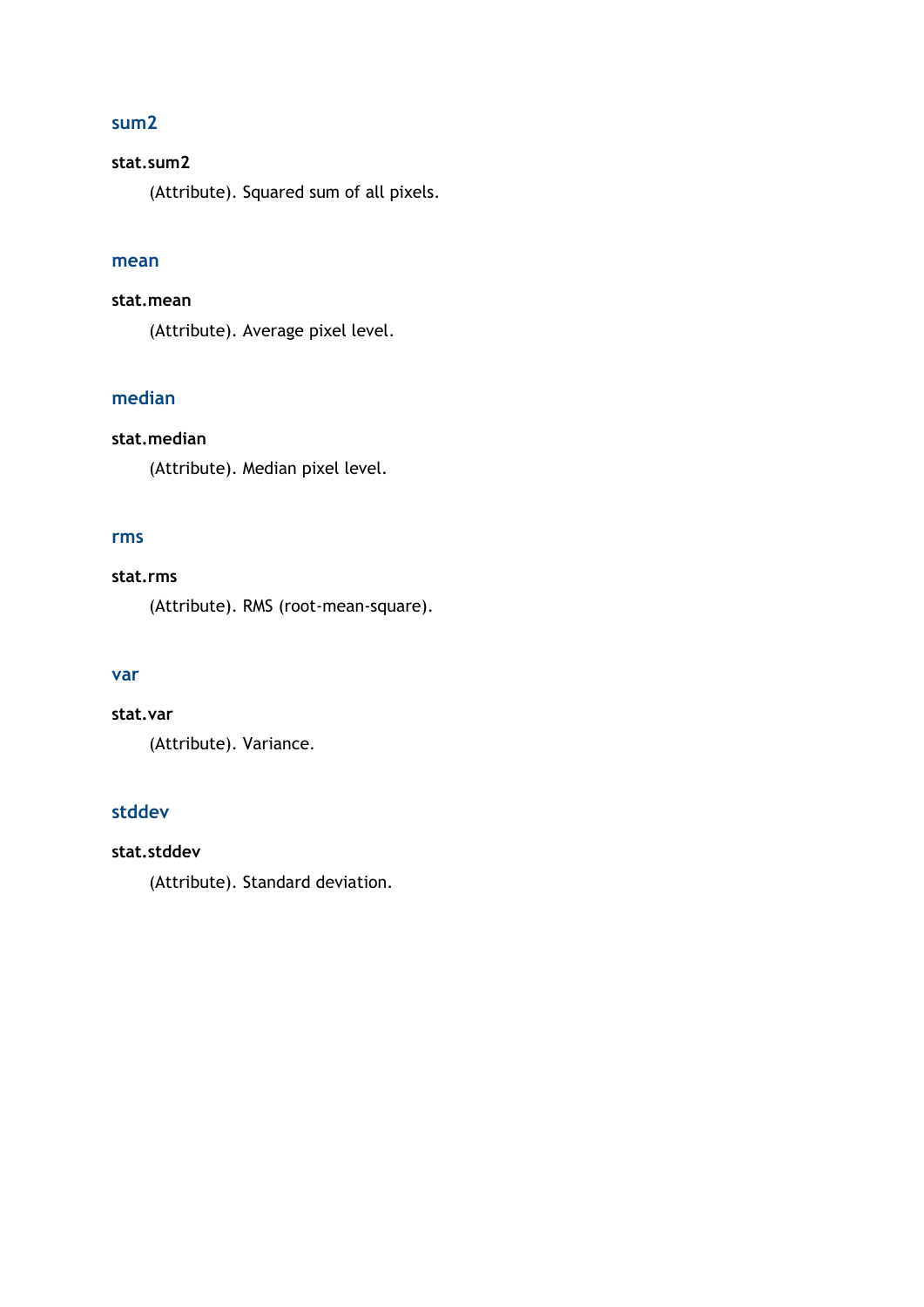### sum2

**stat.sum2**

(Attribute). Squared sum of all pixels.

### mean

**stat.mean**

(Attribute). Average pixel level.

### median

**stat.median**

(Attribute). Median pixel level.

### rms

**stat.rms**

(Attribute). RMS (root-mean-square).

### var

**stat.var**

(Attribute). Variance.

### stddev

**stat.stddev**

(Attribute). Standard deviation.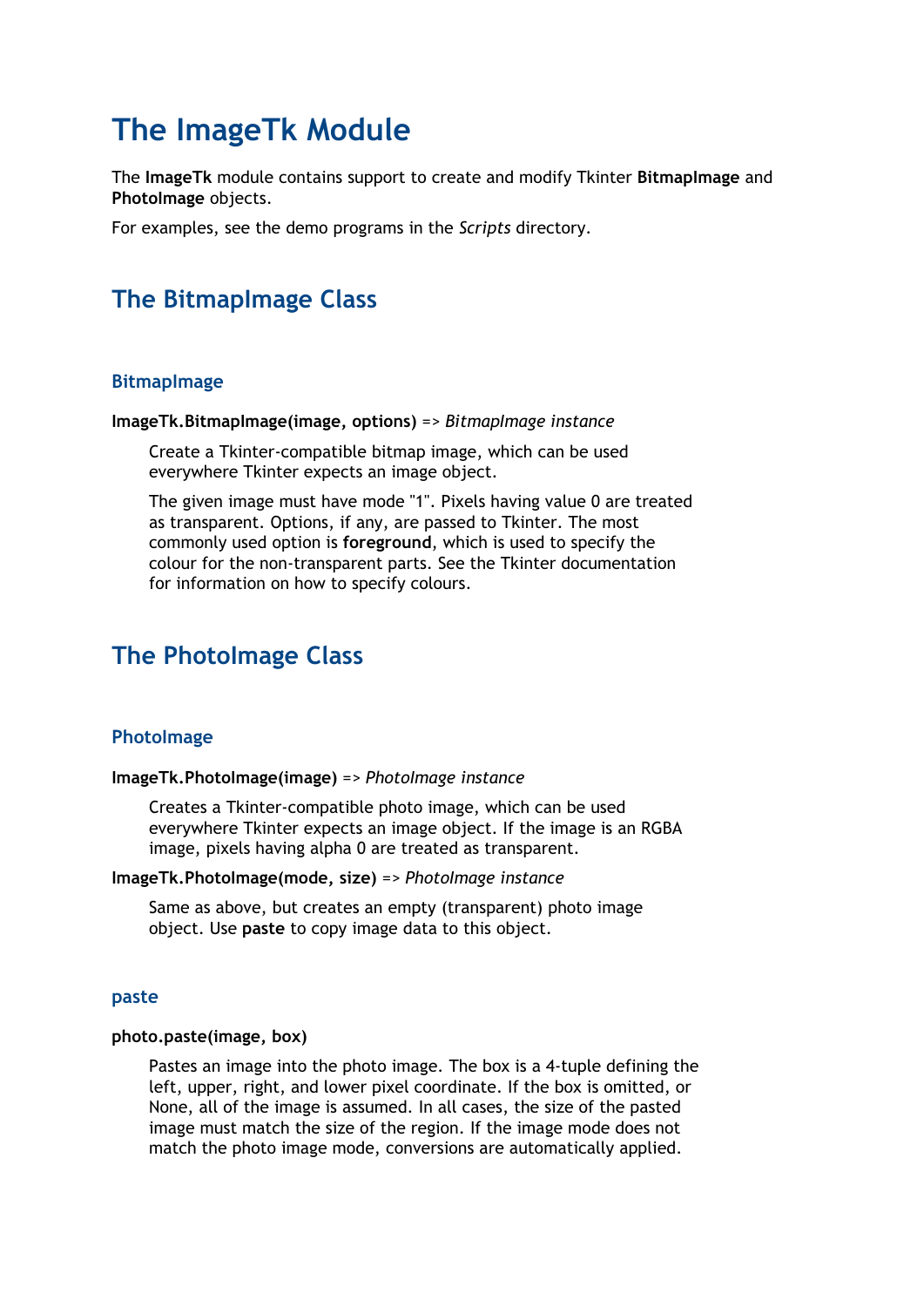# The ImageTk Module

The **ImageTk** module contains support to create and modify Tkinter **BitmapImage** and **PhotoImage** objects.

For examples, see the demo programs in the *Scripts* directory.

## The BitmapImage Class

### BitmapImage

**ImageTk.BitmapImage(image, options)** => *BitmapImage instance*

Create a Tkinter-compatible bitmap image, which can be used everywhere Tkinter expects an image object.

The given image must have mode "1". Pixels having value 0 are treated as transparent. Options, if any, are passed to Tkinter. The most commonly used option is **foreground**, which is used to specify the colour for the non-transparent parts. See the Tkinter documentation for information on how to specify colours.

## The PhotoImage Class

### PhotoImage

**ImageTk.PhotoImage(image)** => *PhotoImage instance*

Creates a Tkinter-compatible photo image, which can be used everywhere Tkinter expects an image object. If the image is an RGBA image, pixels having alpha 0 are treated as transparent.

**ImageTk.PhotoImage(mode, size)** => *PhotoImage instance*

Same as above, but creates an empty (transparent) photo image object. Use **paste** to copy image data to this object.

### paste

**photo.paste(image, box)**

Pastes an image into the photo image. The box is a 4-tuple defining the left, upper, right, and lower pixel coordinate. If the box is omitted, or None, all of the image is assumed. In all cases, the size of the pasted image must match the size of the region. If the image mode does not match the photo image mode, conversions are automatically applied.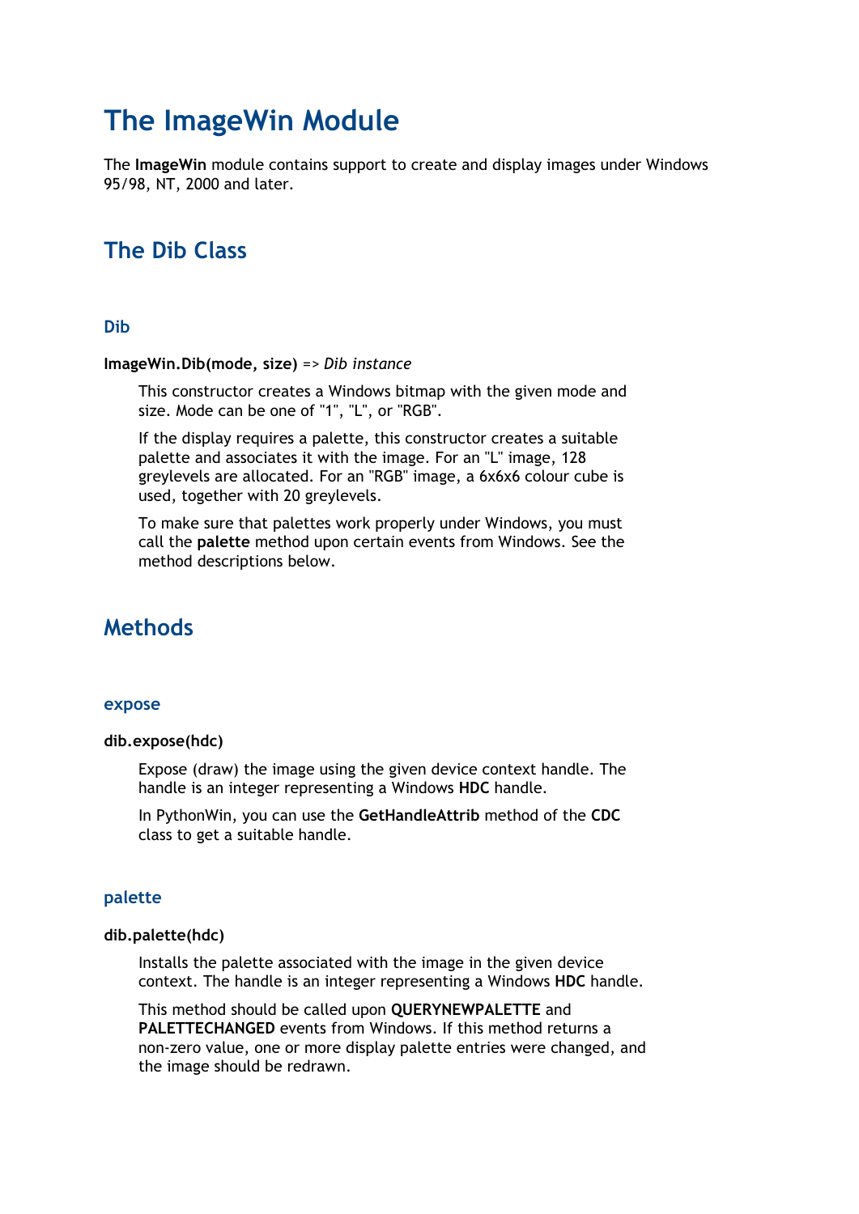# The ImageWin Module

The **ImageWin** module contains support to create and display images under Windows 95/98, NT, 2000 and later.

## The Dib Class

### Dib

**ImageWin.Dib(mode, size)** => *Dib instance*

This constructor creates a Windows bitmap with the given mode and size. Mode can be one of "1", "L", or "RGB".

If the display requires a palette, this constructor creates a suitable palette and associates it with the image. For an "L" image, 128 greylevels are allocated. For an "RGB" image, a 6x6x6 colour cube is used, together with 20 greylevels.

To make sure that palettes work properly under Windows, you must call the **palette** method upon certain events from Windows. See the method descriptions below.

## Methods

### expose

**dib.expose(hdc)**

Expose (draw) the image using the given device context handle. The handle is an integer representing a Windows **HDC** handle.

In PythonWin, you can use the **GetHandleAttrib** method of the **CDC** class to get a suitable handle.

### palette

**dib.palette(hdc)**

Installs the palette associated with the image in the given device context. The handle is an integer representing a Windows **HDC** handle.

This method should be called upon **QUERYNEWPALETTE** and **PALETTECHANGED** events from Windows. If this method returns a non-zero value, one or more display palette entries were changed, and the image should be redrawn.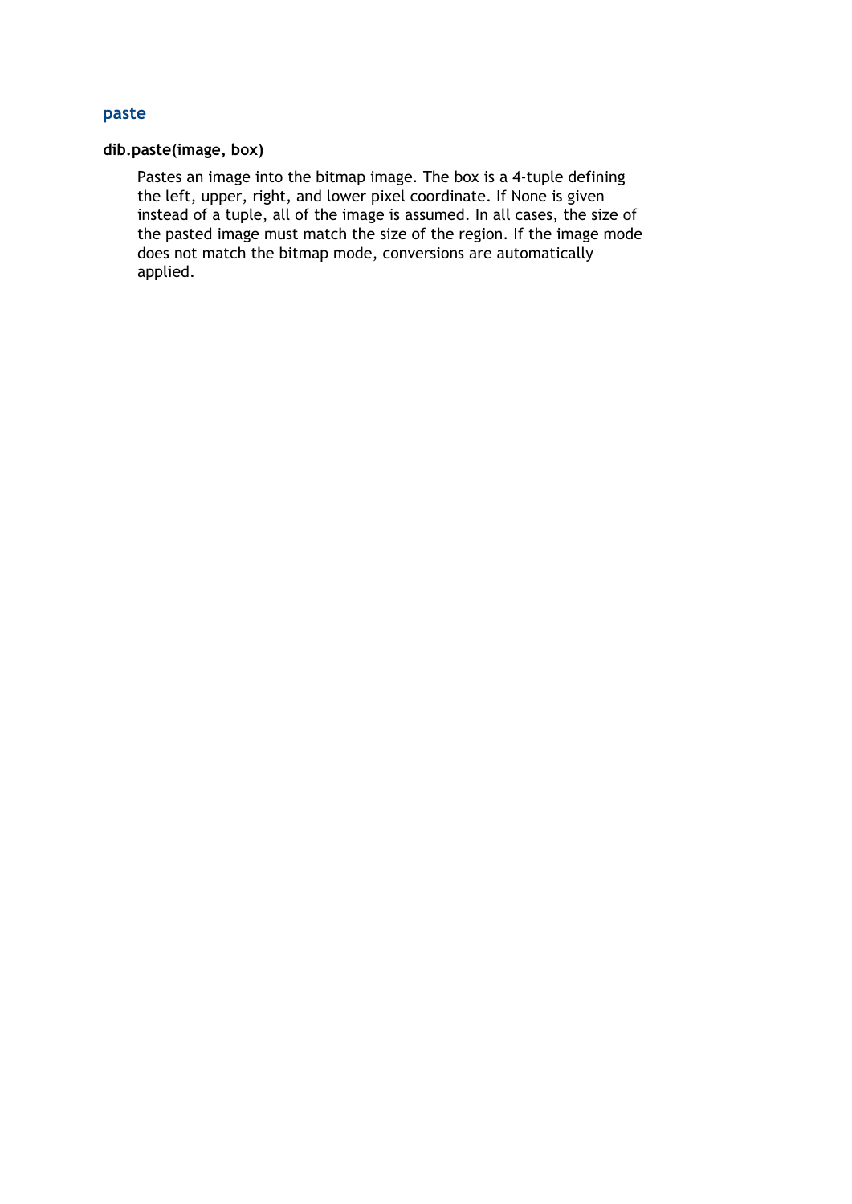### paste

**dib.paste(image, box)**

Pastes an image into the bitmap image. The box is a 4-tuple defining the left, upper, right, and lower pixel coordinate. If None is given instead of a tuple, all of the image is assumed. In all cases, the size of the pasted image must match the size of the region. If the image mode does not match the bitmap mode, conversions are automatically applied.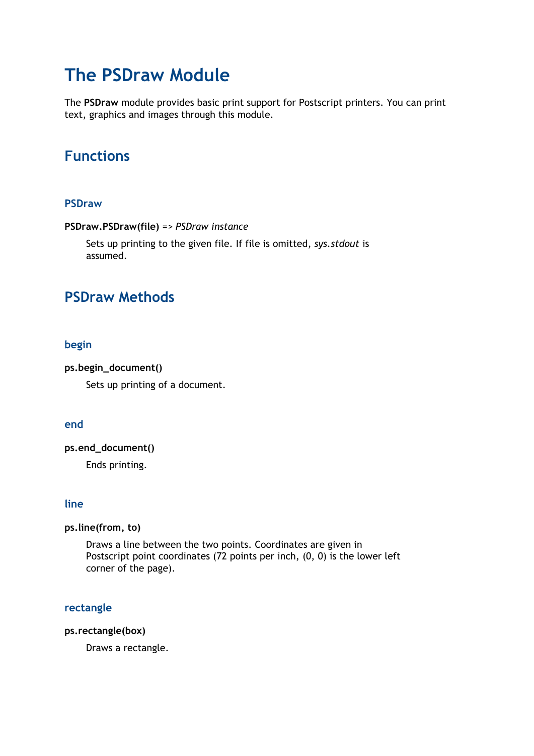# The PSDraw Module

The **PSDraw** module provides basic print support for Postscript printers. You can print text, graphics and images through this module.

## Functions

### PSDraw

**PSDraw.PSDraw(file)** => *PSDraw instance*

Sets up printing to the given file. If file is omitted, *sys.stdout* is assumed.

## PSDraw Methods

### begin

**ps.begin_document()**

Sets up printing of a document.

### end

**ps.end_document()**

Ends printing.

### line

**ps.line(from, to)**

Draws a line between the two points. Coordinates are given in Postscript point coordinates (72 points per inch, (0, 0) is the lower left corner of the page).

### rectangle

**ps.rectangle(box)**

Draws a rectangle.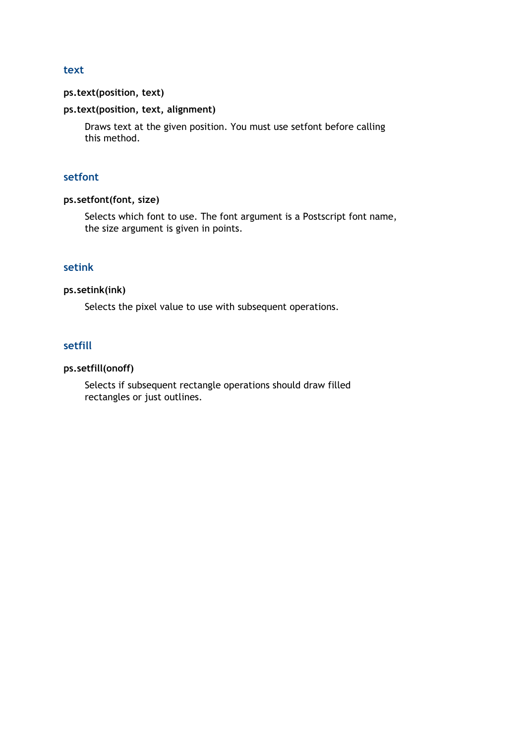### text

**ps.text(position, text)**

**ps.text(position, text, alignment)**

Draws text at the given position. You must use setfont before calling this method.

### setfont

**ps.setfont(font, size)**

Selects which font to use. The font argument is a Postscript font name, the size argument is given in points.

### setink

**ps.setink(ink)**

Selects the pixel value to use with subsequent operations.

### setfill

**ps.setfill(onoff)**

Selects if subsequent rectangle operations should draw filled rectangles or just outlines.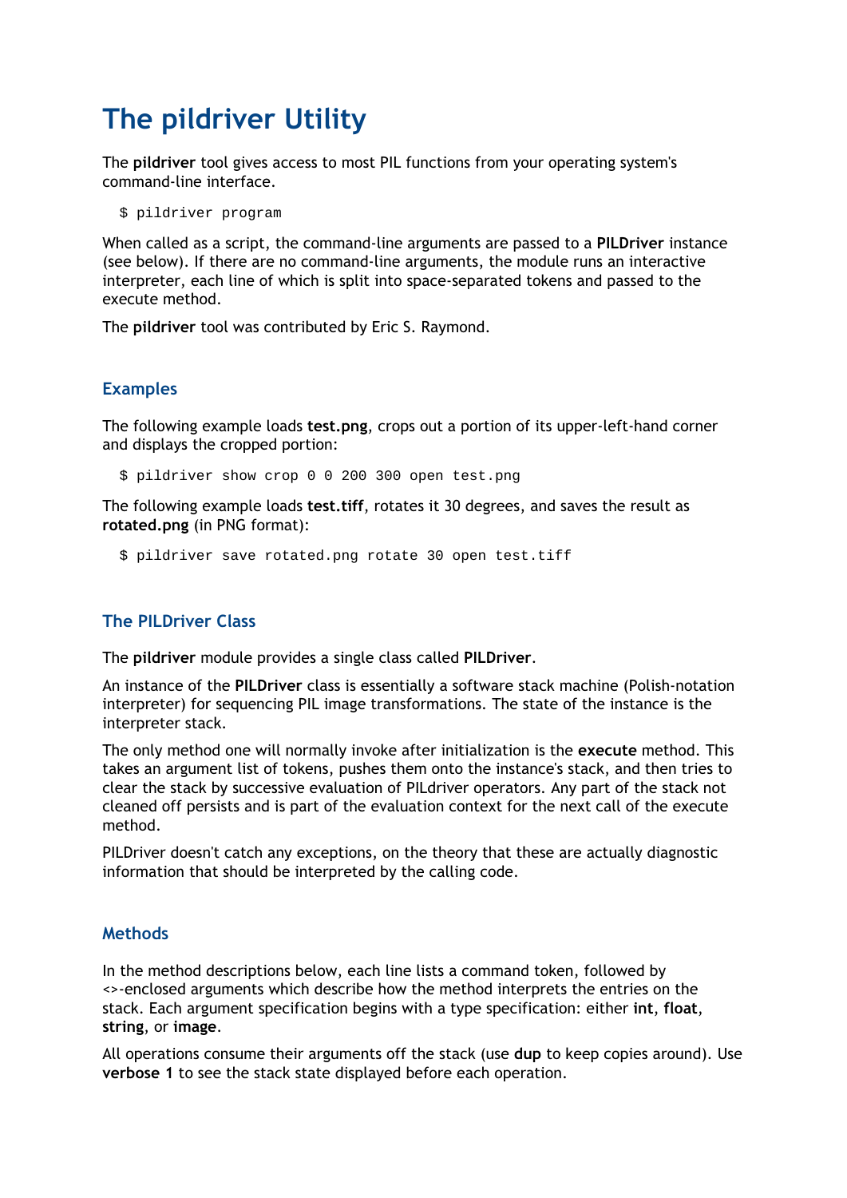# The pildriver Utility

The **pildriver** tool gives access to most PIL functions from your operating system's command-line interface.

```
$ pildriver program
```

When called as a script, the command-line arguments are passed to a **PILDriver** instance (see below). If there are no command-line arguments, the module runs an interactive interpreter, each line of which is split into space-separated tokens and passed to the execute method.

The **pildriver** tool was contributed by Eric S. Raymond.

## Examples

The following example loads **test.png**, crops out a portion of its upper-left-hand corner and displays the cropped portion:

```
$ pildriver show crop 0 0 200 300 open test.png
```

The following example loads **test.tiff**, rotates it 30 degrees, and saves the result as **rotated.png** (in PNG format):

```
$ pildriver save rotated.png rotate 30 open test.tiff
```

## The PILDriver Class

The **pildriver** module provides a single class called **PILDriver**.

An instance of the **PILDriver** class is essentially a software stack machine (Polish-notation interpreter) for sequencing PIL image transformations. The state of the instance is the interpreter stack.

The only method one will normally invoke after initialization is the **execute** method. This takes an argument list of tokens, pushes them onto the instance's stack, and then tries to clear the stack by successive evaluation of PILdriver operators. Any part of the stack not cleaned off persists and is part of the evaluation context for the next call of the execute method.

PILDriver doesn't catch any exceptions, on the theory that these are actually diagnostic information that should be interpreted by the calling code.

## Methods

In the method descriptions below, each line lists a command token, followed by <>-enclosed arguments which describe how the method interprets the entries on the stack. Each argument specification begins with a type specification: either **int**, **float**, **string**, or **image**.

All operations consume their arguments off the stack (use **dup** to keep copies around). Use **verbose 1** to see the stack state displayed before each operation.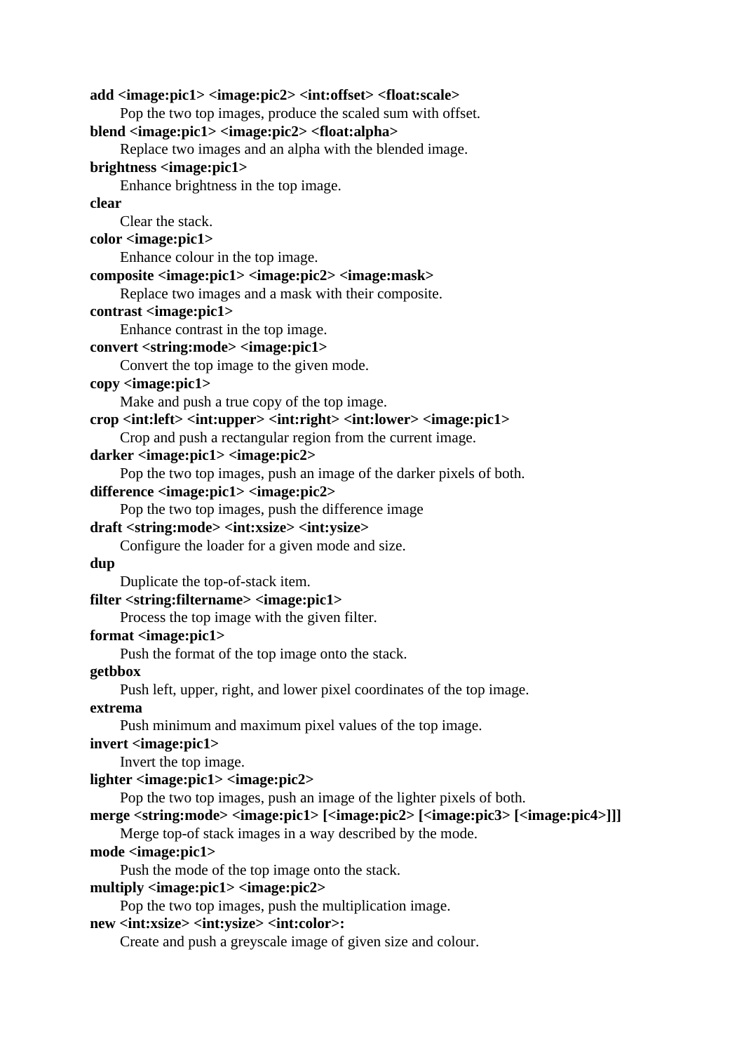**add <image:pic1> <image:pic2> <int:offset> <float:scale>**
  Pop the two top images, produce the scaled sum with offset.

**blend <image:pic1> <image:pic2> <float:alpha>**
  Replace two images and an alpha with the blended image.

**brightness <image:pic1>**
  Enhance brightness in the top image.

**clear**
  Clear the stack.

**color <image:pic1>**
  Enhance colour in the top image.

**composite <image:pic1> <image:pic2> <image:mask>**
  Replace two images and a mask with their composite.

**contrast <image:pic1>**
  Enhance contrast in the top image.

**convert <string:mode> <image:pic1>**
  Convert the top image to the given mode.

**copy <image:pic1>**
  Make and push a true copy of the top image.

**crop <int:left> <int:upper> <int:right> <int:lower> <image:pic1>**
  Crop and push a rectangular region from the current image.

**darker <image:pic1> <image:pic2>**
  Pop the two top images, push an image of the darker pixels of both.

**difference <image:pic1> <image:pic2>**
  Pop the two top images, push the difference image

**draft <string:mode> <int:xsize> <int:ysize>**
  Configure the loader for a given mode and size.

**dup**
  Duplicate the top-of-stack item.

**filter <string:filtername> <image:pic1>**
  Process the top image with the given filter.

**format <image:pic1>**
  Push the format of the top image onto the stack.

**getbbox**
  Push left, upper, right, and lower pixel coordinates of the top image.

**extrema**
  Push minimum and maximum pixel values of the top image.

**invert <image:pic1>**
  Invert the top image.

**lighter <image:pic1> <image:pic2>**
  Pop the two top images, push an image of the lighter pixels of both.

**merge <string:mode> <image:pic1> [<image:pic2> [<image:pic3> [<image:pic4>]]]**
  Merge top-of stack images in a way described by the mode.

**mode <image:pic1>**
  Push the mode of the top image onto the stack.

**multiply <image:pic1> <image:pic2>**
  Pop the two top images, push the multiplication image.

**new <int:xsize> <int:ysize> <int:color>:**
  Create and push a greyscale image of given size and colour.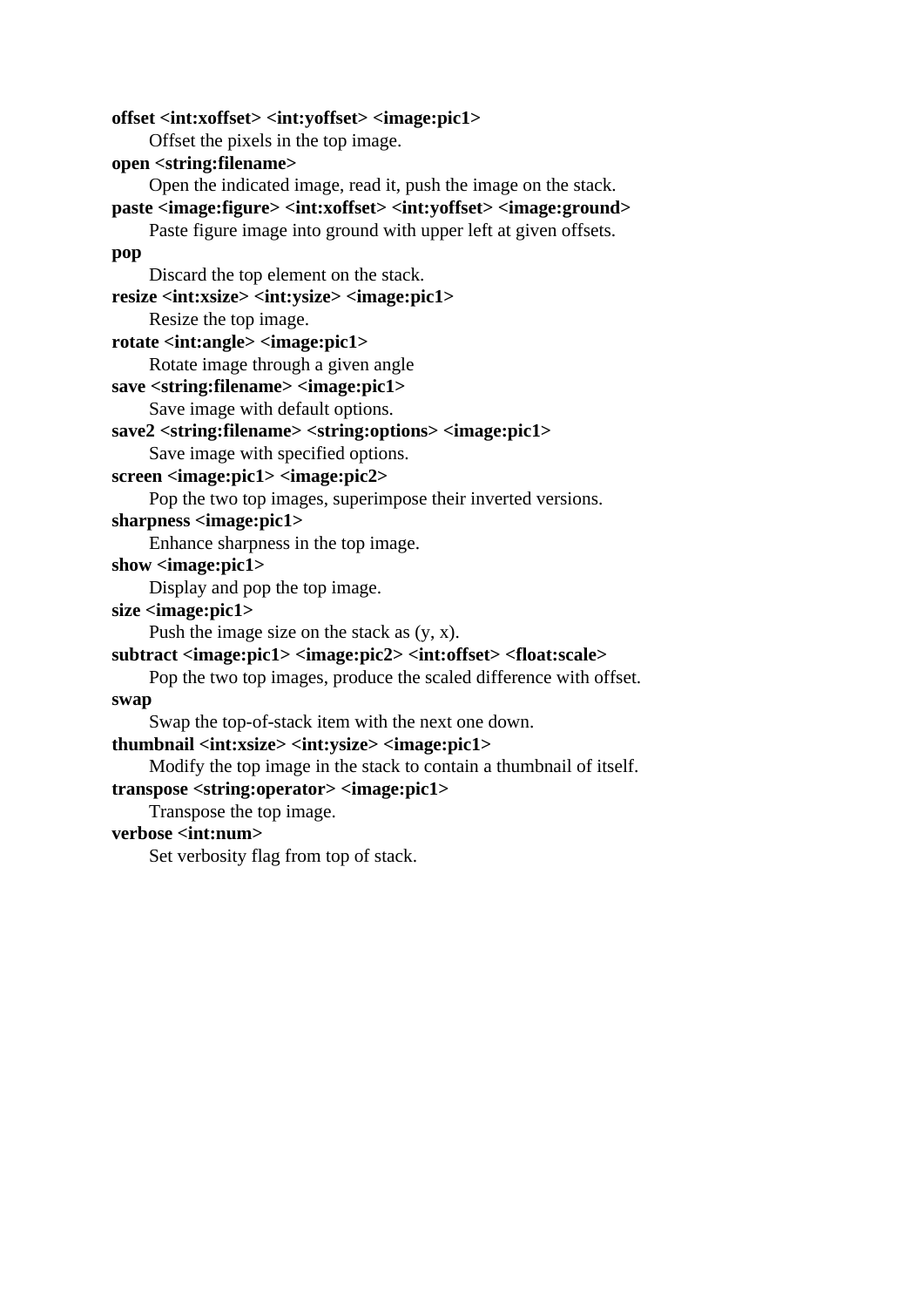**offset <int:xoffset> <int:yoffset> <image:pic1>**
: Offset the pixels in the top image.

**open <string:filename>**
: Open the indicated image, read it, push the image on the stack.

**paste <image:figure> <int:xoffset> <int:yoffset> <image:ground>**
: Paste figure image into ground with upper left at given offsets.

**pop**
: Discard the top element on the stack.

**resize <int:xsize> <int:ysize> <image:pic1>**
: Resize the top image.

**rotate <int:angle> <image:pic1>**
: Rotate image through a given angle

**save <string:filename> <image:pic1>**
: Save image with default options.

**save2 <string:filename> <string:options> <image:pic1>**
: Save image with specified options.

**screen <image:pic1> <image:pic2>**
: Pop the two top images, superimpose their inverted versions.

**sharpness <image:pic1>**
: Enhance sharpness in the top image.

**show <image:pic1>**
: Display and pop the top image.

**size <image:pic1>**
: Push the image size on the stack as (y, x).

**subtract <image:pic1> <image:pic2> <int:offset> <float:scale>**
: Pop the two top images, produce the scaled difference with offset.

**swap**
: Swap the top-of-stack item with the next one down.

**thumbnail <int:xsize> <int:ysize> <image:pic1>**
: Modify the top image in the stack to contain a thumbnail of itself.

**transpose <string:operator> <image:pic1>**
: Transpose the top image.

**verbose <int:num>**
: Set verbosity flag from top of stack.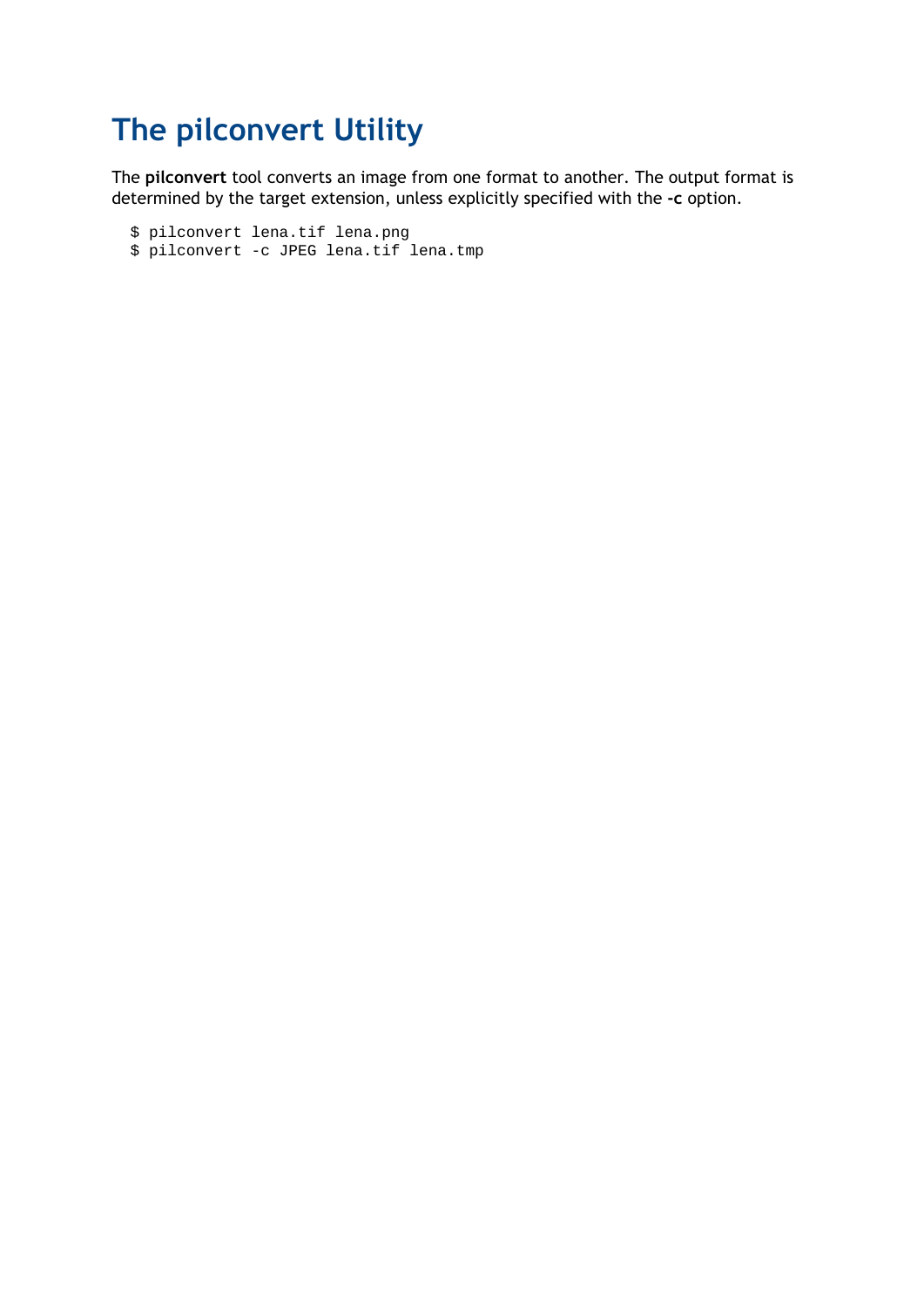# The pilconvert Utility

The **pilconvert** tool converts an image from one format to another. The output format is determined by the target extension, unless explicitly specified with the **-c** option.

```
$ pilconvert lena.tif lena.png
$ pilconvert -c JPEG lena.tif lena.tmp
```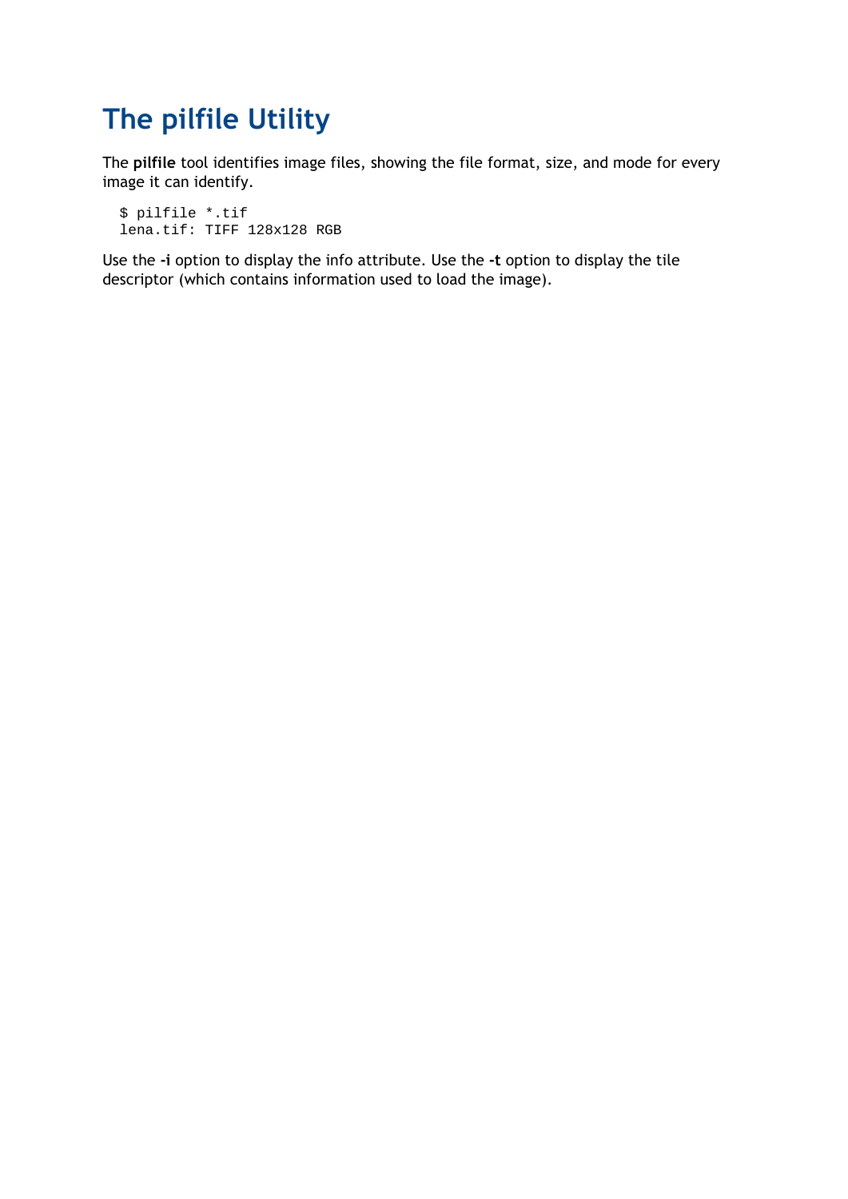# The pilfile Utility

The **pilfile** tool identifies image files, showing the file format, size, and mode for every image it can identify.

```
$ pilfile *.tif
lena.tif: TIFF 128x128 RGB
```

Use the **-i** option to display the info attribute. Use the **-t** option to display the tile descriptor (which contains information used to load the image).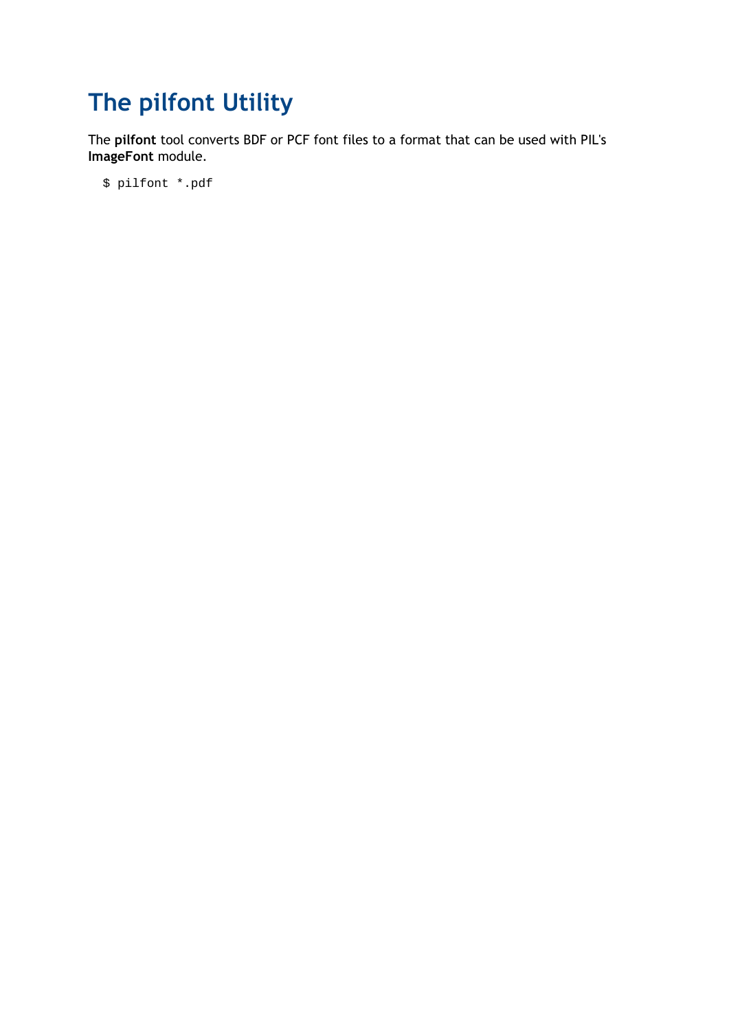# The pilfont Utility

The **pilfont** tool converts BDF or PCF font files to a format that can be used with PIL's **ImageFont** module.

```
$ pilfont *.pdf
```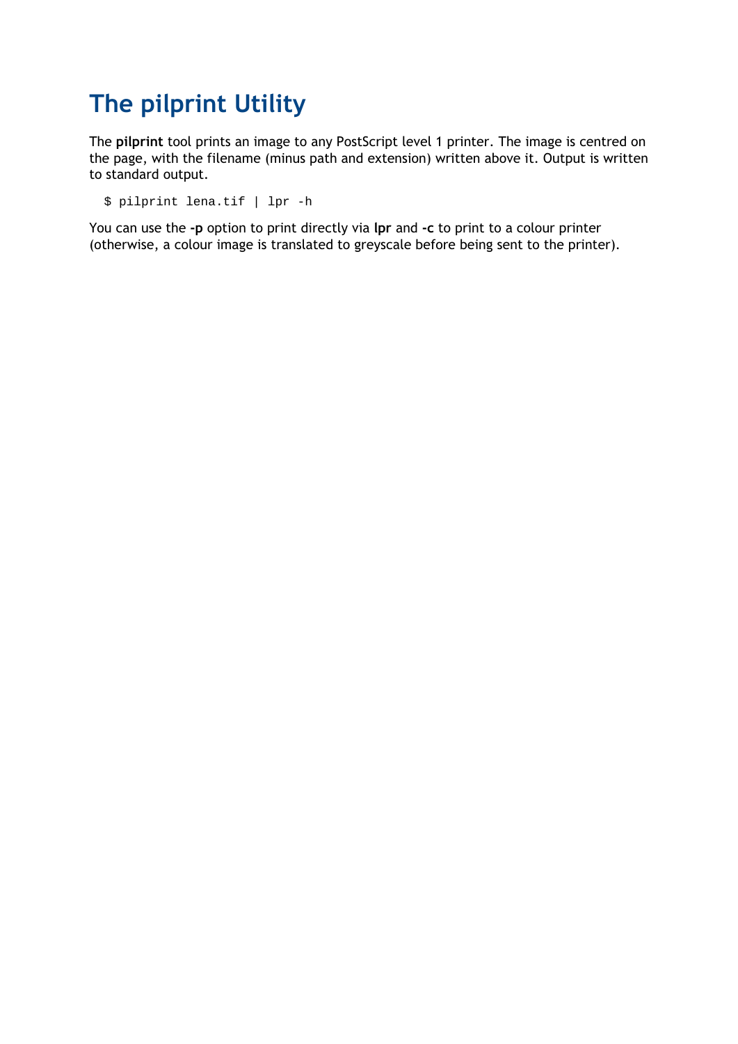# The pilprint Utility

The **pilprint** tool prints an image to any PostScript level 1 printer. The image is centred on the page, with the filename (minus path and extension) written above it. Output is written to standard output.

```
$ pilprint lena.tif | lpr -h
```

You can use the **-p** option to print directly via **lpr** and **-c** to print to a colour printer (otherwise, a colour image is translated to greyscale before being sent to the printer).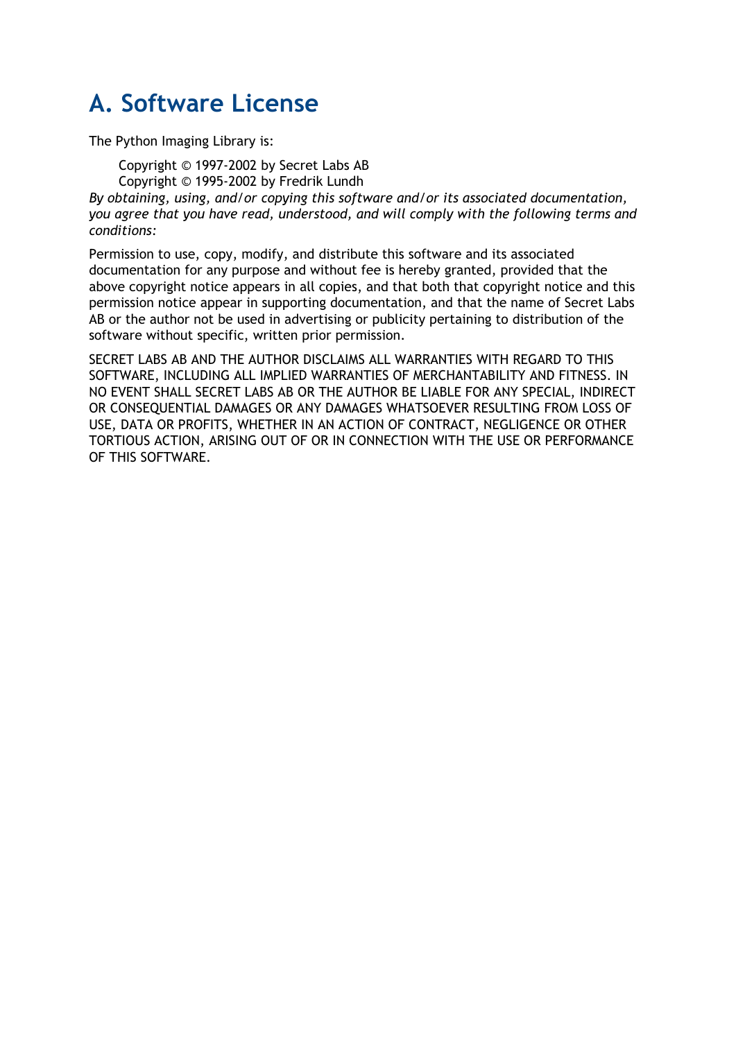# A. Software License

The Python Imaging Library is:

> Copyright © 1997-2002 by Secret Labs AB
> Copyright © 1995-2002 by Fredrik Lundh

*By obtaining, using, and/or copying this software and/or its associated documentation, you agree that you have read, understood, and will comply with the following terms and conditions:*

Permission to use, copy, modify, and distribute this software and its associated documentation for any purpose and without fee is hereby granted, provided that the above copyright notice appears in all copies, and that both that copyright notice and this permission notice appear in supporting documentation, and that the name of Secret Labs AB or the author not be used in advertising or publicity pertaining to distribution of the software without specific, written prior permission.

SECRET LABS AB AND THE AUTHOR DISCLAIMS ALL WARRANTIES WITH REGARD TO THIS SOFTWARE, INCLUDING ALL IMPLIED WARRANTIES OF MERCHANTABILITY AND FITNESS. IN NO EVENT SHALL SECRET LABS AB OR THE AUTHOR BE LIABLE FOR ANY SPECIAL, INDIRECT OR CONSEQUENTIAL DAMAGES OR ANY DAMAGES WHATSOEVER RESULTING FROM LOSS OF USE, DATA OR PROFITS, WHETHER IN AN ACTION OF CONTRACT, NEGLIGENCE OR OTHER TORTIOUS ACTION, ARISING OUT OF OR IN CONNECTION WITH THE USE OR PERFORMANCE OF THIS SOFTWARE.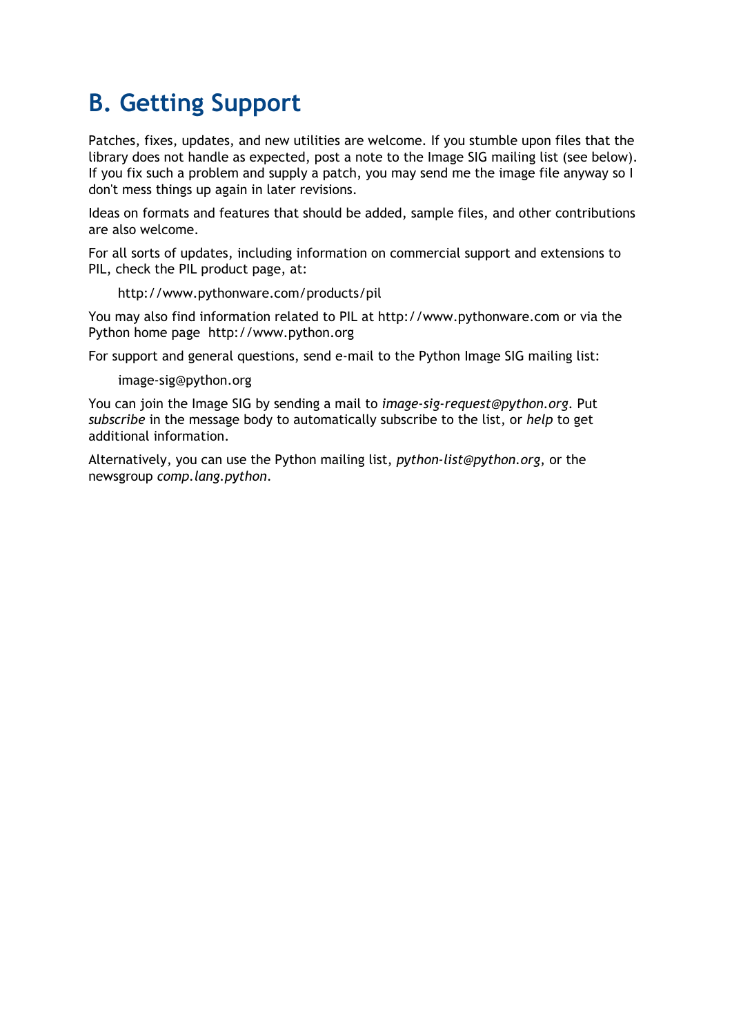# B. Getting Support

Patches, fixes, updates, and new utilities are welcome. If you stumble upon files that the library does not handle as expected, post a note to the Image SIG mailing list (see below). If you fix such a problem and supply a patch, you may send me the image file anyway so I don't mess things up again in later revisions.

Ideas on formats and features that should be added, sample files, and other contributions are also welcome.

For all sorts of updates, including information on commercial support and extensions to PIL, check the PIL product page, at:

> http://www.pythonware.com/products/pil

You may also find information related to PIL at http://www.pythonware.com or via the Python home page http://www.python.org

For support and general questions, send e-mail to the Python Image SIG mailing list:

> image-sig@python.org

You can join the Image SIG by sending a mail to *image-sig-request@python.org*. Put *subscribe* in the message body to automatically subscribe to the list, or *help* to get additional information.

Alternatively, you can use the Python mailing list, *python-list@python.org*, or the newsgroup *comp.lang.python*.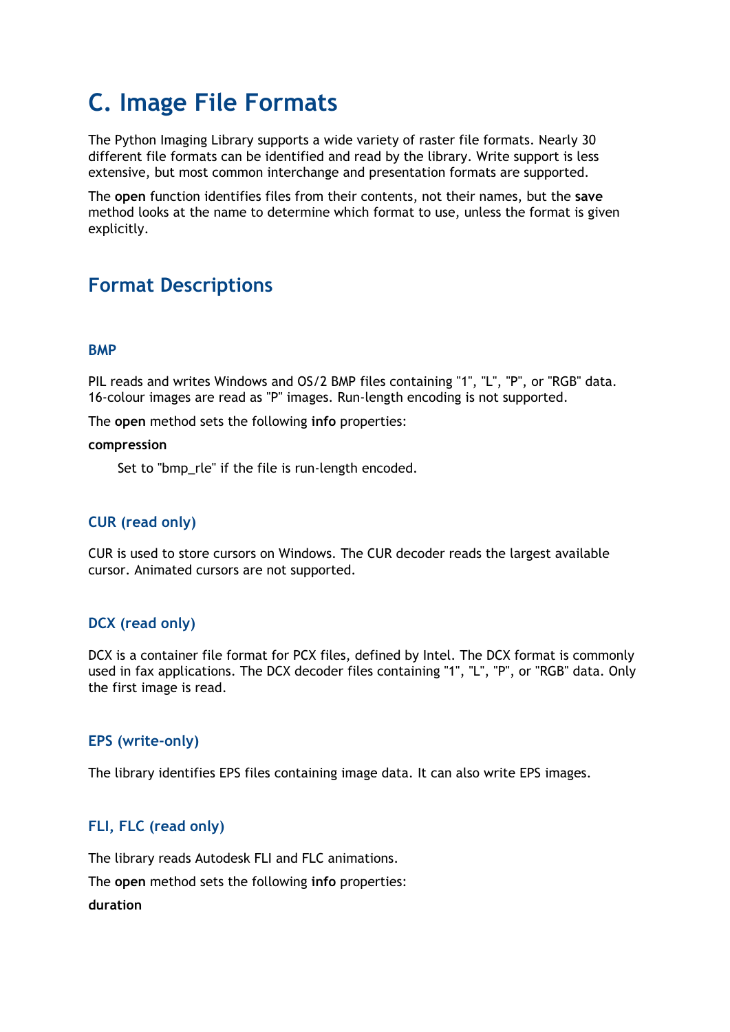# C. Image File Formats

The Python Imaging Library supports a wide variety of raster file formats. Nearly 30 different file formats can be identified and read by the library. Write support is less extensive, but most common interchange and presentation formats are supported.

The **open** function identifies files from their contents, not their names, but the **save** method looks at the name to determine which format to use, unless the format is given explicitly.

## Format Descriptions

### BMP

PIL reads and writes Windows and OS/2 BMP files containing "1", "L", "P", or "RGB" data. 16-colour images are read as "P" images. Run-length encoding is not supported.

The **open** method sets the following **info** properties:

**compression**

Set to "bmp_rle" if the file is run-length encoded.

### CUR (read only)

CUR is used to store cursors on Windows. The CUR decoder reads the largest available cursor. Animated cursors are not supported.

### DCX (read only)

DCX is a container file format for PCX files, defined by Intel. The DCX format is commonly used in fax applications. The DCX decoder files containing "1", "L", "P", or "RGB" data. Only the first image is read.

### EPS (write-only)

The library identifies EPS files containing image data. It can also write EPS images.

### FLI, FLC (read only)

The library reads Autodesk FLI and FLC animations.

The **open** method sets the following **info** properties:

**duration**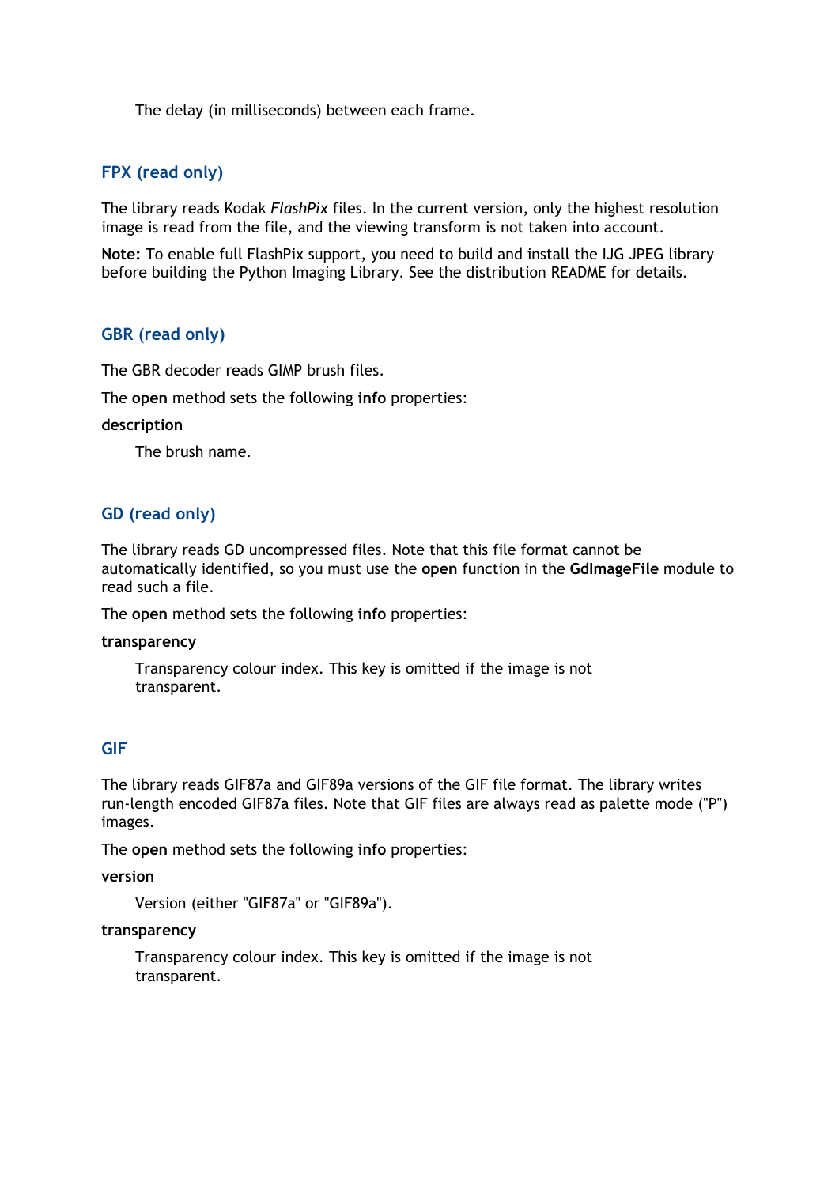The delay (in milliseconds) between each frame.

### FPX (read only)

The library reads Kodak *FlashPix* files. In the current version, only the highest resolution image is read from the file, and the viewing transform is not taken into account.

**Note:** To enable full FlashPix support, you need to build and install the IJG JPEG library before building the Python Imaging Library. See the distribution README for details.

### GBR (read only)

The GBR decoder reads GIMP brush files.

The **open** method sets the following **info** properties:

**description**

The brush name.

### GD (read only)

The library reads GD uncompressed files. Note that this file format cannot be automatically identified, so you must use the **open** function in the **GdImageFile** module to read such a file.

The **open** method sets the following **info** properties:

**transparency**

Transparency colour index. This key is omitted if the image is not transparent.

### GIF

The library reads GIF87a and GIF89a versions of the GIF file format. The library writes run-length encoded GIF87a files. Note that GIF files are always read as palette mode ("P") images.

The **open** method sets the following **info** properties:

**version**

Version (either "GIF87a" or "GIF89a").

**transparency**

Transparency colour index. This key is omitted if the image is not transparent.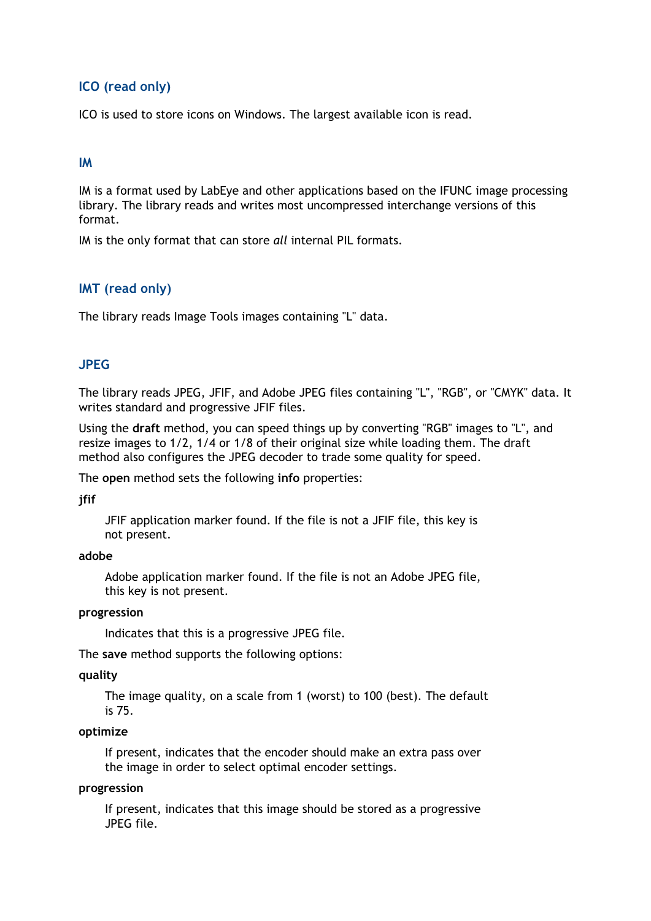### ICO (read only)

ICO is used to store icons on Windows. The largest available icon is read.

### IM

IM is a format used by LabEye and other applications based on the IFUNC image processing library. The library reads and writes most uncompressed interchange versions of this format.

IM is the only format that can store *all* internal PIL formats.

### IMT (read only)

The library reads Image Tools images containing "L" data.

### JPEG

The library reads JPEG, JFIF, and Adobe JPEG files containing "L", "RGB", or "CMYK" data. It writes standard and progressive JFIF files.

Using the **draft** method, you can speed things up by converting "RGB" images to "L", and resize images to 1/2, 1/4 or 1/8 of their original size while loading them. The draft method also configures the JPEG decoder to trade some quality for speed.

The **open** method sets the following **info** properties:

**jfif**

JFIF application marker found. If the file is not a JFIF file, this key is not present.

**adobe**

Adobe application marker found. If the file is not an Adobe JPEG file, this key is not present.

**progression**

Indicates that this is a progressive JPEG file.

The **save** method supports the following options:

**quality**

The image quality, on a scale from 1 (worst) to 100 (best). The default is 75.

**optimize**

If present, indicates that the encoder should make an extra pass over the image in order to select optimal encoder settings.

**progression**

If present, indicates that this image should be stored as a progressive JPEG file.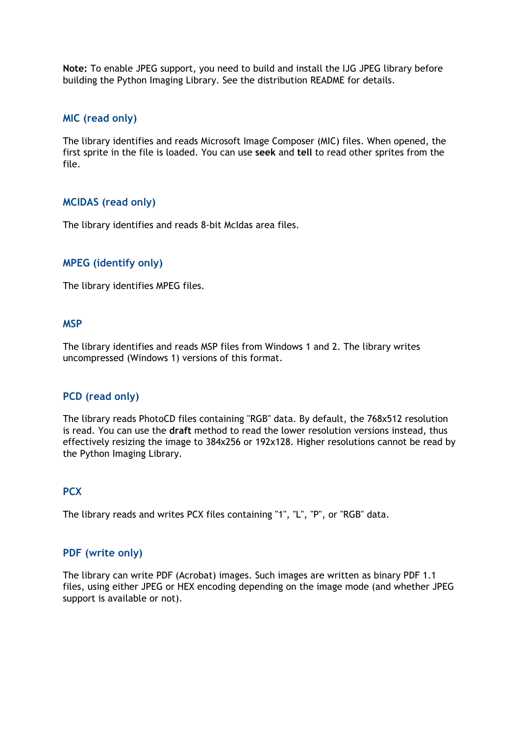**Note:** To enable JPEG support, you need to build and install the IJG JPEG library before building the Python Imaging Library. See the distribution README for details.

### MIC (read only)

The library identifies and reads Microsoft Image Composer (MIC) files. When opened, the first sprite in the file is loaded. You can use **seek** and **tell** to read other sprites from the file.

### MCIDAS (read only)

The library identifies and reads 8-bit McIdas area files.

### MPEG (identify only)

The library identifies MPEG files.

### MSP

The library identifies and reads MSP files from Windows 1 and 2. The library writes uncompressed (Windows 1) versions of this format.

### PCD (read only)

The library reads PhotoCD files containing "RGB" data. By default, the 768x512 resolution is read. You can use the **draft** method to read the lower resolution versions instead, thus effectively resizing the image to 384x256 or 192x128. Higher resolutions cannot be read by the Python Imaging Library.

### PCX

The library reads and writes PCX files containing "1", "L", "P", or "RGB" data.

### PDF (write only)

The library can write PDF (Acrobat) images. Such images are written as binary PDF 1.1 files, using either JPEG or HEX encoding depending on the image mode (and whether JPEG support is available or not).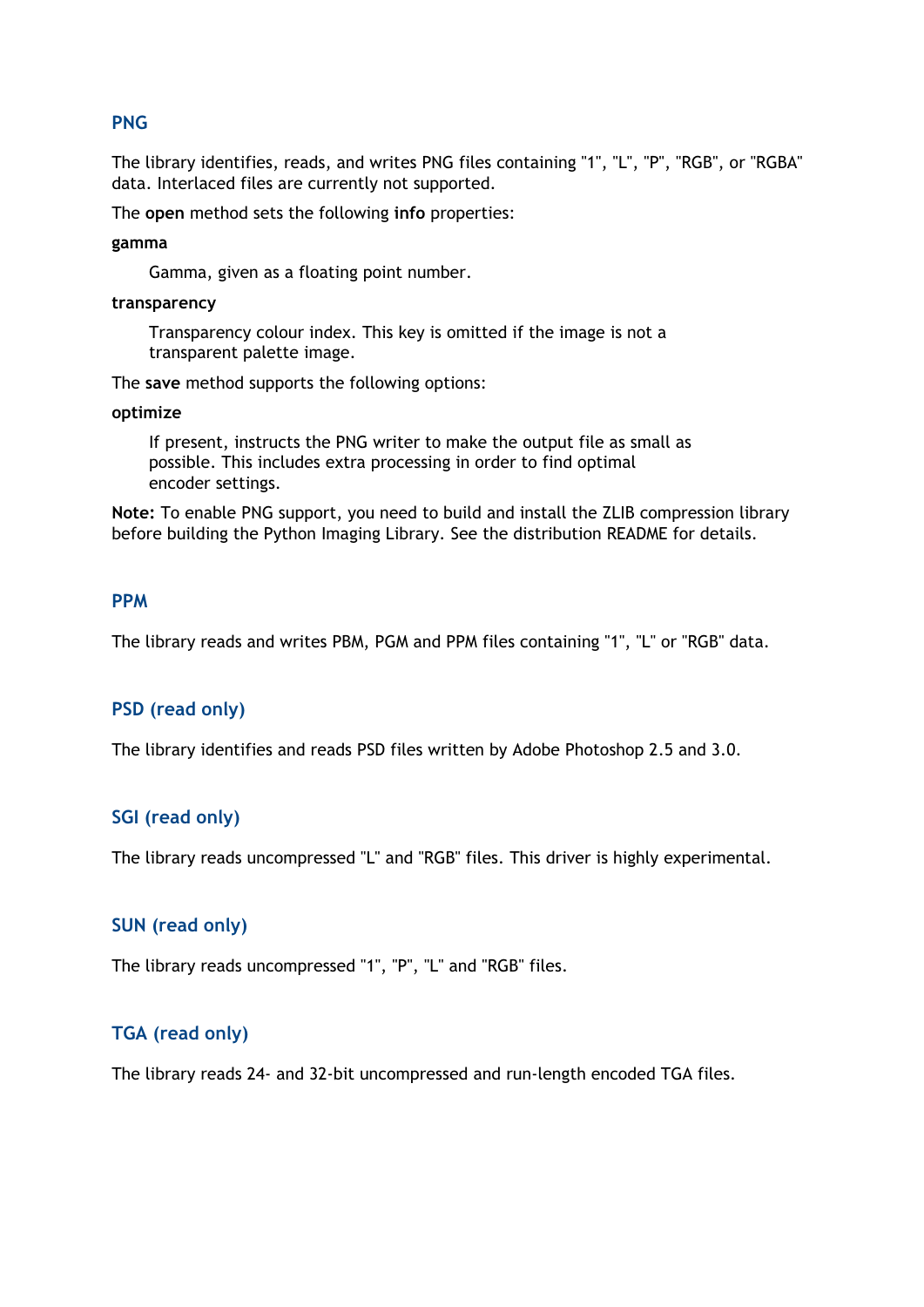### PNG

The library identifies, reads, and writes PNG files containing "1", "L", "P", "RGB", or "RGBA" data. Interlaced files are currently not supported.

The **open** method sets the following **info** properties:

**gamma**

Gamma, given as a floating point number.

**transparency**

Transparency colour index. This key is omitted if the image is not a transparent palette image.

The **save** method supports the following options:

**optimize**

If present, instructs the PNG writer to make the output file as small as possible. This includes extra processing in order to find optimal encoder settings.

**Note:** To enable PNG support, you need to build and install the ZLIB compression library before building the Python Imaging Library. See the distribution README for details.

### PPM

The library reads and writes PBM, PGM and PPM files containing "1", "L" or "RGB" data.

### PSD (read only)

The library identifies and reads PSD files written by Adobe Photoshop 2.5 and 3.0.

### SGI (read only)

The library reads uncompressed "L" and "RGB" files. This driver is highly experimental.

### SUN (read only)

The library reads uncompressed "1", "P", "L" and "RGB" files.

### TGA (read only)

The library reads 24- and 32-bit uncompressed and run-length encoded TGA files.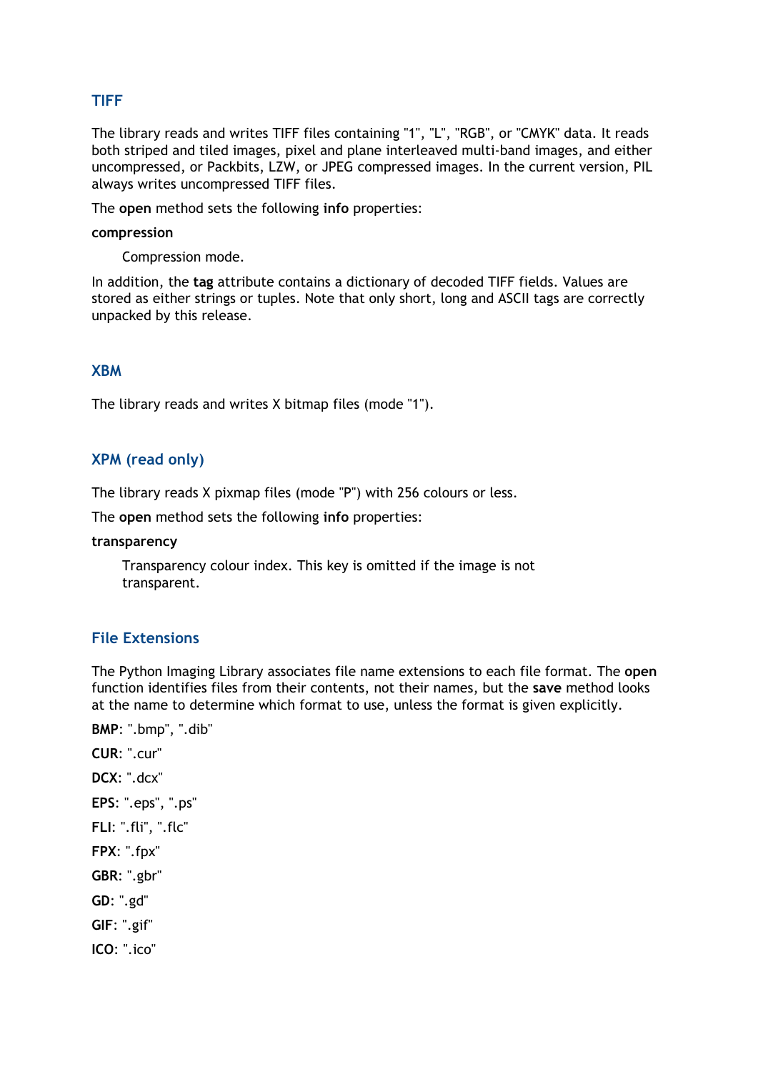### TIFF

The library reads and writes TIFF files containing "1", "L", "RGB", or "CMYK" data. It reads both striped and tiled images, pixel and plane interleaved multi-band images, and either uncompressed, or Packbits, LZW, or JPEG compressed images. In the current version, PIL always writes uncompressed TIFF files.

The **open** method sets the following **info** properties:

**compression**

Compression mode.

In addition, the **tag** attribute contains a dictionary of decoded TIFF fields. Values are stored as either strings or tuples. Note that only short, long and ASCII tags are correctly unpacked by this release.

### XBM

The library reads and writes X bitmap files (mode "1").

### XPM (read only)

The library reads X pixmap files (mode "P") with 256 colours or less.

The **open** method sets the following **info** properties:

**transparency**

Transparency colour index. This key is omitted if the image is not transparent.

### File Extensions

The Python Imaging Library associates file name extensions to each file format. The **open** function identifies files from their contents, not their names, but the **save** method looks at the name to determine which format to use, unless the format is given explicitly.

**BMP**: ".bmp", ".dib"

**CUR**: ".cur"

**DCX**: ".dcx"

**EPS**: ".eps", ".ps"

**FLI**: ".fli", ".flc"

**FPX**: ".fpx"

**GBR**: ".gbr"

**GD**: ".gd"

**GIF**: ".gif"

**ICO**: ".ico"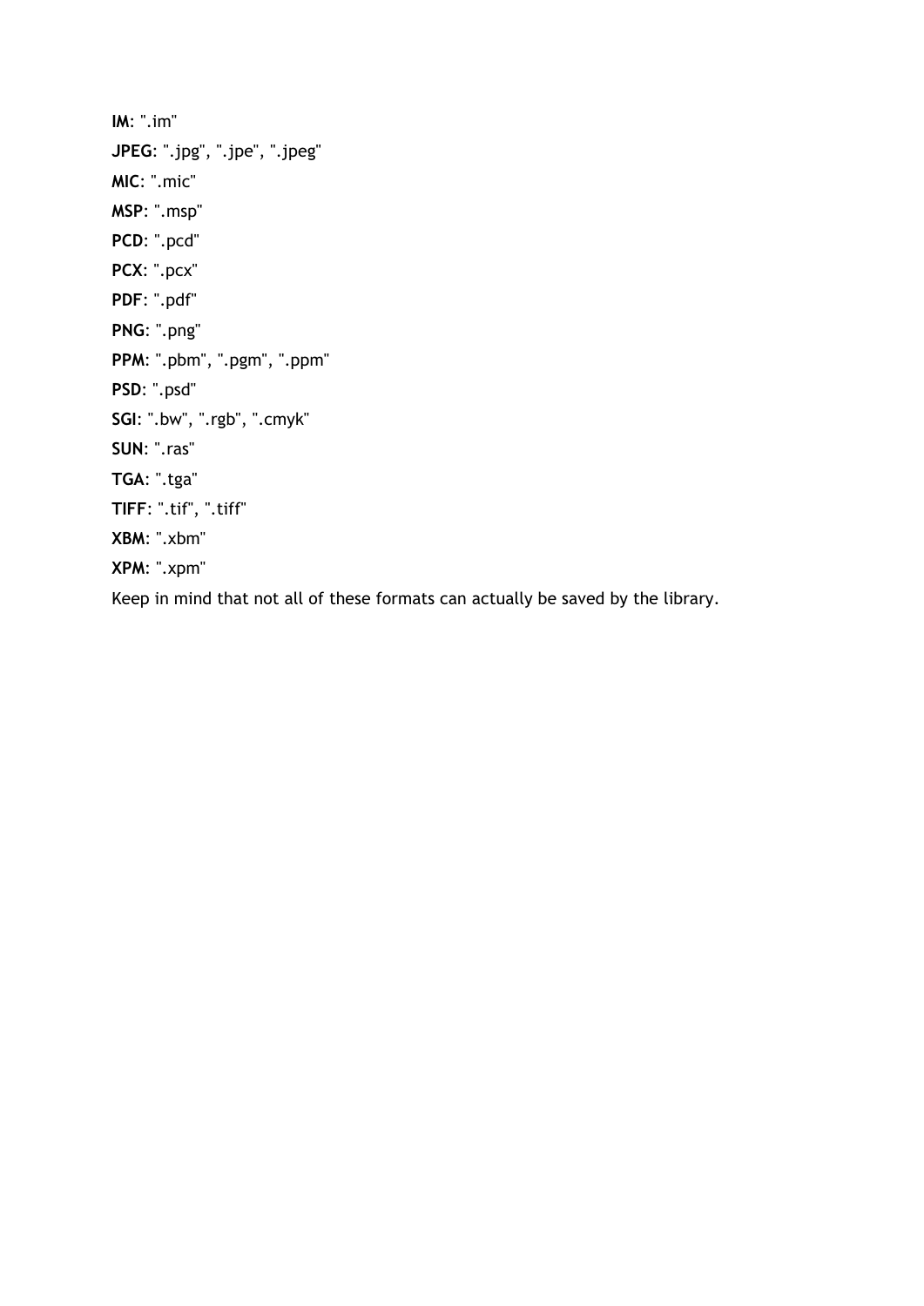**IM**: ".im"

**JPEG**: ".jpg", ".jpe", ".jpeg"

**MIC**: ".mic"

**MSP**: ".msp"

**PCD**: ".pcd"

**PCX**: ".pcx"

**PDF**: ".pdf"

**PNG**: ".png"

**PPM**: ".pbm", ".pgm", ".ppm"

**PSD**: ".psd"

**SGI**: ".bw", ".rgb", ".cmyk"

**SUN**: ".ras"

**TGA**: ".tga"

**TIFF**: ".tif", ".tiff"

**XBM**: ".xbm"

**XPM**: ".xpm"

Keep in mind that not all of these formats can actually be saved by the library.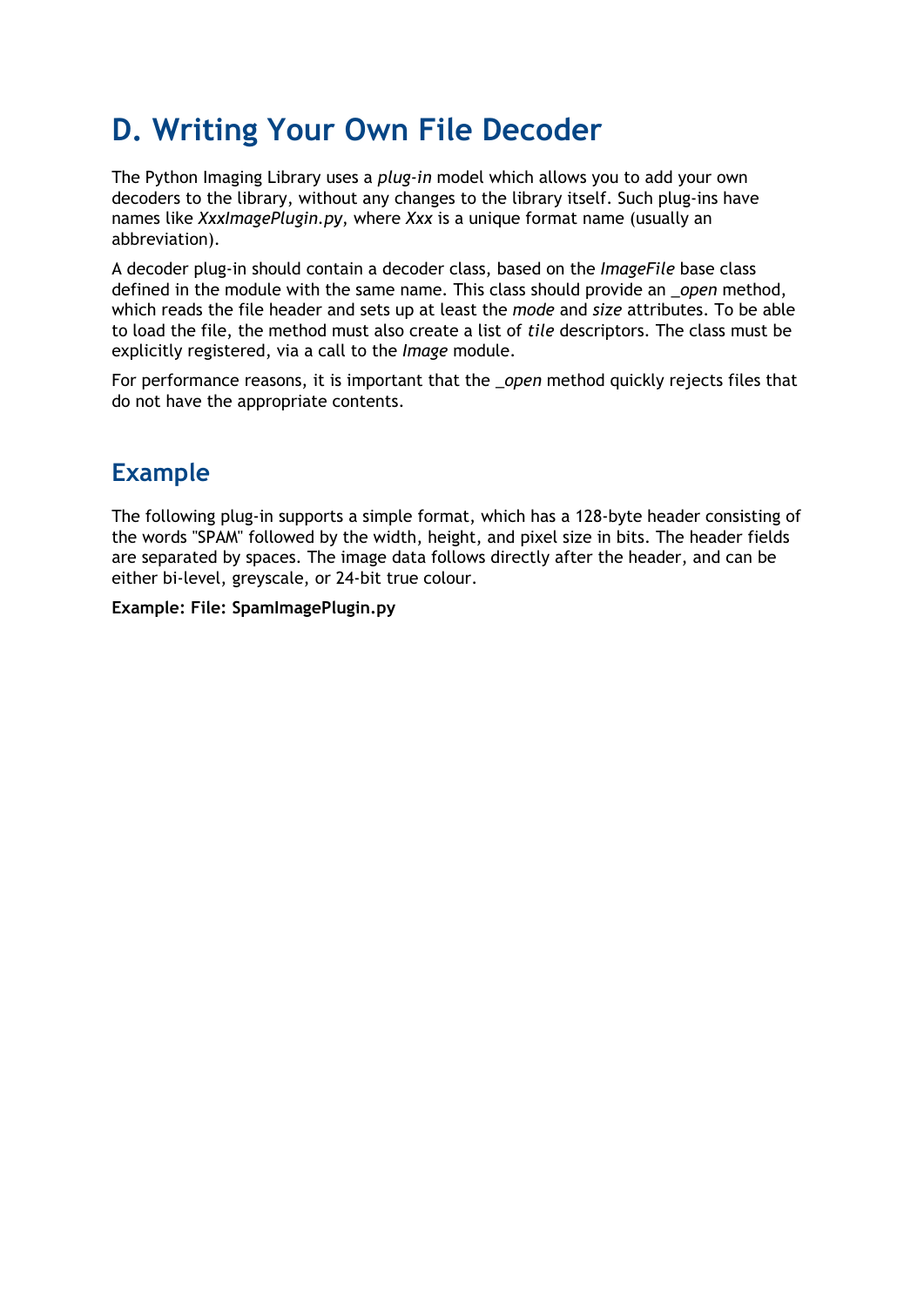# D. Writing Your Own File Decoder

The Python Imaging Library uses a *plug-in* model which allows you to add your own decoders to the library, without any changes to the library itself. Such plug-ins have names like *XxxImagePlugin.py*, where *Xxx* is a unique format name (usually an abbreviation).

A decoder plug-in should contain a decoder class, based on the *ImageFile* base class defined in the module with the same name. This class should provide an *_open* method, which reads the file header and sets up at least the *mode* and *size* attributes. To be able to load the file, the method must also create a list of *tile* descriptors. The class must be explicitly registered, via a call to the *Image* module.

For performance reasons, it is important that the *_open* method quickly rejects files that do not have the appropriate contents.

## Example

The following plug-in supports a simple format, which has a 128-byte header consisting of the words "SPAM" followed by the width, height, and pixel size in bits. The header fields are separated by spaces. The image data follows directly after the header, and can be either bi-level, greyscale, or 24-bit true colour.

**Example: File: SpamImagePlugin.py**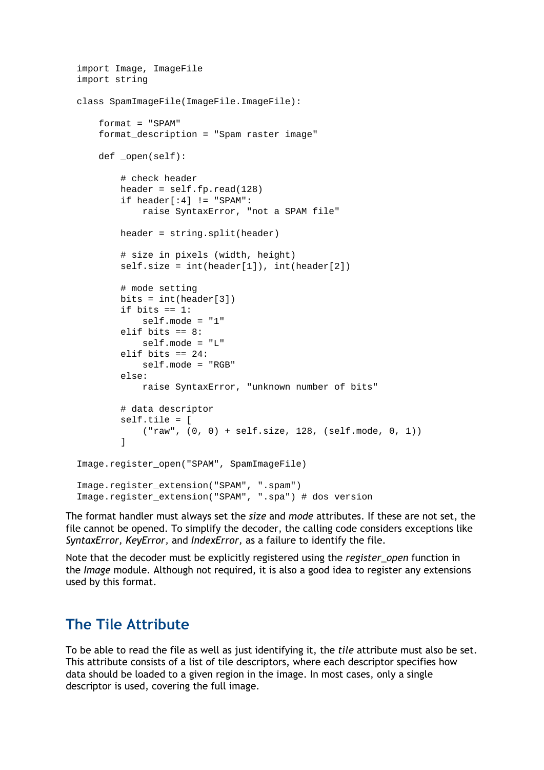```
import Image, ImageFile
import string

class SpamImageFile(ImageFile.ImageFile):

    format = "SPAM"
    format_description = "Spam raster image"

    def _open(self):

        # check header
        header = self.fp.read(128)
        if header[:4] != "SPAM":
            raise SyntaxError, "not a SPAM file"

        header = string.split(header)

        # size in pixels (width, height)
        self.size = int(header[1]), int(header[2])

        # mode setting
        bits = int(header[3])
        if bits == 1:
            self.mode = "1"
        elif bits == 8:
            self.mode = "L"
        elif bits == 24:
            self.mode = "RGB"
        else:
            raise SyntaxError, "unknown number of bits"

        # data descriptor
        self.tile = [
            ("raw", (0, 0) + self.size, 128, (self.mode, 0, 1))
        ]

Image.register_open("SPAM", SpamImageFile)

Image.register_extension("SPAM", ".spam")
Image.register_extension("SPAM", ".spa") # dos version
```

The format handler must always set the *size* and *mode* attributes. If these are not set, the file cannot be opened. To simplify the decoder, the calling code considers exceptions like *SyntaxError*, *KeyError*, and *IndexError*, as a failure to identify the file.

Note that the decoder must be explicitly registered using the *register_open* function in the *Image* module. Although not required, it is also a good idea to register any extensions used by this format.

## The Tile Attribute

To be able to read the file as well as just identifying it, the *tile* attribute must also be set. This attribute consists of a list of tile descriptors, where each descriptor specifies how data should be loaded to a given region in the image. In most cases, only a single descriptor is used, covering the full image.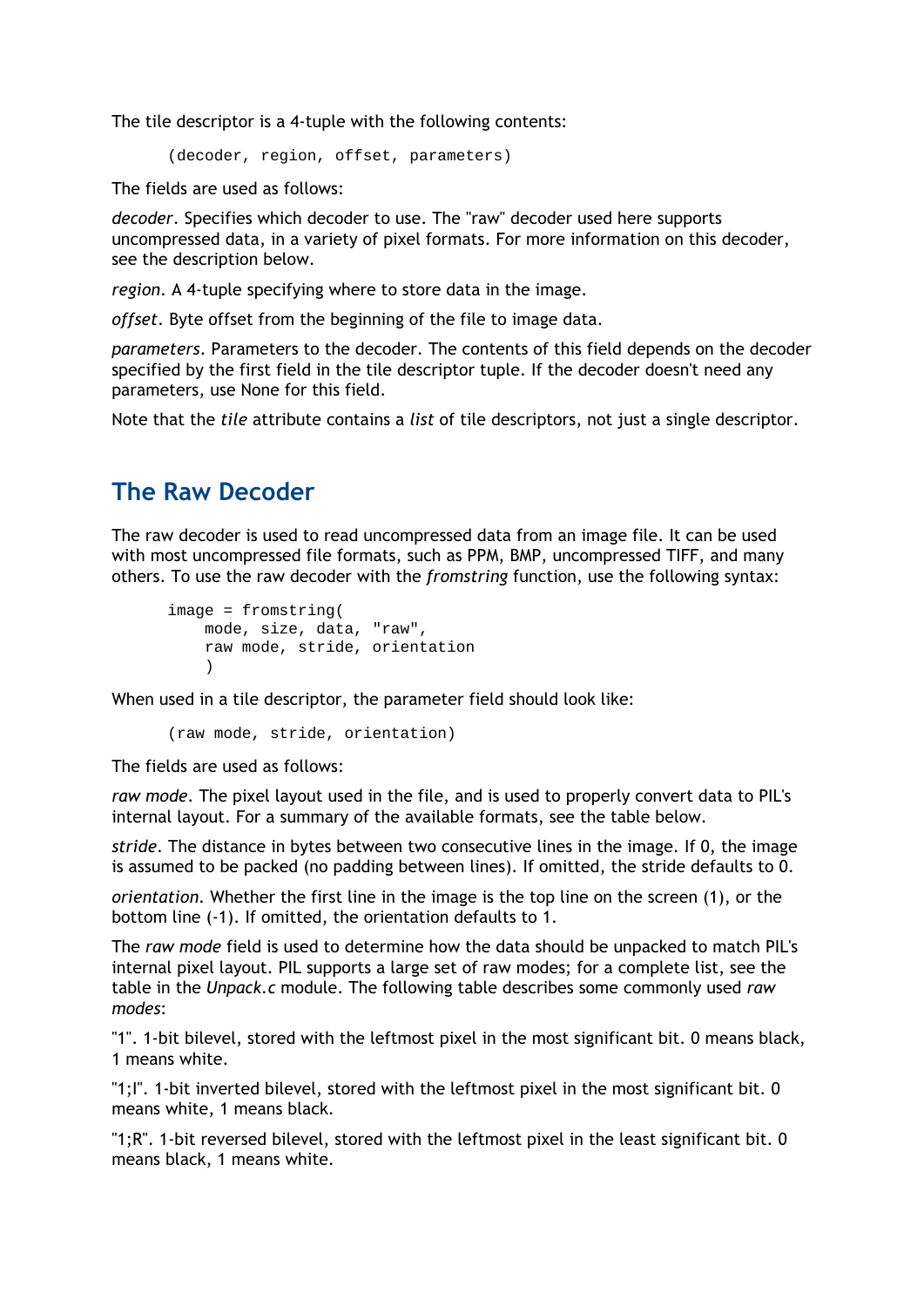The tile descriptor is a 4-tuple with the following contents:

```
(decoder, region, offset, parameters)
```

The fields are used as follows:

*decoder*. Specifies which decoder to use. The "raw" decoder used here supports uncompressed data, in a variety of pixel formats. For more information on this decoder, see the description below.

*region*. A 4-tuple specifying where to store data in the image.

*offset*. Byte offset from the beginning of the file to image data.

*parameters*. Parameters to the decoder. The contents of this field depends on the decoder specified by the first field in the tile descriptor tuple. If the decoder doesn't need any parameters, use None for this field.

Note that the *tile* attribute contains a *list* of tile descriptors, not just a single descriptor.

## The Raw Decoder

The raw decoder is used to read uncompressed data from an image file. It can be used with most uncompressed file formats, such as PPM, BMP, uncompressed TIFF, and many others. To use the raw decoder with the *fromstring* function, use the following syntax:

```
image = fromstring(
    mode, size, data, "raw",
    raw mode, stride, orientation
    )
```

When used in a tile descriptor, the parameter field should look like:

```
(raw mode, stride, orientation)
```

The fields are used as follows:

*raw mode*. The pixel layout used in the file, and is used to properly convert data to PIL's internal layout. For a summary of the available formats, see the table below.

*stride*. The distance in bytes between two consecutive lines in the image. If 0, the image is assumed to be packed (no padding between lines). If omitted, the stride defaults to 0.

*orientation*. Whether the first line in the image is the top line on the screen (1), or the bottom line (-1). If omitted, the orientation defaults to 1.

The *raw mode* field is used to determine how the data should be unpacked to match PIL's internal pixel layout. PIL supports a large set of raw modes; for a complete list, see the table in the *Unpack.c* module. The following table describes some commonly used *raw modes*:

"1". 1-bit bilevel, stored with the leftmost pixel in the most significant bit. 0 means black, 1 means white.

"1;I". 1-bit inverted bilevel, stored with the leftmost pixel in the most significant bit. 0 means white, 1 means black.

"1;R". 1-bit reversed bilevel, stored with the leftmost pixel in the least significant bit. 0 means black, 1 means white.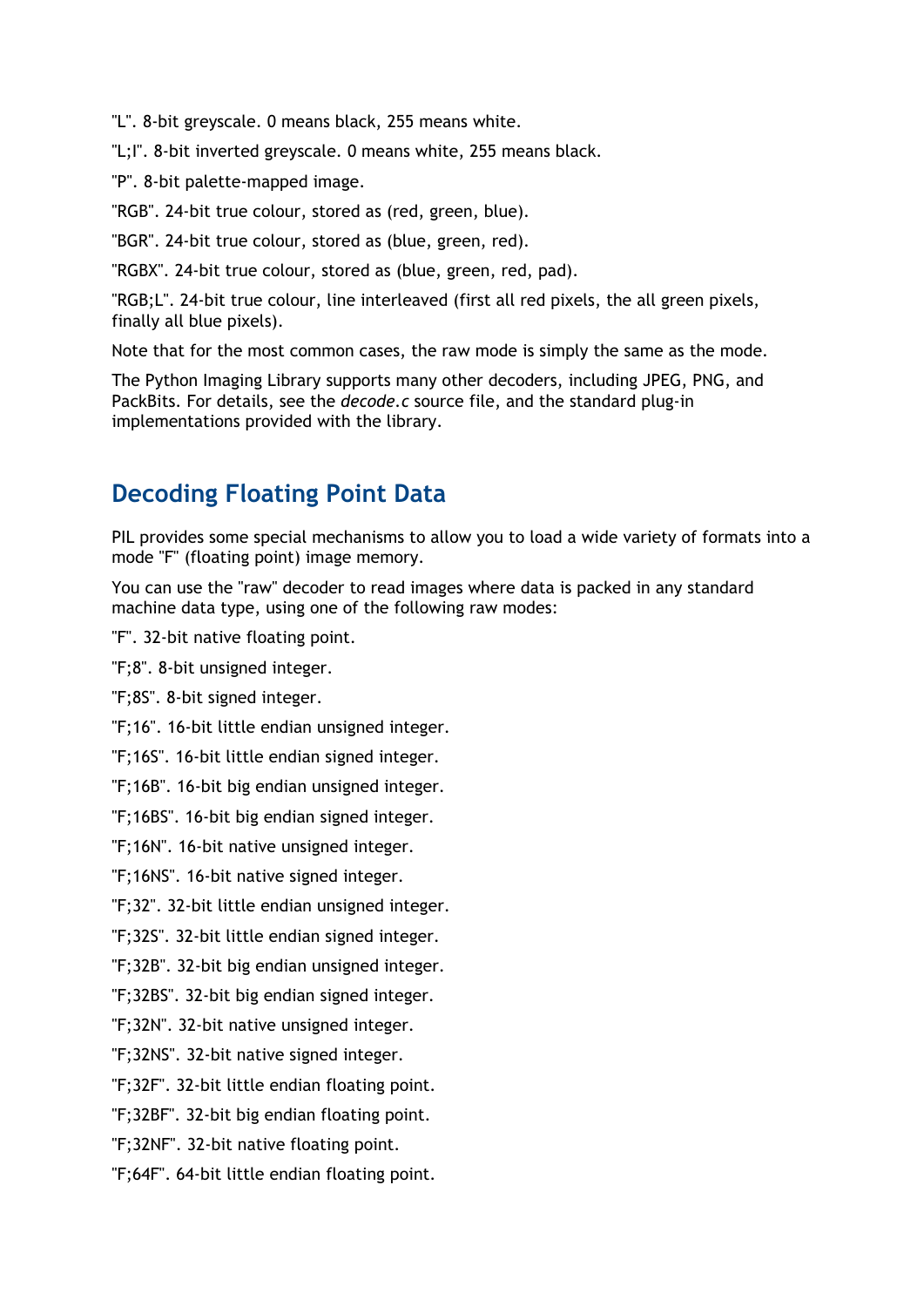"L". 8-bit greyscale. 0 means black, 255 means white.

"L;I". 8-bit inverted greyscale. 0 means white, 255 means black.

"P". 8-bit palette-mapped image.

"RGB". 24-bit true colour, stored as (red, green, blue).

"BGR". 24-bit true colour, stored as (blue, green, red).

"RGBX". 24-bit true colour, stored as (blue, green, red, pad).

"RGB;L". 24-bit true colour, line interleaved (first all red pixels, the all green pixels, finally all blue pixels).

Note that for the most common cases, the raw mode is simply the same as the mode.

The Python Imaging Library supports many other decoders, including JPEG, PNG, and PackBits. For details, see the *decode.c* source file, and the standard plug-in implementations provided with the library.

## Decoding Floating Point Data

PIL provides some special mechanisms to allow you to load a wide variety of formats into a mode "F" (floating point) image memory.

You can use the "raw" decoder to read images where data is packed in any standard machine data type, using one of the following raw modes:

"F". 32-bit native floating point.

"F;8". 8-bit unsigned integer.

"F;8S". 8-bit signed integer.

"F;16". 16-bit little endian unsigned integer.

"F;16S". 16-bit little endian signed integer.

"F;16B". 16-bit big endian unsigned integer.

"F;16BS". 16-bit big endian signed integer.

"F;16N". 16-bit native unsigned integer.

"F;16NS". 16-bit native signed integer.

"F;32". 32-bit little endian unsigned integer.

"F;32S". 32-bit little endian signed integer.

"F;32B". 32-bit big endian unsigned integer.

"F;32BS". 32-bit big endian signed integer.

"F;32N". 32-bit native unsigned integer.

"F;32NS". 32-bit native signed integer.

"F;32F". 32-bit little endian floating point.

"F;32BF". 32-bit big endian floating point.

"F;32NF". 32-bit native floating point.

"F;64F". 64-bit little endian floating point.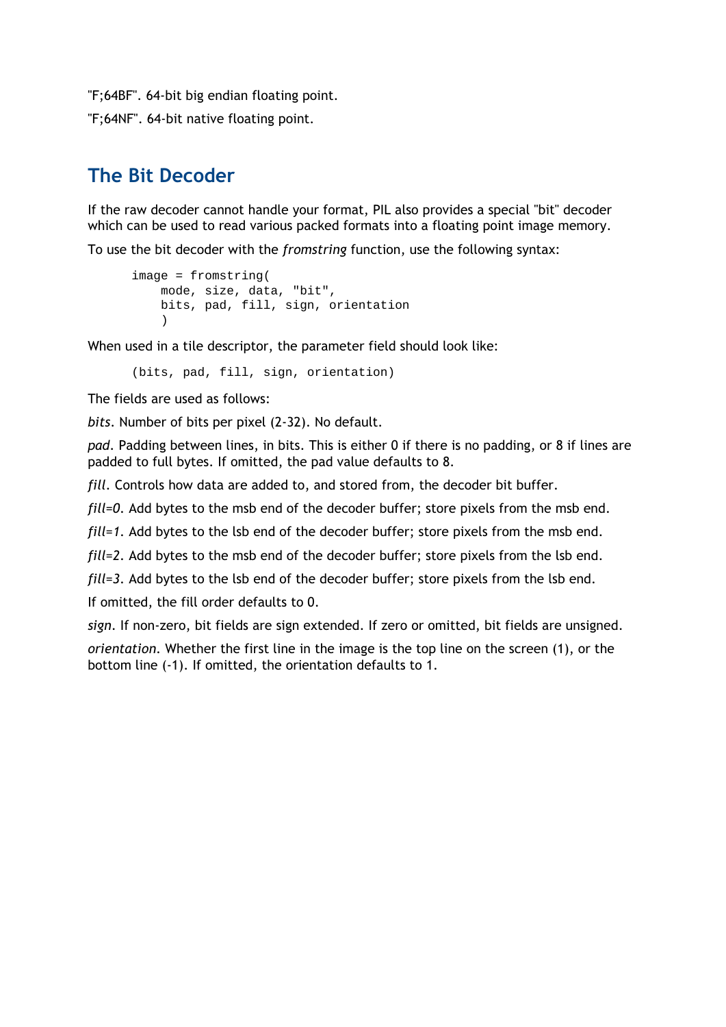"F;64BF". 64-bit big endian floating point.

"F;64NF". 64-bit native floating point.

## The Bit Decoder

If the raw decoder cannot handle your format, PIL also provides a special "bit" decoder which can be used to read various packed formats into a floating point image memory.

To use the bit decoder with the *fromstring* function, use the following syntax:

```
image = fromstring(
    mode, size, data, "bit",
    bits, pad, fill, sign, orientation
    )
```

When used in a tile descriptor, the parameter field should look like:

```
(bits, pad, fill, sign, orientation)
```

The fields are used as follows:

*bits*. Number of bits per pixel (2-32). No default.

*pad*. Padding between lines, in bits. This is either 0 if there is no padding, or 8 if lines are padded to full bytes. If omitted, the pad value defaults to 8.

*fill*. Controls how data are added to, and stored from, the decoder bit buffer.

*fill=0*. Add bytes to the msb end of the decoder buffer; store pixels from the msb end.

*fill=1*. Add bytes to the lsb end of the decoder buffer; store pixels from the msb end.

*fill=2*. Add bytes to the msb end of the decoder buffer; store pixels from the lsb end.

*fill=3*. Add bytes to the lsb end of the decoder buffer; store pixels from the lsb end.

If omitted, the fill order defaults to 0.

*sign*. If non-zero, bit fields are sign extended. If zero or omitted, bit fields are unsigned.

*orientation*. Whether the first line in the image is the top line on the screen (1), or the bottom line (-1). If omitted, the orientation defaults to 1.